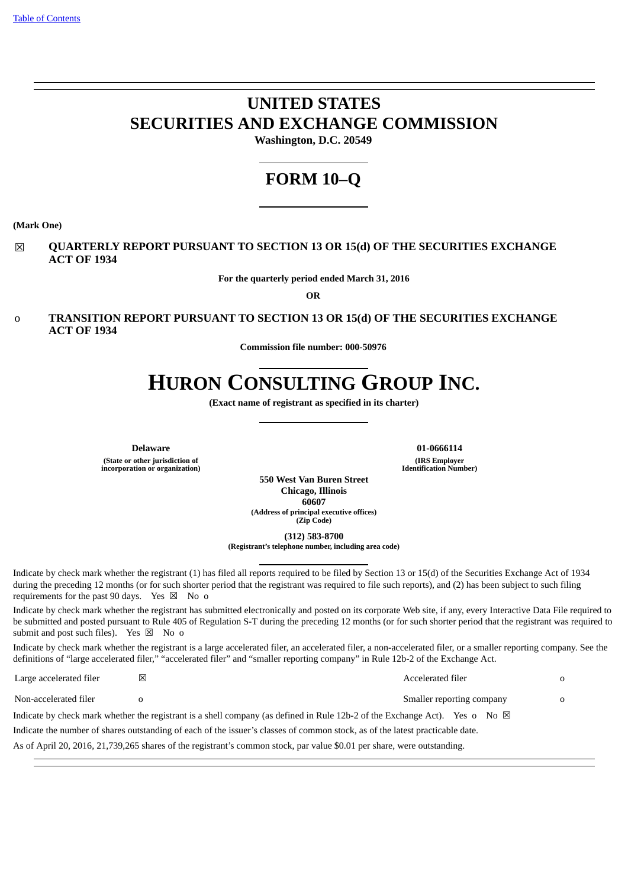[Table of Contents](#)

# UNITED STATES
# SECURITIES AND EXCHANGE COMMISSION

**Washington, D.C. 20549**

# FORM 10–Q

**(Mark One)**

☒ **QUARTERLY REPORT PURSUANT TO SECTION 13 OR 15(d) OF THE SECURITIES EXCHANGE ACT OF 1934**

**For the quarterly period ended March 31, 2016**

**OR**

o **TRANSITION REPORT PURSUANT TO SECTION 13 OR 15(d) OF THE SECURITIES EXCHANGE ACT OF 1934**

**Commission file number: 000-50976**

# HURON CONSULTING GROUP INC.

**(Exact name of registrant as specified in its charter)**

| **Delaware** | **01-0666114** |
|---|---|
| **(State or other jurisdiction of incorporation or organization)** | **(IRS Employer Identification Number)** |

**550 West Van Buren Street**
**Chicago, Illinois**
**60607**
**(Address of principal executive offices)**
**(Zip Code)**

**(312) 583-8700**
**(Registrant's telephone number, including area code)**

Indicate by check mark whether the registrant (1) has filed all reports required to be filed by Section 13 or 15(d) of the Securities Exchange Act of 1934 during the preceding 12 months (or for such shorter period that the registrant was required to file such reports), and (2) has been subject to such filing requirements for the past 90 days. Yes ☒ No o

Indicate by check mark whether the registrant has submitted electronically and posted on its corporate Web site, if any, every Interactive Data File required to be submitted and posted pursuant to Rule 405 of Regulation S-T during the preceding 12 months (or for such shorter period that the registrant was required to submit and post such files). Yes ☒ No o

Indicate by check mark whether the registrant is a large accelerated filer, an accelerated filer, a non-accelerated filer, or a smaller reporting company. See the definitions of "large accelerated filer," "accelerated filer" and "smaller reporting company" in Rule 12b-2 of the Exchange Act.

| | | | |
|---|---|---|---|
| Large accelerated filer | ☒ | Accelerated filer | o |
| Non-accelerated filer | o | Smaller reporting company | o |

Indicate by check mark whether the registrant is a shell company (as defined in Rule 12b-2 of the Exchange Act). Yes o No ☒

Indicate the number of shares outstanding of each of the issuer's classes of common stock, as of the latest practicable date.

As of April 20, 2016, 21,739,265 shares of the registrant's common stock, par value $0.01 per share, were outstanding.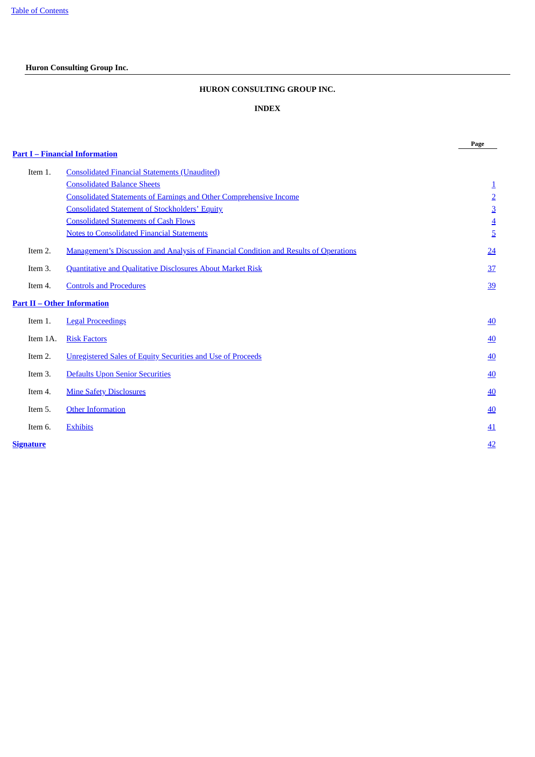**Huron Consulting Group Inc.**

# HURON CONSULTING GROUP INC.

## INDEX

| | | Page |
|---|---|---|
| **Part I – Financial Information** | | |
| Item 1. | Consolidated Financial Statements (Unaudited) | |
| | Consolidated Balance Sheets | 1 |
| | Consolidated Statements of Earnings and Other Comprehensive Income | 2 |
| | Consolidated Statement of Stockholders' Equity | 3 |
| | Consolidated Statements of Cash Flows | 4 |
| | Notes to Consolidated Financial Statements | 5 |
| Item 2. | Management's Discussion and Analysis of Financial Condition and Results of Operations | 24 |
| Item 3. | Quantitative and Qualitative Disclosures About Market Risk | 37 |
| Item 4. | Controls and Procedures | 39 |
| **Part II – Other Information** | | |
| Item 1. | Legal Proceedings | 40 |
| Item 1A. | Risk Factors | 40 |
| Item 2. | Unregistered Sales of Equity Securities and Use of Proceeds | 40 |
| Item 3. | Defaults Upon Senior Securities | 40 |
| Item 4. | Mine Safety Disclosures | 40 |
| Item 5. | Other Information | 40 |
| Item 6. | Exhibits | 41 |
| **Signature** | | 42 |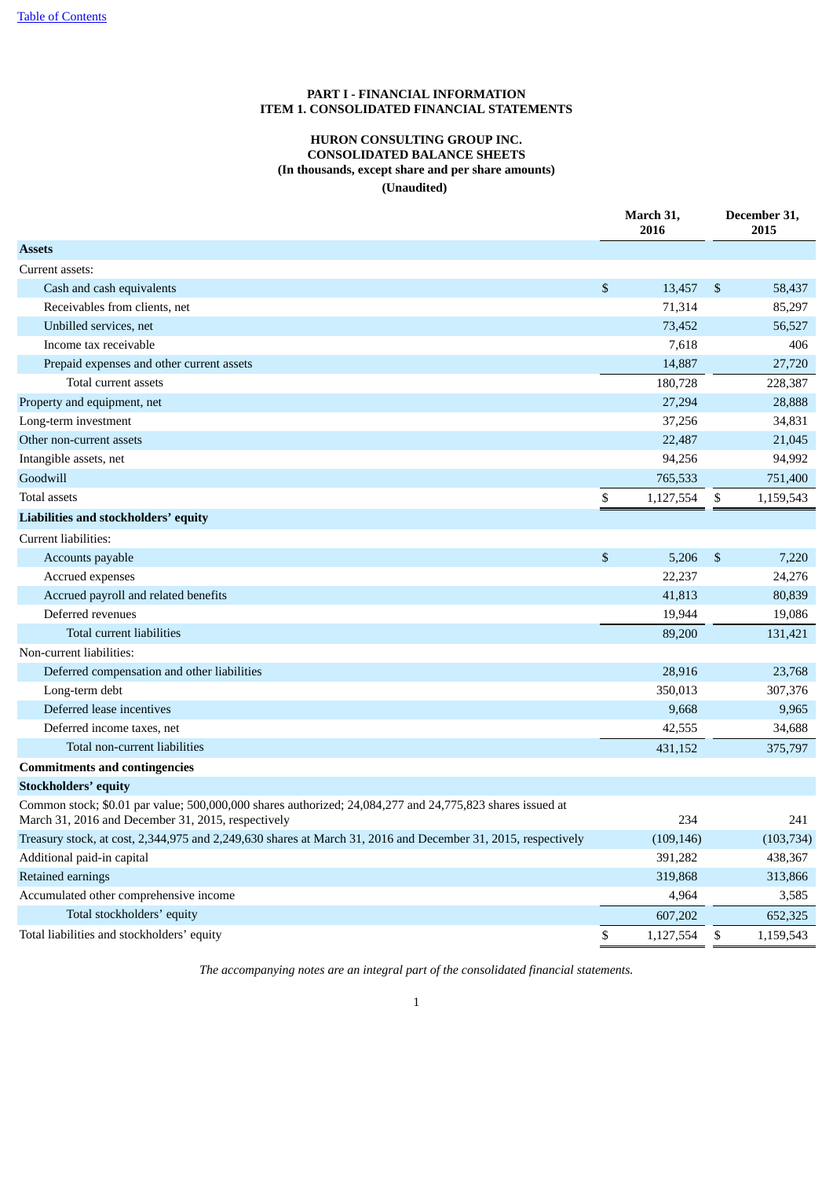# PART I - FINANCIAL INFORMATION
## ITEM 1. CONSOLIDATED FINANCIAL STATEMENTS

### HURON CONSULTING GROUP INC.
### CONSOLIDATED BALANCE SHEETS
**(In thousands, except share and per share amounts)**
**(Unaudited)**

| | March 31, 2016 | December 31, 2015 |
|---|---|---|
| **Assets** | | |
| Current assets: | | |
| Cash and cash equivalents | $ 13,457 | $ 58,437 |
| Receivables from clients, net | 71,314 | 85,297 |
| Unbilled services, net | 73,452 | 56,527 |
| Income tax receivable | 7,618 | 406 |
| Prepaid expenses and other current assets | 14,887 | 27,720 |
| Total current assets | 180,728 | 228,387 |
| Property and equipment, net | 27,294 | 28,888 |
| Long-term investment | 37,256 | 34,831 |
| Other non-current assets | 22,487 | 21,045 |
| Intangible assets, net | 94,256 | 94,992 |
| Goodwill | 765,533 | 751,400 |
| Total assets | $ 1,127,554 | $ 1,159,543 |
| **Liabilities and stockholders' equity** | | |
| Current liabilities: | | |
| Accounts payable | $ 5,206 | $ 7,220 |
| Accrued expenses | 22,237 | 24,276 |
| Accrued payroll and related benefits | 41,813 | 80,839 |
| Deferred revenues | 19,944 | 19,086 |
| Total current liabilities | 89,200 | 131,421 |
| Non-current liabilities: | | |
| Deferred compensation and other liabilities | 28,916 | 23,768 |
| Long-term debt | 350,013 | 307,376 |
| Deferred lease incentives | 9,668 | 9,965 |
| Deferred income taxes, net | 42,555 | 34,688 |
| Total non-current liabilities | 431,152 | 375,797 |
| **Commitments and contingencies** | | |
| **Stockholders' equity** | | |
| Common stock; $0.01 par value; 500,000,000 shares authorized; 24,084,277 and 24,775,823 shares issued at March 31, 2016 and December 31, 2015, respectively | 234 | 241 |
| Treasury stock, at cost, 2,344,975 and 2,249,630 shares at March 31, 2016 and December 31, 2015, respectively | (109,146) | (103,734) |
| Additional paid-in capital | 391,282 | 438,367 |
| Retained earnings | 319,868 | 313,866 |
| Accumulated other comprehensive income | 4,964 | 3,585 |
| Total stockholders' equity | 607,202 | 652,325 |
| Total liabilities and stockholders' equity | $ 1,127,554 | $ 1,159,543 |

*The accompanying notes are an integral part of the consolidated financial statements.*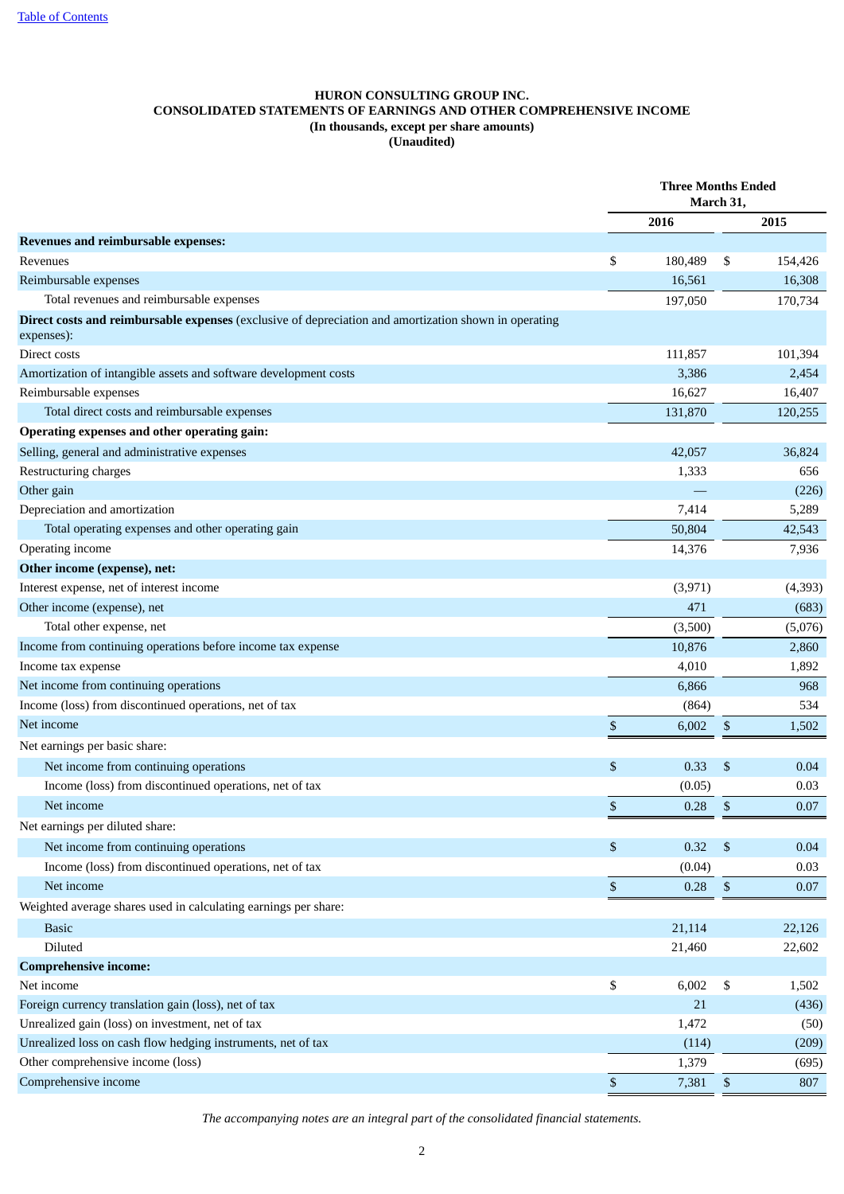**HURON CONSULTING GROUP INC.**
**CONSOLIDATED STATEMENTS OF EARNINGS AND OTHER COMPREHENSIVE INCOME**
**(In thousands, except per share amounts)**
**(Unaudited)**

| | Three Months Ended March 31, | |
|---|---|---|
| | 2016 | 2015 |
| **Revenues and reimbursable expenses:** | | |
| Revenues | $ 180,489 | $ 154,426 |
| Reimbursable expenses | 16,561 | 16,308 |
| Total revenues and reimbursable expenses | 197,050 | 170,734 |
| **Direct costs and reimbursable expenses** (exclusive of depreciation and amortization shown in operating expenses): | | |
| Direct costs | 111,857 | 101,394 |
| Amortization of intangible assets and software development costs | 3,386 | 2,454 |
| Reimbursable expenses | 16,627 | 16,407 |
| Total direct costs and reimbursable expenses | 131,870 | 120,255 |
| **Operating expenses and other operating gain:** | | |
| Selling, general and administrative expenses | 42,057 | 36,824 |
| Restructuring charges | 1,333 | 656 |
| Other gain | — | (226) |
| Depreciation and amortization | 7,414 | 5,289 |
| Total operating expenses and other operating gain | 50,804 | 42,543 |
| Operating income | 14,376 | 7,936 |
| **Other income (expense), net:** | | |
| Interest expense, net of interest income | (3,971) | (4,393) |
| Other income (expense), net | 471 | (683) |
| Total other expense, net | (3,500) | (5,076) |
| Income from continuing operations before income tax expense | 10,876 | 2,860 |
| Income tax expense | 4,010 | 1,892 |
| Net income from continuing operations | 6,866 | 968 |
| Income (loss) from discontinued operations, net of tax | (864) | 534 |
| Net income | $ 6,002 | $ 1,502 |
| Net earnings per basic share: | | |
| Net income from continuing operations | $ 0.33 | $ 0.04 |
| Income (loss) from discontinued operations, net of tax | (0.05) | 0.03 |
| Net income | $ 0.28 | $ 0.07 |
| Net earnings per diluted share: | | |
| Net income from continuing operations | $ 0.32 | $ 0.04 |
| Income (loss) from discontinued operations, net of tax | (0.04) | 0.03 |
| Net income | $ 0.28 | $ 0.07 |
| Weighted average shares used in calculating earnings per share: | | |
| Basic | 21,114 | 22,126 |
| Diluted | 21,460 | 22,602 |
| **Comprehensive income:** | | |
| Net income | $ 6,002 | $ 1,502 |
| Foreign currency translation gain (loss), net of tax | 21 | (436) |
| Unrealized gain (loss) on investment, net of tax | 1,472 | (50) |
| Unrealized loss on cash flow hedging instruments, net of tax | (114) | (209) |
| Other comprehensive income (loss) | 1,379 | (695) |
| Comprehensive income | $ 7,381 | $ 807 |

*The accompanying notes are an integral part of the consolidated financial statements.*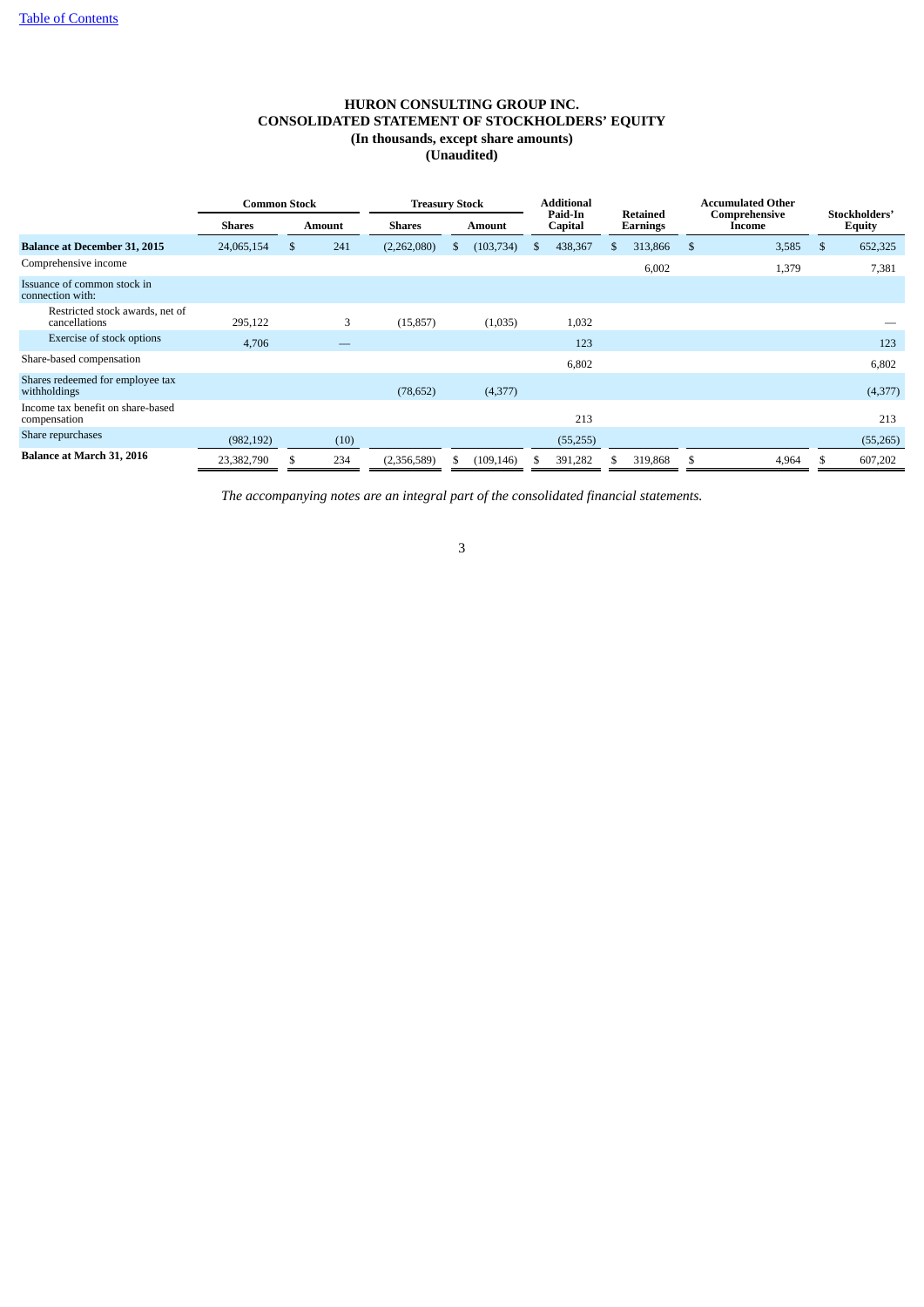[Table of Contents](#)

# HURON CONSULTING GROUP INC.
## CONSOLIDATED STATEMENT OF STOCKHOLDERS' EQUITY
### (In thousands, except share amounts)
### (Unaudited)

| | Common Stock | | Treasury Stock | | Additional Paid-In Capital | Retained Earnings | Accumulated Other Comprehensive Income | Stockholders' Equity |
|---|---|---|---|---|---|---|---|---|
| | Shares | Amount | Shares | Amount | | | | |
| **Balance at December 31, 2015** | 24,065,154 | $ 241 | (2,262,080) | $ (103,734) | $ 438,367 | $ 313,866 | $ 3,585 | $ 652,325 |
| Comprehensive income | | | | | | 6,002 | 1,379 | 7,381 |
| Issuance of common stock in connection with: | | | | | | | | |
| Restricted stock awards, net of cancellations | 295,122 | 3 | (15,857) | (1,035) | 1,032 | | | — |
| Exercise of stock options | 4,706 | — | | | 123 | | | 123 |
| Share-based compensation | | | | | 6,802 | | | 6,802 |
| Shares redeemed for employee tax withholdings | | | (78,652) | (4,377) | | | | (4,377) |
| Income tax benefit on share-based compensation | | | | | 213 | | | 213 |
| Share repurchases | (982,192) | (10) | | | (55,255) | | | (55,265) |
| **Balance at March 31, 2016** | 23,382,790 | $ 234 | (2,356,589) | $ (109,146) | $ 391,282 | $ 319,868 | $ 4,964 | $ 607,202 |

*The accompanying notes are an integral part of the consolidated financial statements.*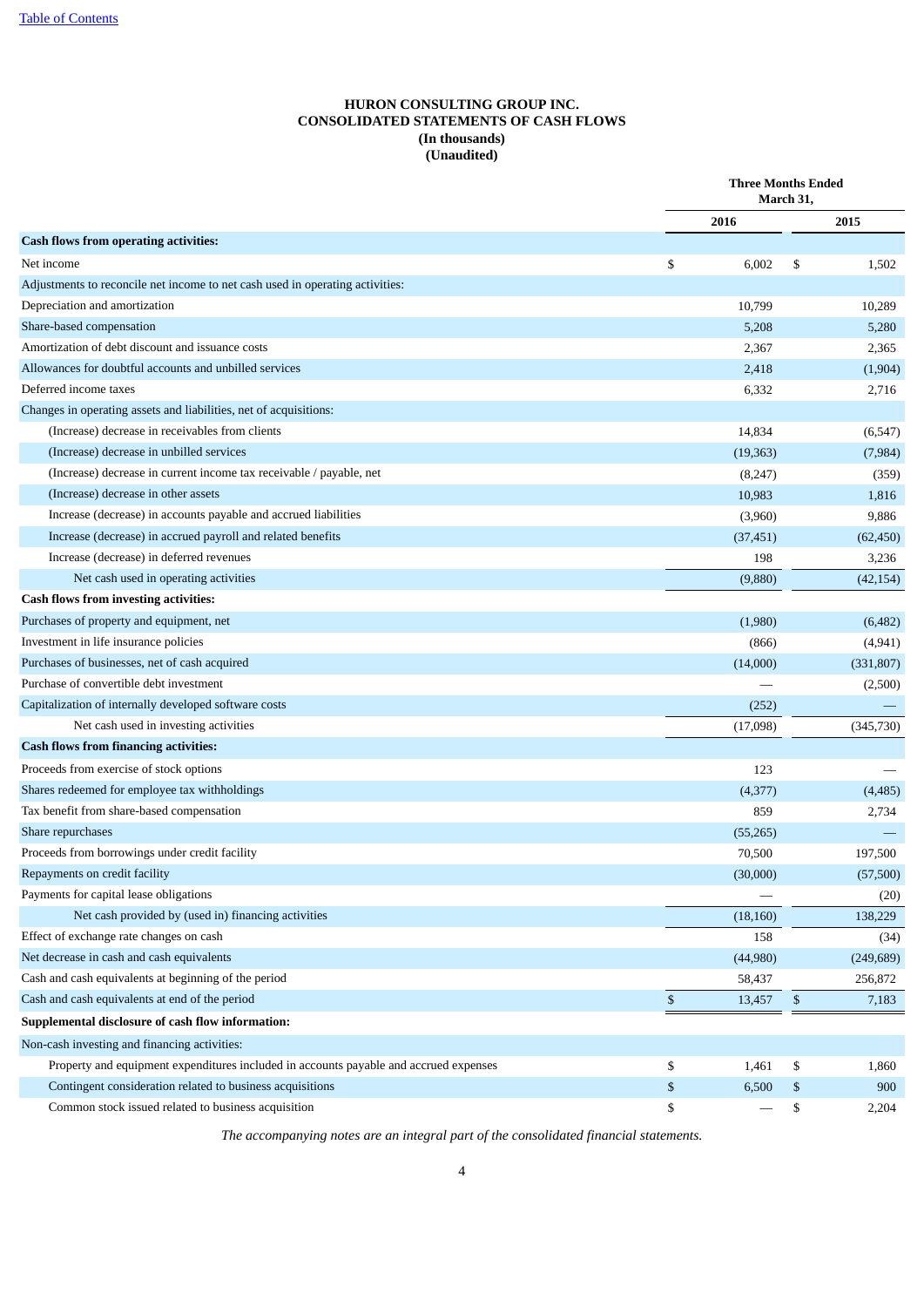# HURON CONSULTING GROUP INC.
## CONSOLIDATED STATEMENTS OF CASH FLOWS
### (In thousands)
### (Unaudited)

| | Three Months Ended March 31, | |
|---|---|---|
| | 2016 | 2015 |
| **Cash flows from operating activities:** | | |
| Net income | $ 6,002 | $ 1,502 |
| Adjustments to reconcile net income to net cash used in operating activities: | | |
| Depreciation and amortization | 10,799 | 10,289 |
| Share-based compensation | 5,208 | 5,280 |
| Amortization of debt discount and issuance costs | 2,367 | 2,365 |
| Allowances for doubtful accounts and unbilled services | 2,418 | (1,904) |
| Deferred income taxes | 6,332 | 2,716 |
| Changes in operating assets and liabilities, net of acquisitions: | | |
| (Increase) decrease in receivables from clients | 14,834 | (6,547) |
| (Increase) decrease in unbilled services | (19,363) | (7,984) |
| (Increase) decrease in current income tax receivable / payable, net | (8,247) | (359) |
| (Increase) decrease in other assets | 10,983 | 1,816 |
| Increase (decrease) in accounts payable and accrued liabilities | (3,960) | 9,886 |
| Increase (decrease) in accrued payroll and related benefits | (37,451) | (62,450) |
| Increase (decrease) in deferred revenues | 198 | 3,236 |
| Net cash used in operating activities | (9,880) | (42,154) |
| **Cash flows from investing activities:** | | |
| Purchases of property and equipment, net | (1,980) | (6,482) |
| Investment in life insurance policies | (866) | (4,941) |
| Purchases of businesses, net of cash acquired | (14,000) | (331,807) |
| Purchase of convertible debt investment | — | (2,500) |
| Capitalization of internally developed software costs | (252) | — |
| Net cash used in investing activities | (17,098) | (345,730) |
| **Cash flows from financing activities:** | | |
| Proceeds from exercise of stock options | 123 | — |
| Shares redeemed for employee tax withholdings | (4,377) | (4,485) |
| Tax benefit from share-based compensation | 859 | 2,734 |
| Share repurchases | (55,265) | — |
| Proceeds from borrowings under credit facility | 70,500 | 197,500 |
| Repayments on credit facility | (30,000) | (57,500) |
| Payments for capital lease obligations | — | (20) |
| Net cash provided by (used in) financing activities | (18,160) | 138,229 |
| Effect of exchange rate changes on cash | 158 | (34) |
| Net decrease in cash and cash equivalents | (44,980) | (249,689) |
| Cash and cash equivalents at beginning of the period | 58,437 | 256,872 |
| Cash and cash equivalents at end of the period | $ 13,457 | $ 7,183 |
| **Supplemental disclosure of cash flow information:** | | |
| Non-cash investing and financing activities: | | |
| Property and equipment expenditures included in accounts payable and accrued expenses | $ 1,461 | $ 1,860 |
| Contingent consideration related to business acquisitions | $ 6,500 | $ 900 |
| Common stock issued related to business acquisition | $ — | $ 2,204 |

*The accompanying notes are an integral part of the consolidated financial statements.*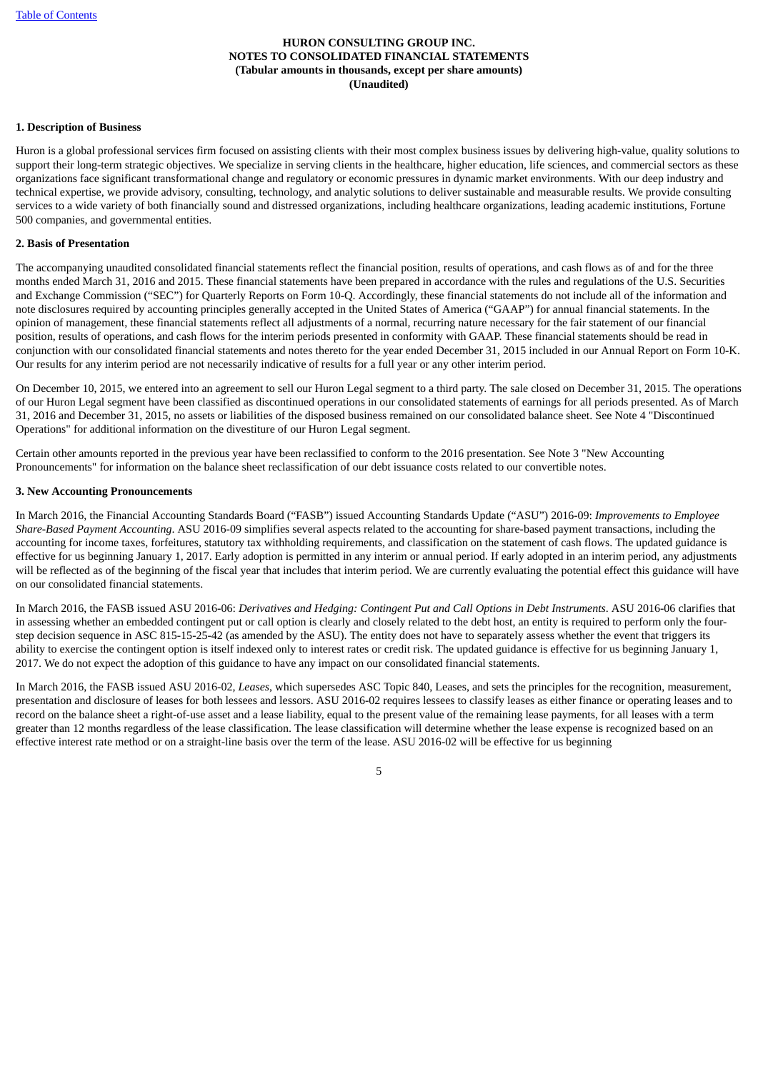**HURON CONSULTING GROUP INC.**
**NOTES TO CONSOLIDATED FINANCIAL STATEMENTS**
**(Tabular amounts in thousands, except per share amounts)**
**(Unaudited)**

**1. Description of Business**

Huron is a global professional services firm focused on assisting clients with their most complex business issues by delivering high-value, quality solutions to support their long-term strategic objectives. We specialize in serving clients in the healthcare, higher education, life sciences, and commercial sectors as these organizations face significant transformational change and regulatory or economic pressures in dynamic market environments. With our deep industry and technical expertise, we provide advisory, consulting, technology, and analytic solutions to deliver sustainable and measurable results. We provide consulting services to a wide variety of both financially sound and distressed organizations, including healthcare organizations, leading academic institutions, Fortune 500 companies, and governmental entities.

**2. Basis of Presentation**

The accompanying unaudited consolidated financial statements reflect the financial position, results of operations, and cash flows as of and for the three months ended March 31, 2016 and 2015. These financial statements have been prepared in accordance with the rules and regulations of the U.S. Securities and Exchange Commission ("SEC") for Quarterly Reports on Form 10-Q. Accordingly, these financial statements do not include all of the information and note disclosures required by accounting principles generally accepted in the United States of America ("GAAP") for annual financial statements. In the opinion of management, these financial statements reflect all adjustments of a normal, recurring nature necessary for the fair statement of our financial position, results of operations, and cash flows for the interim periods presented in conformity with GAAP. These financial statements should be read in conjunction with our consolidated financial statements and notes thereto for the year ended December 31, 2015 included in our Annual Report on Form 10-K. Our results for any interim period are not necessarily indicative of results for a full year or any other interim period.

On December 10, 2015, we entered into an agreement to sell our Huron Legal segment to a third party. The sale closed on December 31, 2015. The operations of our Huron Legal segment have been classified as discontinued operations in our consolidated statements of earnings for all periods presented. As of March 31, 2016 and December 31, 2015, no assets or liabilities of the disposed business remained on our consolidated balance sheet. See Note 4 "Discontinued Operations" for additional information on the divestiture of our Huron Legal segment.

Certain other amounts reported in the previous year have been reclassified to conform to the 2016 presentation. See Note 3 "New Accounting Pronouncements" for information on the balance sheet reclassification of our debt issuance costs related to our convertible notes.

**3. New Accounting Pronouncements**

In March 2016, the Financial Accounting Standards Board ("FASB") issued Accounting Standards Update ("ASU") 2016-09: *Improvements to Employee Share-Based Payment Accounting*. ASU 2016-09 simplifies several aspects related to the accounting for share-based payment transactions, including the accounting for income taxes, forfeitures, statutory tax withholding requirements, and classification on the statement of cash flows. The updated guidance is effective for us beginning January 1, 2017. Early adoption is permitted in any interim or annual period. If early adopted in an interim period, any adjustments will be reflected as of the beginning of the fiscal year that includes that interim period. We are currently evaluating the potential effect this guidance will have on our consolidated financial statements.

In March 2016, the FASB issued ASU 2016-06: *Derivatives and Hedging: Contingent Put and Call Options in Debt Instruments*. ASU 2016-06 clarifies that in assessing whether an embedded contingent put or call option is clearly and closely related to the debt host, an entity is required to perform only the four-step decision sequence in ASC 815-15-25-42 (as amended by the ASU). The entity does not have to separately assess whether the event that triggers its ability to exercise the contingent option is itself indexed only to interest rates or credit risk. The updated guidance is effective for us beginning January 1, 2017. We do not expect the adoption of this guidance to have any impact on our consolidated financial statements.

In March 2016, the FASB issued ASU 2016-02, *Leases*, which supersedes ASC Topic 840, Leases, and sets the principles for the recognition, measurement, presentation and disclosure of leases for both lessees and lessors. ASU 2016-02 requires lessees to classify leases as either finance or operating leases and to record on the balance sheet a right-of-use asset and a lease liability, equal to the present value of the remaining lease payments, for all leases with a term greater than 12 months regardless of the lease classification. The lease classification will determine whether the lease expense is recognized based on an effective interest rate method or on a straight-line basis over the term of the lease. ASU 2016-02 will be effective for us beginning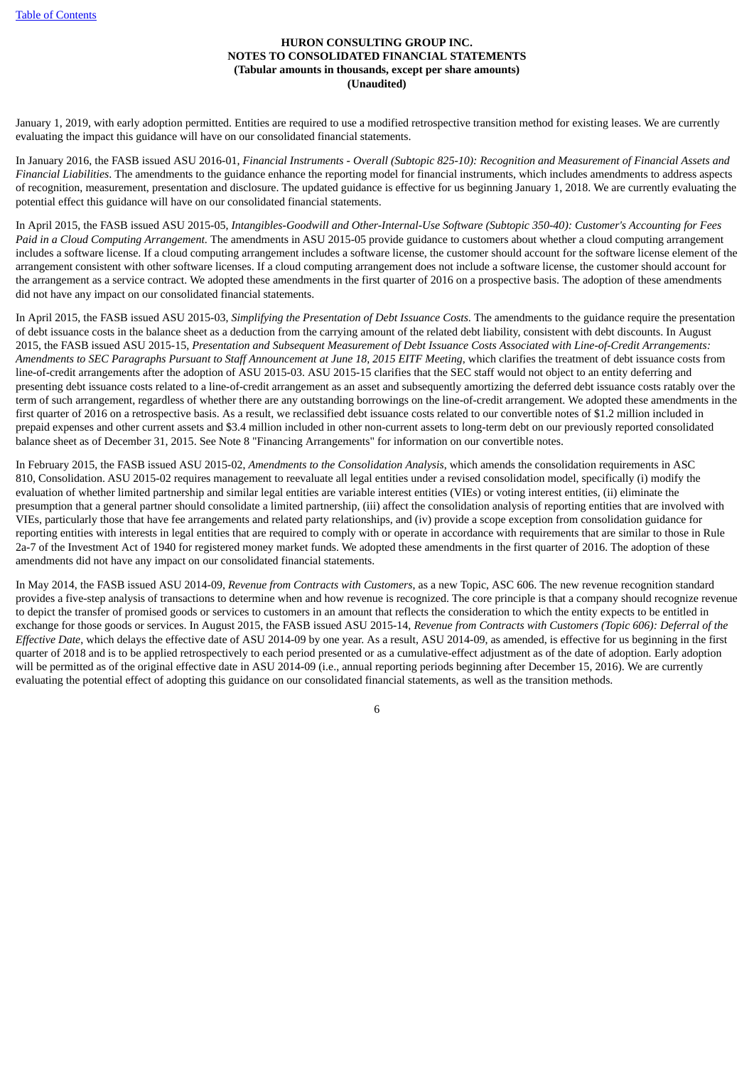January 1, 2019, with early adoption permitted. Entities are required to use a modified retrospective transition method for existing leases. We are currently evaluating the impact this guidance will have on our consolidated financial statements.

In January 2016, the FASB issued ASU 2016-01, *Financial Instruments - Overall (Subtopic 825-10): Recognition and Measurement of Financial Assets and Financial Liabilities*. The amendments to the guidance enhance the reporting model for financial instruments, which includes amendments to address aspects of recognition, measurement, presentation and disclosure. The updated guidance is effective for us beginning January 1, 2018. We are currently evaluating the potential effect this guidance will have on our consolidated financial statements.

In April 2015, the FASB issued ASU 2015-05, *Intangibles-Goodwill and Other-Internal-Use Software (Subtopic 350-40): Customer's Accounting for Fees Paid in a Cloud Computing Arrangement*. The amendments in ASU 2015-05 provide guidance to customers about whether a cloud computing arrangement includes a software license. If a cloud computing arrangement includes a software license, the customer should account for the software license element of the arrangement consistent with other software licenses. If a cloud computing arrangement does not include a software license, the customer should account for the arrangement as a service contract. We adopted these amendments in the first quarter of 2016 on a prospective basis. The adoption of these amendments did not have any impact on our consolidated financial statements.

In April 2015, the FASB issued ASU 2015-03, *Simplifying the Presentation of Debt Issuance Costs*. The amendments to the guidance require the presentation of debt issuance costs in the balance sheet as a deduction from the carrying amount of the related debt liability, consistent with debt discounts. In August 2015, the FASB issued ASU 2015-15, *Presentation and Subsequent Measurement of Debt Issuance Costs Associated with Line-of-Credit Arrangements: Amendments to SEC Paragraphs Pursuant to Staff Announcement at June 18, 2015 EITF Meeting*, which clarifies the treatment of debt issuance costs from line-of-credit arrangements after the adoption of ASU 2015-03. ASU 2015-15 clarifies that the SEC staff would not object to an entity deferring and presenting debt issuance costs related to a line-of-credit arrangement as an asset and subsequently amortizing the deferred debt issuance costs ratably over the term of such arrangement, regardless of whether there are any outstanding borrowings on the line-of-credit arrangement. We adopted these amendments in the first quarter of 2016 on a retrospective basis. As a result, we reclassified debt issuance costs related to our convertible notes of $1.2 million included in prepaid expenses and other current assets and $3.4 million included in other non-current assets to long-term debt on our previously reported consolidated balance sheet as of December 31, 2015. See Note 8 "Financing Arrangements" for information on our convertible notes.

In February 2015, the FASB issued ASU 2015-02, *Amendments to the Consolidation Analysis*, which amends the consolidation requirements in ASC 810, Consolidation. ASU 2015-02 requires management to reevaluate all legal entities under a revised consolidation model, specifically (i) modify the evaluation of whether limited partnership and similar legal entities are variable interest entities (VIEs) or voting interest entities, (ii) eliminate the presumption that a general partner should consolidate a limited partnership, (iii) affect the consolidation analysis of reporting entities that are involved with VIEs, particularly those that have fee arrangements and related party relationships, and (iv) provide a scope exception from consolidation guidance for reporting entities with interests in legal entities that are required to comply with or operate in accordance with requirements that are similar to those in Rule 2a-7 of the Investment Act of 1940 for registered money market funds. We adopted these amendments in the first quarter of 2016. The adoption of these amendments did not have any impact on our consolidated financial statements.

In May 2014, the FASB issued ASU 2014-09, *Revenue from Contracts with Customers*, as a new Topic, ASC 606. The new revenue recognition standard provides a five-step analysis of transactions to determine when and how revenue is recognized. The core principle is that a company should recognize revenue to depict the transfer of promised goods or services to customers in an amount that reflects the consideration to which the entity expects to be entitled in exchange for those goods or services. In August 2015, the FASB issued ASU 2015-14, *Revenue from Contracts with Customers (Topic 606): Deferral of the Effective Date*, which delays the effective date of ASU 2014-09 by one year. As a result, ASU 2014-09, as amended, is effective for us beginning in the first quarter of 2018 and is to be applied retrospectively to each period presented or as a cumulative-effect adjustment as of the date of adoption. Early adoption will be permitted as of the original effective date in ASU 2014-09 (i.e., annual reporting periods beginning after December 15, 2016). We are currently evaluating the potential effect of adopting this guidance on our consolidated financial statements, as well as the transition methods.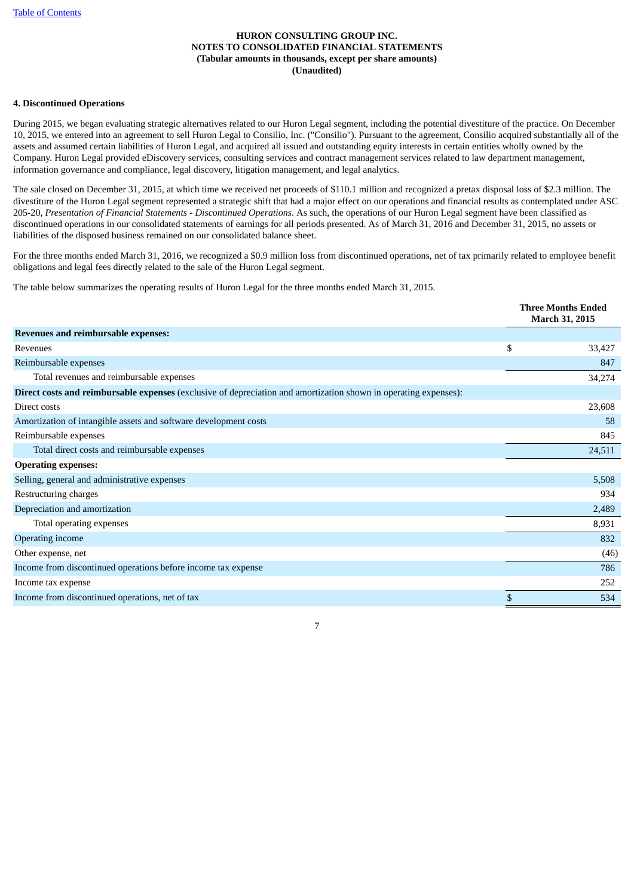**HURON CONSULTING GROUP INC.**
**NOTES TO CONSOLIDATED FINANCIAL STATEMENTS**
**(Tabular amounts in thousands, except per share amounts)**
**(Unaudited)**

**4. Discontinued Operations**

During 2015, we began evaluating strategic alternatives related to our Huron Legal segment, including the potential divestiture of the practice. On December 10, 2015, we entered into an agreement to sell Huron Legal to Consilio, Inc. ("Consilio"). Pursuant to the agreement, Consilio acquired substantially all of the assets and assumed certain liabilities of Huron Legal, and acquired all issued and outstanding equity interests in certain entities wholly owned by the Company. Huron Legal provided eDiscovery services, consulting services and contract management services related to law department management, information governance and compliance, legal discovery, litigation management, and legal analytics.

The sale closed on December 31, 2015, at which time we received net proceeds of $110.1 million and recognized a pretax disposal loss of $2.3 million. The divestiture of the Huron Legal segment represented a strategic shift that had a major effect on our operations and financial results as contemplated under ASC 205-20, *Presentation of Financial Statements - Discontinued Operations*. As such, the operations of our Huron Legal segment have been classified as discontinued operations in our consolidated statements of earnings for all periods presented. As of March 31, 2016 and December 31, 2015, no assets or liabilities of the disposed business remained on our consolidated balance sheet.

For the three months ended March 31, 2016, we recognized a $0.9 million loss from discontinued operations, net of tax primarily related to employee benefit obligations and legal fees directly related to the sale of the Huron Legal segment.

The table below summarizes the operating results of Huron Legal for the three months ended March 31, 2015.

| | Three Months Ended March 31, 2015 |
|---|---|
| **Revenues and reimbursable expenses:** | |
| Revenues | $ 33,427 |
| Reimbursable expenses | 847 |
| Total revenues and reimbursable expenses | 34,274 |
| **Direct costs and reimbursable expenses** (exclusive of depreciation and amortization shown in operating expenses): | |
| Direct costs | 23,608 |
| Amortization of intangible assets and software development costs | 58 |
| Reimbursable expenses | 845 |
| Total direct costs and reimbursable expenses | 24,511 |
| **Operating expenses:** | |
| Selling, general and administrative expenses | 5,508 |
| Restructuring charges | 934 |
| Depreciation and amortization | 2,489 |
| Total operating expenses | 8,931 |
| Operating income | 832 |
| Other expense, net | (46) |
| Income from discontinued operations before income tax expense | 786 |
| Income tax expense | 252 |
| Income from discontinued operations, net of tax | $ 534 |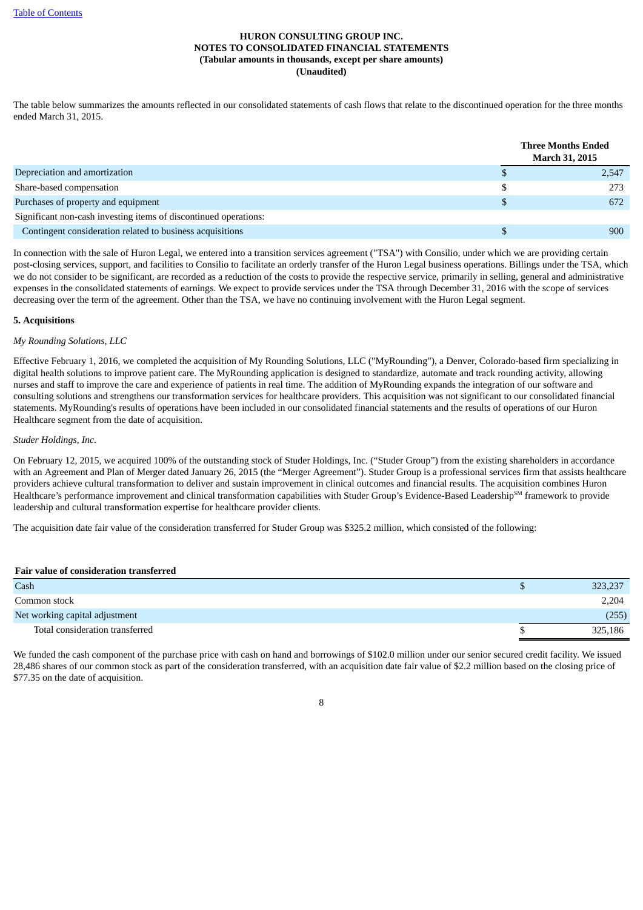The table below summarizes the amounts reflected in our consolidated statements of cash flows that relate to the discontinued operation for the three months ended March 31, 2015.

| | Three Months Ended March 31, 2015 |
|---|---|
| Depreciation and amortization | $ 2,547 |
| Share-based compensation | $ 273 |
| Purchases of property and equipment | $ 672 |
| Significant non-cash investing items of discontinued operations: | |
| Contingent consideration related to business acquisitions | $ 900 |

In connection with the sale of Huron Legal, we entered into a transition services agreement ("TSA") with Consilio, under which we are providing certain post-closing services, support, and facilities to Consilio to facilitate an orderly transfer of the Huron Legal business operations. Billings under the TSA, which we do not consider to be significant, are recorded as a reduction of the costs to provide the respective service, primarily in selling, general and administrative expenses in the consolidated statements of earnings. We expect to provide services under the TSA through December 31, 2016 with the scope of services decreasing over the term of the agreement. Other than the TSA, we have no continuing involvement with the Huron Legal segment.

**5. Acquisitions**

*My Rounding Solutions, LLC*

Effective February 1, 2016, we completed the acquisition of My Rounding Solutions, LLC ("MyRounding"), a Denver, Colorado-based firm specializing in digital health solutions to improve patient care. The MyRounding application is designed to standardize, automate and track rounding activity, allowing nurses and staff to improve the care and experience of patients in real time. The addition of MyRounding expands the integration of our software and consulting solutions and strengthens our transformation services for healthcare providers. This acquisition was not significant to our consolidated financial statements. MyRounding's results of operations have been included in our consolidated financial statements and the results of operations of our Huron Healthcare segment from the date of acquisition.

*Studer Holdings, Inc.*

On February 12, 2015, we acquired 100% of the outstanding stock of Studer Holdings, Inc. ("Studer Group") from the existing shareholders in accordance with an Agreement and Plan of Merger dated January 26, 2015 (the "Merger Agreement"). Studer Group is a professional services firm that assists healthcare providers achieve cultural transformation to deliver and sustain improvement in clinical outcomes and financial results. The acquisition combines Huron Healthcare's performance improvement and clinical transformation capabilities with Studer Group's Evidence-Based Leadership[SM] framework to provide leadership and cultural transformation expertise for healthcare provider clients.

The acquisition date fair value of the consideration transferred for Studer Group was $325.2 million, which consisted of the following:

| **Fair value of consideration transferred** | |
|---|---|
| Cash | $ 323,237 |
| Common stock | 2,204 |
| Net working capital adjustment | (255) |
| Total consideration transferred | $ 325,186 |

We funded the cash component of the purchase price with cash on hand and borrowings of $102.0 million under our senior secured credit facility. We issued 28,486 shares of our common stock as part of the consideration transferred, with an acquisition date fair value of $2.2 million based on the closing price of $77.35 on the date of acquisition.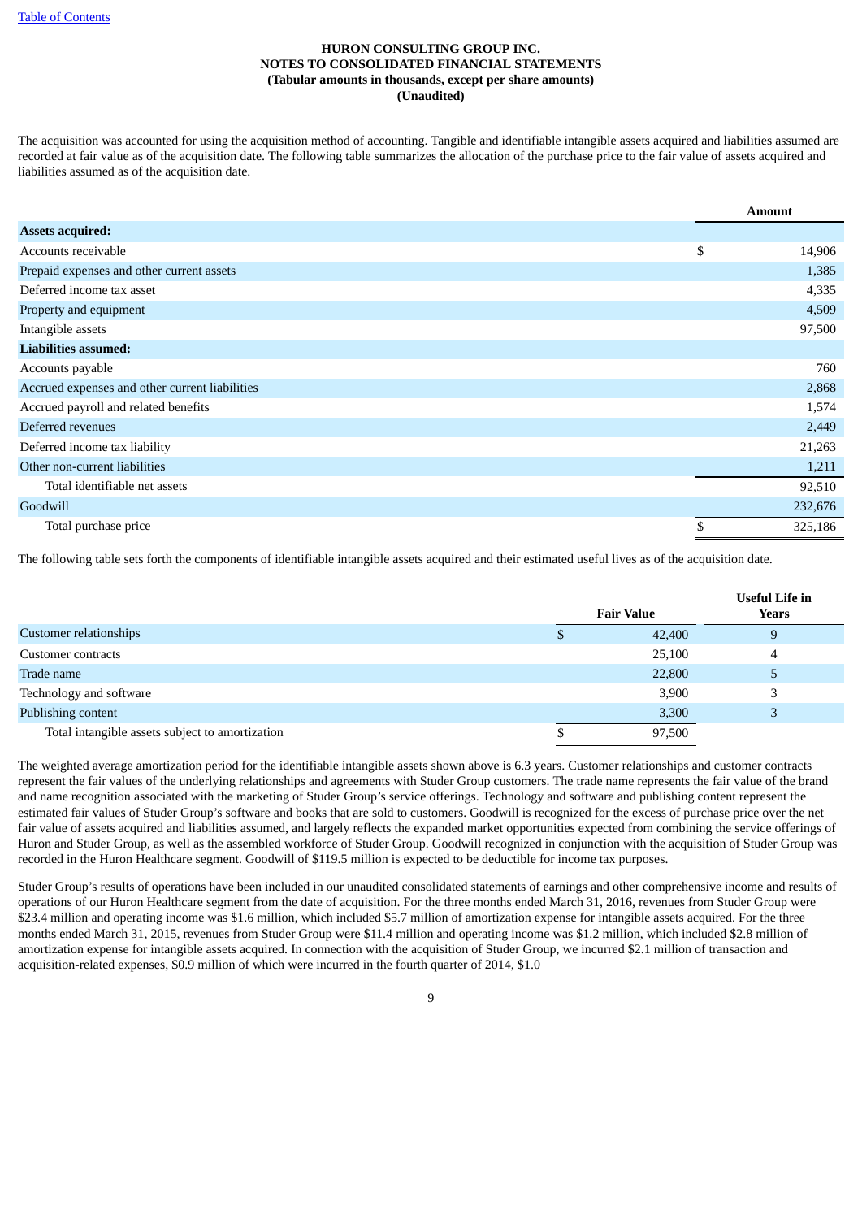The acquisition was accounted for using the acquisition method of accounting. Tangible and identifiable intangible assets acquired and liabilities assumed are recorded at fair value as of the acquisition date. The following table summarizes the allocation of the purchase price to the fair value of assets acquired and liabilities assumed as of the acquisition date.

| | Amount |
|---|---|
| **Assets acquired:** | |
| Accounts receivable | $ 14,906 |
| Prepaid expenses and other current assets | 1,385 |
| Deferred income tax asset | 4,335 |
| Property and equipment | 4,509 |
| Intangible assets | 97,500 |
| **Liabilities assumed:** | |
| Accounts payable | 760 |
| Accrued expenses and other current liabilities | 2,868 |
| Accrued payroll and related benefits | 1,574 |
| Deferred revenues | 2,449 |
| Deferred income tax liability | 21,263 |
| Other non-current liabilities | 1,211 |
| Total identifiable net assets | 92,510 |
| Goodwill | 232,676 |
| Total purchase price | $ 325,186 |

The following table sets forth the components of identifiable intangible assets acquired and their estimated useful lives as of the acquisition date.

| | Fair Value | Useful Life in Years |
|---|---|---|
| Customer relationships | $ 42,400 | 9 |
| Customer contracts | 25,100 | 4 |
| Trade name | 22,800 | 5 |
| Technology and software | 3,900 | 3 |
| Publishing content | 3,300 | 3 |
| Total intangible assets subject to amortization | $ 97,500 | |

The weighted average amortization period for the identifiable intangible assets shown above is 6.3 years. Customer relationships and customer contracts represent the fair values of the underlying relationships and agreements with Studer Group customers. The trade name represents the fair value of the brand and name recognition associated with the marketing of Studer Group's service offerings. Technology and software and publishing content represent the estimated fair values of Studer Group's software and books that are sold to customers. Goodwill is recognized for the excess of purchase price over the net fair value of assets acquired and liabilities assumed, and largely reflects the expanded market opportunities expected from combining the service offerings of Huron and Studer Group, as well as the assembled workforce of Studer Group. Goodwill recognized in conjunction with the acquisition of Studer Group was recorded in the Huron Healthcare segment. Goodwill of $119.5 million is expected to be deductible for income tax purposes.

Studer Group's results of operations have been included in our unaudited consolidated statements of earnings and other comprehensive income and results of operations of our Huron Healthcare segment from the date of acquisition. For the three months ended March 31, 2016, revenues from Studer Group were $23.4 million and operating income was $1.6 million, which included $5.7 million of amortization expense for intangible assets acquired. For the three months ended March 31, 2015, revenues from Studer Group were $11.4 million and operating income was $1.2 million, which included $2.8 million of amortization expense for intangible assets acquired. In connection with the acquisition of Studer Group, we incurred $2.1 million of transaction and acquisition-related expenses, $0.9 million of which were incurred in the fourth quarter of 2014, $1.0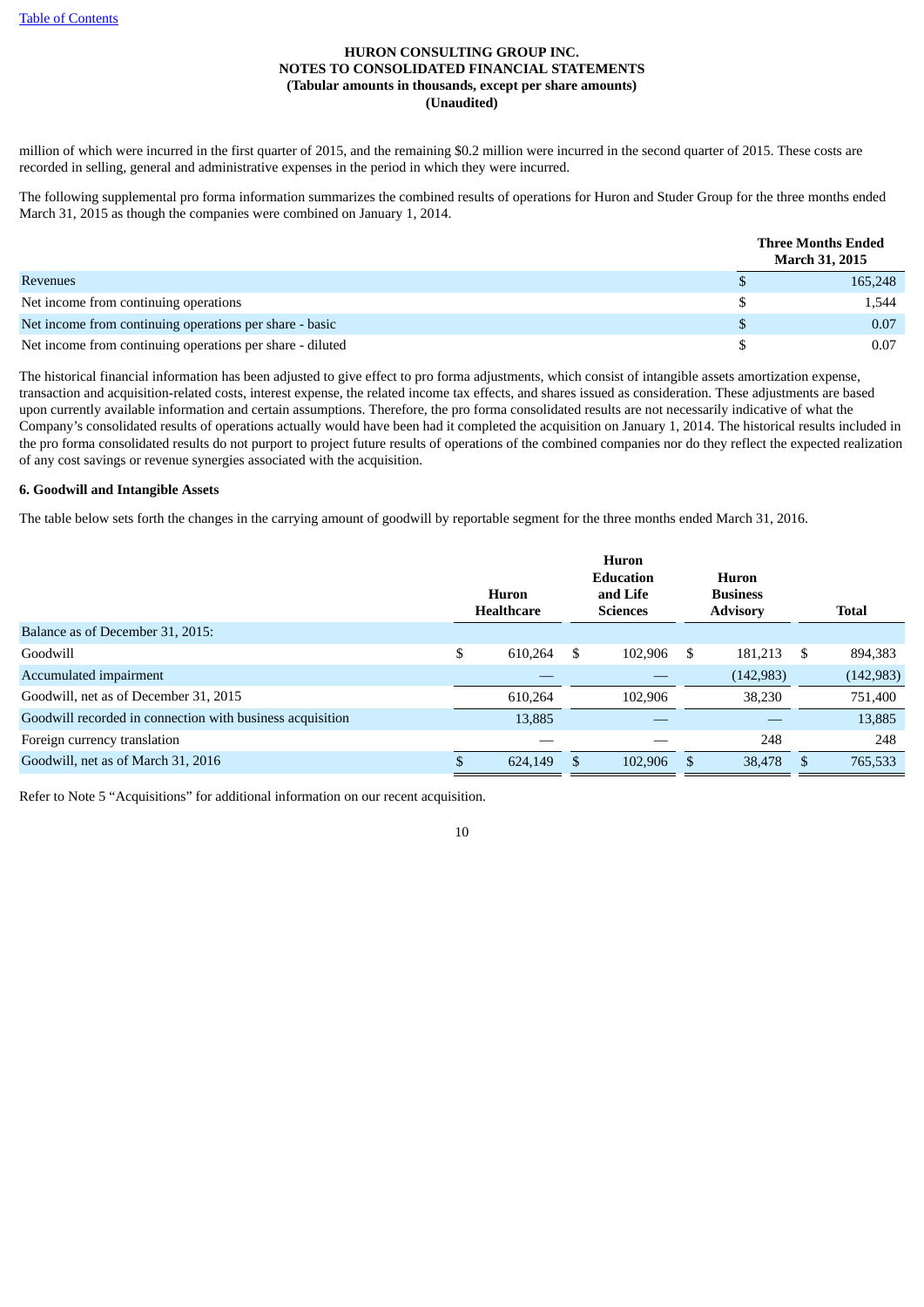million of which were incurred in the first quarter of 2015, and the remaining $0.2 million were incurred in the second quarter of 2015. These costs are recorded in selling, general and administrative expenses in the period in which they were incurred.

The following supplemental pro forma information summarizes the combined results of operations for Huron and Studer Group for the three months ended March 31, 2015 as though the companies were combined on January 1, 2014.

| | Three Months Ended March 31, 2015 |
|---|---|
| Revenues | $ 165,248 |
| Net income from continuing operations | $ 1,544 |
| Net income from continuing operations per share - basic | $ 0.07 |
| Net income from continuing operations per share - diluted | $ 0.07 |

The historical financial information has been adjusted to give effect to pro forma adjustments, which consist of intangible assets amortization expense, transaction and acquisition-related costs, interest expense, the related income tax effects, and shares issued as consideration. These adjustments are based upon currently available information and certain assumptions. Therefore, the pro forma consolidated results are not necessarily indicative of what the Company's consolidated results of operations actually would have been had it completed the acquisition on January 1, 2014. The historical results included in the pro forma consolidated results do not purport to project future results of operations of the combined companies nor do they reflect the expected realization of any cost savings or revenue synergies associated with the acquisition.

**6. Goodwill and Intangible Assets**

The table below sets forth the changes in the carrying amount of goodwill by reportable segment for the three months ended March 31, 2016.

| | Huron Healthcare | Huron Education and Life Sciences | Huron Business Advisory | Total |
|---|---|---|---|---|
| Balance as of December 31, 2015: | | | | |
| Goodwill | $ 610,264 | $ 102,906 | $ 181,213 | $ 894,383 |
| Accumulated impairment | — | — | (142,983) | (142,983) |
| Goodwill, net as of December 31, 2015 | 610,264 | 102,906 | 38,230 | 751,400 |
| Goodwill recorded in connection with business acquisition | 13,885 | — | — | 13,885 |
| Foreign currency translation | — | — | 248 | 248 |
| Goodwill, net as of March 31, 2016 | $ 624,149 | $ 102,906 | $ 38,478 | $ 765,533 |

Refer to Note 5 "Acquisitions" for additional information on our recent acquisition.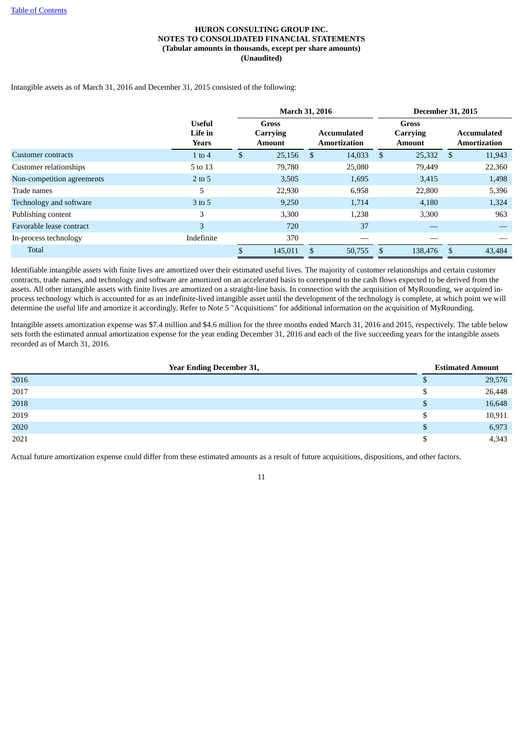Intangible assets as of March 31, 2016 and December 31, 2015 consisted of the following:

| | Useful Life in Years | March 31, 2016 | | December 31, 2015 | |
|---|---|---|---|---|---|
| | | Gross Carrying Amount | Accumulated Amortization | Gross Carrying Amount | Accumulated Amortization |
| Customer contracts | 1 to 4 | $ 25,156 | $ 14,033 | $ 25,332 | $ 11,943 |
| Customer relationships | 5 to 13 | 79,780 | 25,080 | 79,449 | 22,360 |
| Non-competition agreements | 2 to 5 | 3,505 | 1,695 | 3,415 | 1,498 |
| Trade names | 5 | 22,930 | 6,958 | 22,800 | 5,396 |
| Technology and software | 3 to 5 | 9,250 | 1,714 | 4,180 | 1,324 |
| Publishing content | 3 | 3,300 | 1,238 | 3,300 | 963 |
| Favorable lease contract | 3 | 720 | 37 | — | — |
| In-process technology | Indefinite | 370 | — | — | — |
| Total | | $ 145,011 | $ 50,755 | $ 138,476 | $ 43,484 |

Identifiable intangible assets with finite lives are amortized over their estimated useful lives. The majority of customer relationships and certain customer contracts, trade names, and technology and software are amortized on an accelerated basis to correspond to the cash flows expected to be derived from the assets. All other intangible assets with finite lives are amortized on a straight-line basis. In connection with the acquisition of MyRounding, we acquired in-process technology which is accounted for as an indefinite-lived intangible asset until the development of the technology is complete, at which point we will determine the useful life and amortize it accordingly. Refer to Note 5 "Acquisitions" for additional information on the acquisition of MyRounding.

Intangible assets amortization expense was $7.4 million and $4.6 million for the three months ended March 31, 2016 and 2015, respectively. The table below sets forth the estimated annual amortization expense for the year ending December 31, 2016 and each of the five succeeding years for the intangible assets recorded as of March 31, 2016.

| Year Ending December 31, | Estimated Amount |
|---|---|
| 2016 | $ 29,576 |
| 2017 | $ 26,448 |
| 2018 | $ 16,648 |
| 2019 | $ 10,911 |
| 2020 | $ 6,973 |
| 2021 | $ 4,343 |

Actual future amortization expense could differ from these estimated amounts as a result of future acquisitions, dispositions, and other factors.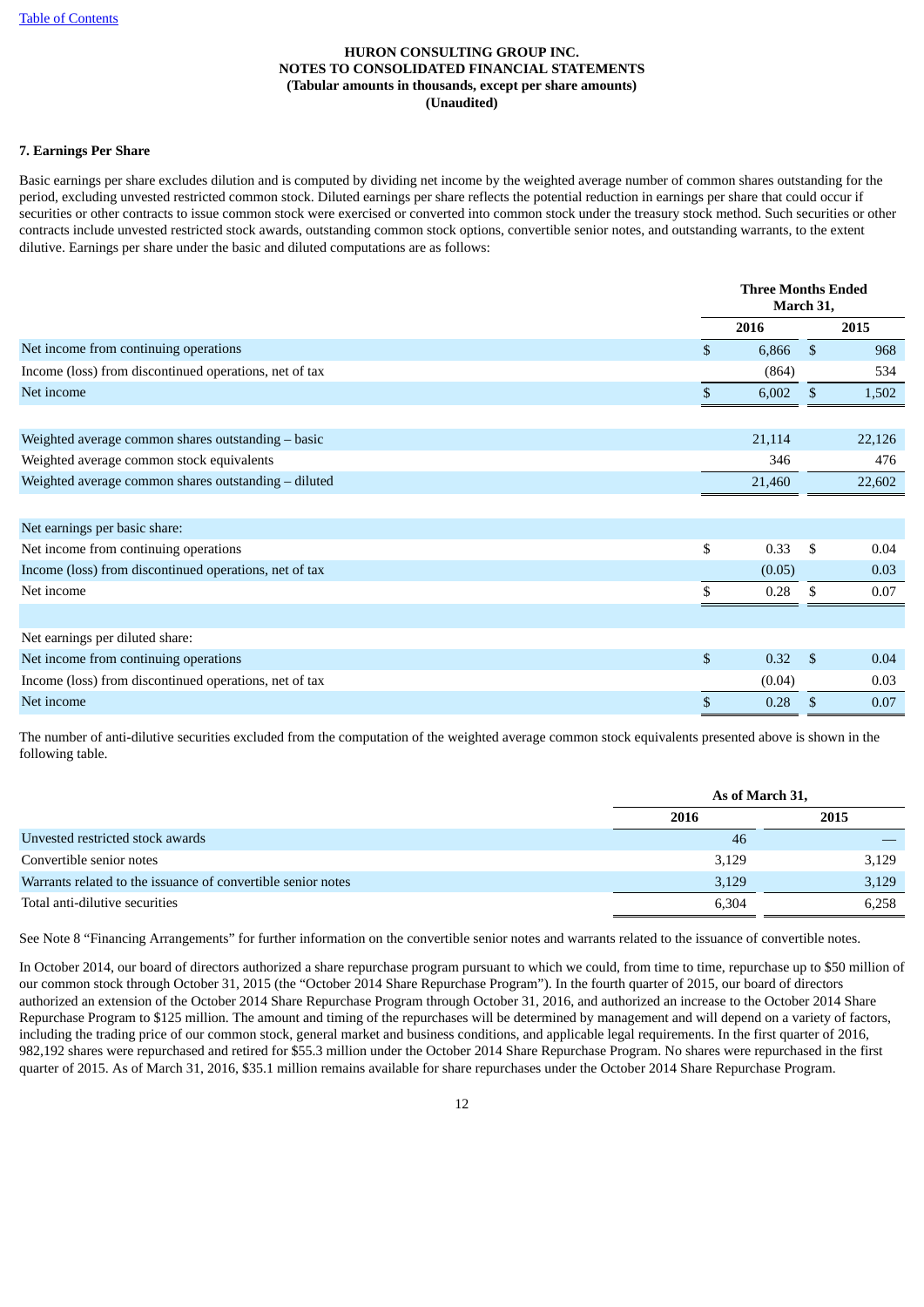HURON CONSULTING GROUP INC.
NOTES TO CONSOLIDATED FINANCIAL STATEMENTS
(Tabular amounts in thousands, except per share amounts)
(Unaudited)

**7. Earnings Per Share**

Basic earnings per share excludes dilution and is computed by dividing net income by the weighted average number of common shares outstanding for the period, excluding unvested restricted common stock. Diluted earnings per share reflects the potential reduction in earnings per share that could occur if securities or other contracts to issue common stock were exercised or converted into common stock under the treasury stock method. Such securities or other contracts include unvested restricted stock awards, outstanding common stock options, convertible senior notes, and outstanding warrants, to the extent dilutive. Earnings per share under the basic and diluted computations are as follows:

| | Three Months Ended March 31, | |
|---|---|---|
| | 2016 | 2015 |
| Net income from continuing operations | $ 6,866 | $ 968 |
| Income (loss) from discontinued operations, net of tax | (864) | 534 |
| Net income | $ 6,002 | $ 1,502 |
| | | |
| Weighted average common shares outstanding – basic | 21,114 | 22,126 |
| Weighted average common stock equivalents | 346 | 476 |
| Weighted average common shares outstanding – diluted | 21,460 | 22,602 |
| | | |
| Net earnings per basic share: | | |
| Net income from continuing operations | $ 0.33 | $ 0.04 |
| Income (loss) from discontinued operations, net of tax | (0.05) | 0.03 |
| Net income | $ 0.28 | $ 0.07 |
| | | |
| Net earnings per diluted share: | | |
| Net income from continuing operations | $ 0.32 | $ 0.04 |
| Income (loss) from discontinued operations, net of tax | (0.04) | 0.03 |
| Net income | $ 0.28 | $ 0.07 |

The number of anti-dilutive securities excluded from the computation of the weighted average common stock equivalents presented above is shown in the following table.

| | As of March 31, | |
|---|---|---|
| | 2016 | 2015 |
| Unvested restricted stock awards | 46 | — |
| Convertible senior notes | 3,129 | 3,129 |
| Warrants related to the issuance of convertible senior notes | 3,129 | 3,129 |
| Total anti-dilutive securities | 6,304 | 6,258 |

See Note 8 "Financing Arrangements" for further information on the convertible senior notes and warrants related to the issuance of convertible notes.

In October 2014, our board of directors authorized a share repurchase program pursuant to which we could, from time to time, repurchase up to $50 million of our common stock through October 31, 2015 (the "October 2014 Share Repurchase Program"). In the fourth quarter of 2015, our board of directors authorized an extension of the October 2014 Share Repurchase Program through October 31, 2016, and authorized an increase to the October 2014 Share Repurchase Program to $125 million. The amount and timing of the repurchases will be determined by management and will depend on a variety of factors, including the trading price of our common stock, general market and business conditions, and applicable legal requirements. In the first quarter of 2016, 982,192 shares were repurchased and retired for $55.3 million under the October 2014 Share Repurchase Program. No shares were repurchased in the first quarter of 2015. As of March 31, 2016, $35.1 million remains available for share repurchases under the October 2014 Share Repurchase Program.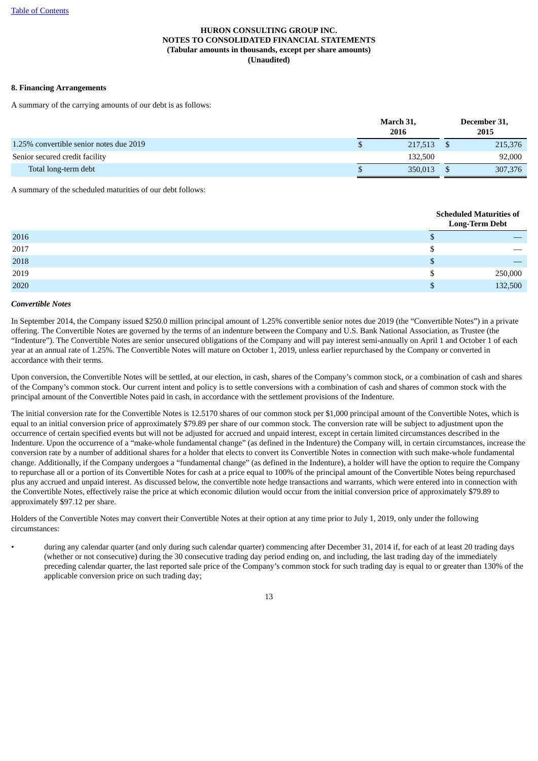**8. Financing Arrangements**

A summary of the carrying amounts of our debt is as follows:

| | March 31, 2016 | December 31, 2015 |
|---|---|---|
| 1.25% convertible senior notes due 2019 | $ 217,513 | $ 215,376 |
| Senior secured credit facility | 132,500 | 92,000 |
| Total long-term debt | $ 350,013 | $ 307,376 |

A summary of the scheduled maturities of our debt follows:

| | Scheduled Maturities of Long-Term Debt |
|---|---|
| 2016 | $ — |
| 2017 | $ — |
| 2018 | $ — |
| 2019 | $ 250,000 |
| 2020 | $ 132,500 |

***Convertible Notes***

In September 2014, the Company issued $250.0 million principal amount of 1.25% convertible senior notes due 2019 (the "Convertible Notes") in a private offering. The Convertible Notes are governed by the terms of an indenture between the Company and U.S. Bank National Association, as Trustee (the "Indenture"). The Convertible Notes are senior unsecured obligations of the Company and will pay interest semi-annually on April 1 and October 1 of each year at an annual rate of 1.25%. The Convertible Notes will mature on October 1, 2019, unless earlier repurchased by the Company or converted in accordance with their terms.

Upon conversion, the Convertible Notes will be settled, at our election, in cash, shares of the Company's common stock, or a combination of cash and shares of the Company's common stock. Our current intent and policy is to settle conversions with a combination of cash and shares of common stock with the principal amount of the Convertible Notes paid in cash, in accordance with the settlement provisions of the Indenture.

The initial conversion rate for the Convertible Notes is 12.5170 shares of our common stock per $1,000 principal amount of the Convertible Notes, which is equal to an initial conversion price of approximately $79.89 per share of our common stock. The conversion rate will be subject to adjustment upon the occurrence of certain specified events but will not be adjusted for accrued and unpaid interest, except in certain limited circumstances described in the Indenture. Upon the occurrence of a "make-whole fundamental change" (as defined in the Indenture) the Company will, in certain circumstances, increase the conversion rate by a number of additional shares for a holder that elects to convert its Convertible Notes in connection with such make-whole fundamental change. Additionally, if the Company undergoes a "fundamental change" (as defined in the Indenture), a holder will have the option to require the Company to repurchase all or a portion of its Convertible Notes for cash at a price equal to 100% of the principal amount of the Convertible Notes being repurchased plus any accrued and unpaid interest. As discussed below, the convertible note hedge transactions and warrants, which were entered into in connection with the Convertible Notes, effectively raise the price at which economic dilution would occur from the initial conversion price of approximately $79.89 to approximately $97.12 per share.

Holders of the Convertible Notes may convert their Convertible Notes at their option at any time prior to July 1, 2019, only under the following circumstances:

- during any calendar quarter (and only during such calendar quarter) commencing after December 31, 2014 if, for each of at least 20 trading days (whether or not consecutive) during the 30 consecutive trading day period ending on, and including, the last trading day of the immediately preceding calendar quarter, the last reported sale price of the Company's common stock for such trading day is equal to or greater than 130% of the applicable conversion price on such trading day;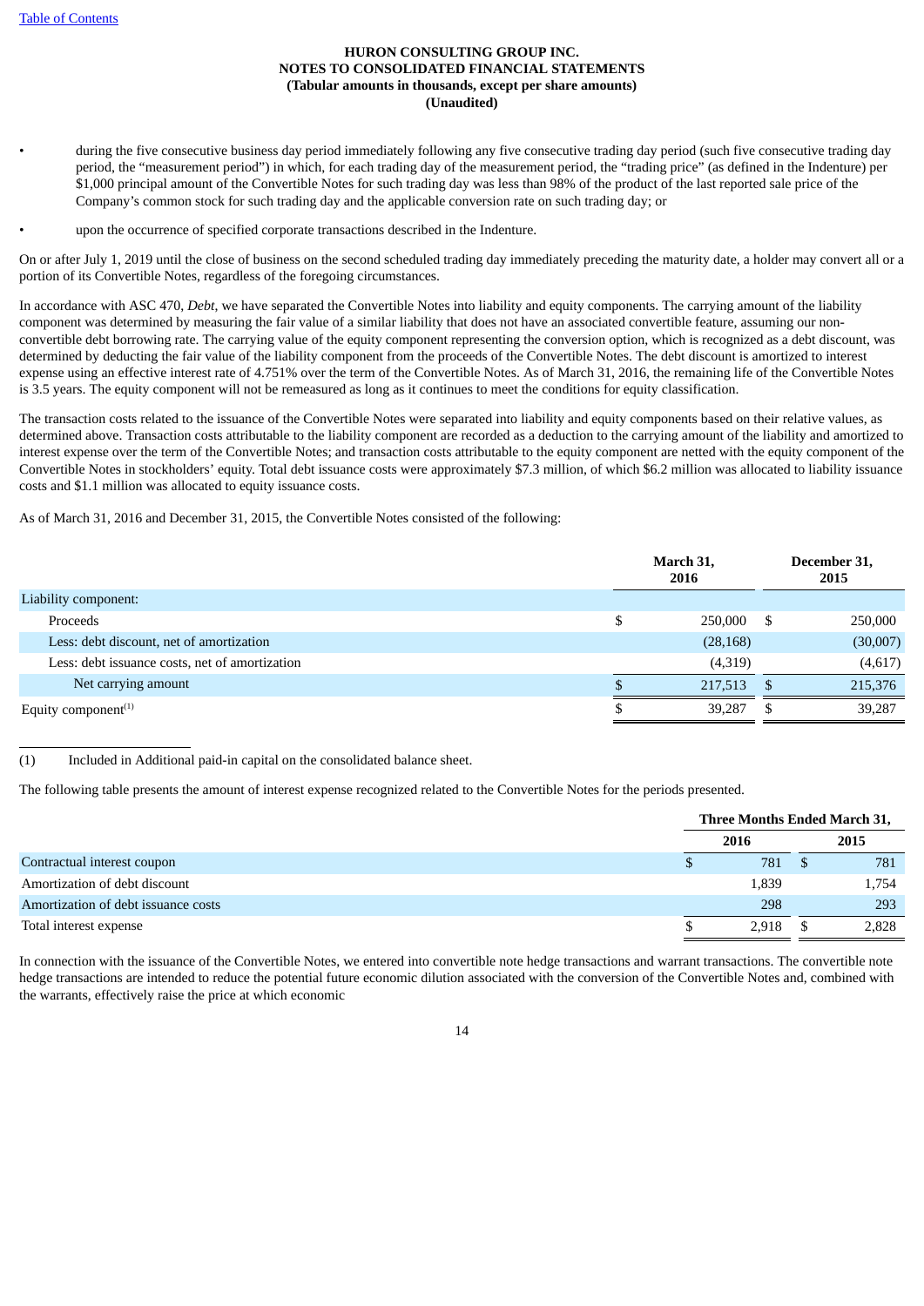- during the five consecutive business day period immediately following any five consecutive trading day period (such five consecutive trading day period, the "measurement period") in which, for each trading day of the measurement period, the "trading price" (as defined in the Indenture) per $1,000 principal amount of the Convertible Notes for such trading day was less than 98% of the product of the last reported sale price of the Company's common stock for such trading day and the applicable conversion rate on such trading day; or
- upon the occurrence of specified corporate transactions described in the Indenture.

On or after July 1, 2019 until the close of business on the second scheduled trading day immediately preceding the maturity date, a holder may convert all or a portion of its Convertible Notes, regardless of the foregoing circumstances.

In accordance with ASC 470, *Debt*, we have separated the Convertible Notes into liability and equity components. The carrying amount of the liability component was determined by measuring the fair value of a similar liability that does not have an associated convertible feature, assuming our non-convertible debt borrowing rate. The carrying value of the equity component representing the conversion option, which is recognized as a debt discount, was determined by deducting the fair value of the liability component from the proceeds of the Convertible Notes. The debt discount is amortized to interest expense using an effective interest rate of 4.751% over the term of the Convertible Notes. As of March 31, 2016, the remaining life of the Convertible Notes is 3.5 years. The equity component will not be remeasured as long as it continues to meet the conditions for equity classification.

The transaction costs related to the issuance of the Convertible Notes were separated into liability and equity components based on their relative values, as determined above. Transaction costs attributable to the liability component are recorded as a deduction to the carrying amount of the liability and amortized to interest expense over the term of the Convertible Notes; and transaction costs attributable to the equity component are netted with the equity component of the Convertible Notes in stockholders' equity. Total debt issuance costs were approximately $7.3 million, of which $6.2 million was allocated to liability issuance costs and $1.1 million was allocated to equity issuance costs.

As of March 31, 2016 and December 31, 2015, the Convertible Notes consisted of the following:

| | March 31, 2016 | December 31, 2015 |
|---|---|---|
| Liability component: | | |
| Proceeds | $ 250,000 | $ 250,000 |
| Less: debt discount, net of amortization | (28,168) | (30,007) |
| Less: debt issuance costs, net of amortization | (4,319) | (4,617) |
| Net carrying amount | $ 217,513 | $ 215,376 |
| Equity component[(1)] | $ 39,287 | $ 39,287 |

(1) Included in Additional paid-in capital on the consolidated balance sheet.

The following table presents the amount of interest expense recognized related to the Convertible Notes for the periods presented.

| | Three Months Ended March 31, | |
|---|---|---|
| | 2016 | 2015 |
| Contractual interest coupon | $ 781 | $ 781 |
| Amortization of debt discount | 1,839 | 1,754 |
| Amortization of debt issuance costs | 298 | 293 |
| Total interest expense | $ 2,918 | $ 2,828 |

In connection with the issuance of the Convertible Notes, we entered into convertible note hedge transactions and warrant transactions. The convertible note hedge transactions are intended to reduce the potential future economic dilution associated with the conversion of the Convertible Notes and, combined with the warrants, effectively raise the price at which economic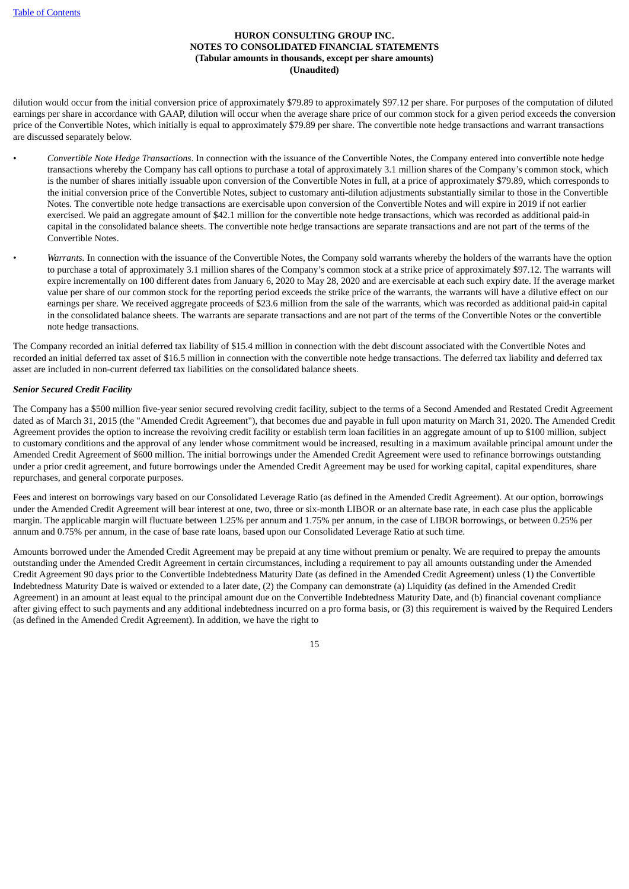dilution would occur from the initial conversion price of approximately $79.89 to approximately $97.12 per share. For purposes of the computation of diluted earnings per share in accordance with GAAP, dilution will occur when the average share price of our common stock for a given period exceeds the conversion price of the Convertible Notes, which initially is equal to approximately $79.89 per share. The convertible note hedge transactions and warrant transactions are discussed separately below.

- *Convertible Note Hedge Transactions*. In connection with the issuance of the Convertible Notes, the Company entered into convertible note hedge transactions whereby the Company has call options to purchase a total of approximately 3.1 million shares of the Company's common stock, which is the number of shares initially issuable upon conversion of the Convertible Notes in full, at a price of approximately $79.89, which corresponds to the initial conversion price of the Convertible Notes, subject to customary anti-dilution adjustments substantially similar to those in the Convertible Notes. The convertible note hedge transactions are exercisable upon conversion of the Convertible Notes and will expire in 2019 if not earlier exercised. We paid an aggregate amount of $42.1 million for the convertible note hedge transactions, which was recorded as additional paid-in capital in the consolidated balance sheets. The convertible note hedge transactions are separate transactions and are not part of the terms of the Convertible Notes.
- *Warrants.* In connection with the issuance of the Convertible Notes, the Company sold warrants whereby the holders of the warrants have the option to purchase a total of approximately 3.1 million shares of the Company's common stock at a strike price of approximately $97.12. The warrants will expire incrementally on 100 different dates from January 6, 2020 to May 28, 2020 and are exercisable at each such expiry date. If the average market value per share of our common stock for the reporting period exceeds the strike price of the warrants, the warrants will have a dilutive effect on our earnings per share. We received aggregate proceeds of $23.6 million from the sale of the warrants, which was recorded as additional paid-in capital in the consolidated balance sheets. The warrants are separate transactions and are not part of the terms of the Convertible Notes or the convertible note hedge transactions.

The Company recorded an initial deferred tax liability of $15.4 million in connection with the debt discount associated with the Convertible Notes and recorded an initial deferred tax asset of $16.5 million in connection with the convertible note hedge transactions. The deferred tax liability and deferred tax asset are included in non-current deferred tax liabilities on the consolidated balance sheets.

***Senior Secured Credit Facility***

The Company has a $500 million five-year senior secured revolving credit facility, subject to the terms of a Second Amended and Restated Credit Agreement dated as of March 31, 2015 (the "Amended Credit Agreement"), that becomes due and payable in full upon maturity on March 31, 2020. The Amended Credit Agreement provides the option to increase the revolving credit facility or establish term loan facilities in an aggregate amount of up to $100 million, subject to customary conditions and the approval of any lender whose commitment would be increased, resulting in a maximum available principal amount under the Amended Credit Agreement of $600 million. The initial borrowings under the Amended Credit Agreement were used to refinance borrowings outstanding under a prior credit agreement, and future borrowings under the Amended Credit Agreement may be used for working capital, capital expenditures, share repurchases, and general corporate purposes.

Fees and interest on borrowings vary based on our Consolidated Leverage Ratio (as defined in the Amended Credit Agreement). At our option, borrowings under the Amended Credit Agreement will bear interest at one, two, three or six-month LIBOR or an alternate base rate, in each case plus the applicable margin. The applicable margin will fluctuate between 1.25% per annum and 1.75% per annum, in the case of LIBOR borrowings, or between 0.25% per annum and 0.75% per annum, in the case of base rate loans, based upon our Consolidated Leverage Ratio at such time.

Amounts borrowed under the Amended Credit Agreement may be prepaid at any time without premium or penalty. We are required to prepay the amounts outstanding under the Amended Credit Agreement in certain circumstances, including a requirement to pay all amounts outstanding under the Amended Credit Agreement 90 days prior to the Convertible Indebtedness Maturity Date (as defined in the Amended Credit Agreement) unless (1) the Convertible Indebtedness Maturity Date is waived or extended to a later date, (2) the Company can demonstrate (a) Liquidity (as defined in the Amended Credit Agreement) in an amount at least equal to the principal amount due on the Convertible Indebtedness Maturity Date, and (b) financial covenant compliance after giving effect to such payments and any additional indebtedness incurred on a pro forma basis, or (3) this requirement is waived by the Required Lenders (as defined in the Amended Credit Agreement). In addition, we have the right to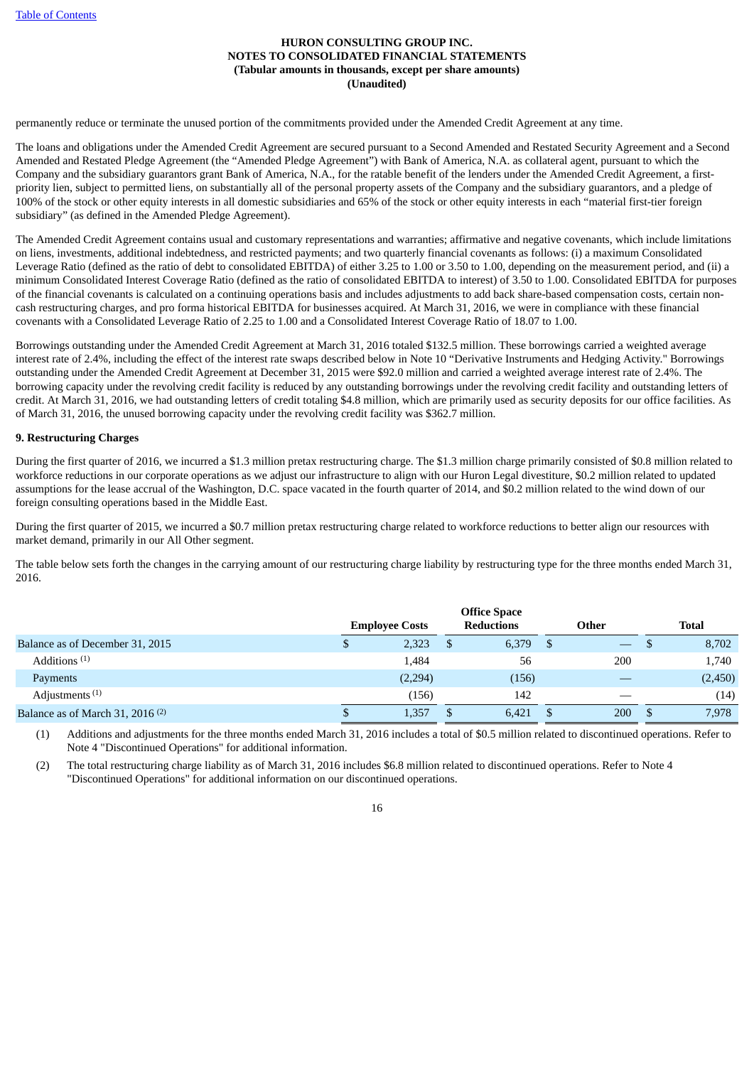permanently reduce or terminate the unused portion of the commitments provided under the Amended Credit Agreement at any time.

The loans and obligations under the Amended Credit Agreement are secured pursuant to a Second Amended and Restated Security Agreement and a Second Amended and Restated Pledge Agreement (the "Amended Pledge Agreement") with Bank of America, N.A. as collateral agent, pursuant to which the Company and the subsidiary guarantors grant Bank of America, N.A., for the ratable benefit of the lenders under the Amended Credit Agreement, a first-priority lien, subject to permitted liens, on substantially all of the personal property assets of the Company and the subsidiary guarantors, and a pledge of 100% of the stock or other equity interests in all domestic subsidiaries and 65% of the stock or other equity interests in each "material first-tier foreign subsidiary" (as defined in the Amended Pledge Agreement).

The Amended Credit Agreement contains usual and customary representations and warranties; affirmative and negative covenants, which include limitations on liens, investments, additional indebtedness, and restricted payments; and two quarterly financial covenants as follows: (i) a maximum Consolidated Leverage Ratio (defined as the ratio of debt to consolidated EBITDA) of either 3.25 to 1.00 or 3.50 to 1.00, depending on the measurement period, and (ii) a minimum Consolidated Interest Coverage Ratio (defined as the ratio of consolidated EBITDA to interest) of 3.50 to 1.00. Consolidated EBITDA for purposes of the financial covenants is calculated on a continuing operations basis and includes adjustments to add back share-based compensation costs, certain non-cash restructuring charges, and pro forma historical EBITDA for businesses acquired. At March 31, 2016, we were in compliance with these financial covenants with a Consolidated Leverage Ratio of 2.25 to 1.00 and a Consolidated Interest Coverage Ratio of 18.07 to 1.00.

Borrowings outstanding under the Amended Credit Agreement at March 31, 2016 totaled $132.5 million. These borrowings carried a weighted average interest rate of 2.4%, including the effect of the interest rate swaps described below in Note 10 "Derivative Instruments and Hedging Activity." Borrowings outstanding under the Amended Credit Agreement at December 31, 2015 were $92.0 million and carried a weighted average interest rate of 2.4%. The borrowing capacity under the revolving credit facility is reduced by any outstanding borrowings under the revolving credit facility and outstanding letters of credit. At March 31, 2016, we had outstanding letters of credit totaling $4.8 million, which are primarily used as security deposits for our office facilities. As of March 31, 2016, the unused borrowing capacity under the revolving credit facility was $362.7 million.

**9. Restructuring Charges**

During the first quarter of 2016, we incurred a $1.3 million pretax restructuring charge. The $1.3 million charge primarily consisted of $0.8 million related to workforce reductions in our corporate operations as we adjust our infrastructure to align with our Huron Legal divestiture, $0.2 million related to updated assumptions for the lease accrual of the Washington, D.C. space vacated in the fourth quarter of 2014, and $0.2 million related to the wind down of our foreign consulting operations based in the Middle East.

During the first quarter of 2015, we incurred a $0.7 million pretax restructuring charge related to workforce reductions to better align our resources with market demand, primarily in our All Other segment.

The table below sets forth the changes in the carrying amount of our restructuring charge liability by restructuring type for the three months ended March 31, 2016.

| | Employee Costs | Office Space Reductions | Other | Total |
|---|---|---|---|---|
| Balance as of December 31, 2015 | $ 2,323 | $ 6,379 | $ — | $ 8,702 |
| Additions [1] | 1,484 | 56 | 200 | 1,740 |
| Payments | (2,294) | (156) | — | (2,450) |
| Adjustments [1] | (156) | 142 | — | (14) |
| Balance as of March 31, 2016 [2] | $ 1,357 | $ 6,421 | $ 200 | $ 7,978 |

(1) Additions and adjustments for the three months ended March 31, 2016 includes a total of $0.5 million related to discontinued operations. Refer to Note 4 "Discontinued Operations" for additional information.

(2) The total restructuring charge liability as of March 31, 2016 includes $6.8 million related to discontinued operations. Refer to Note 4 "Discontinued Operations" for additional information on our discontinued operations.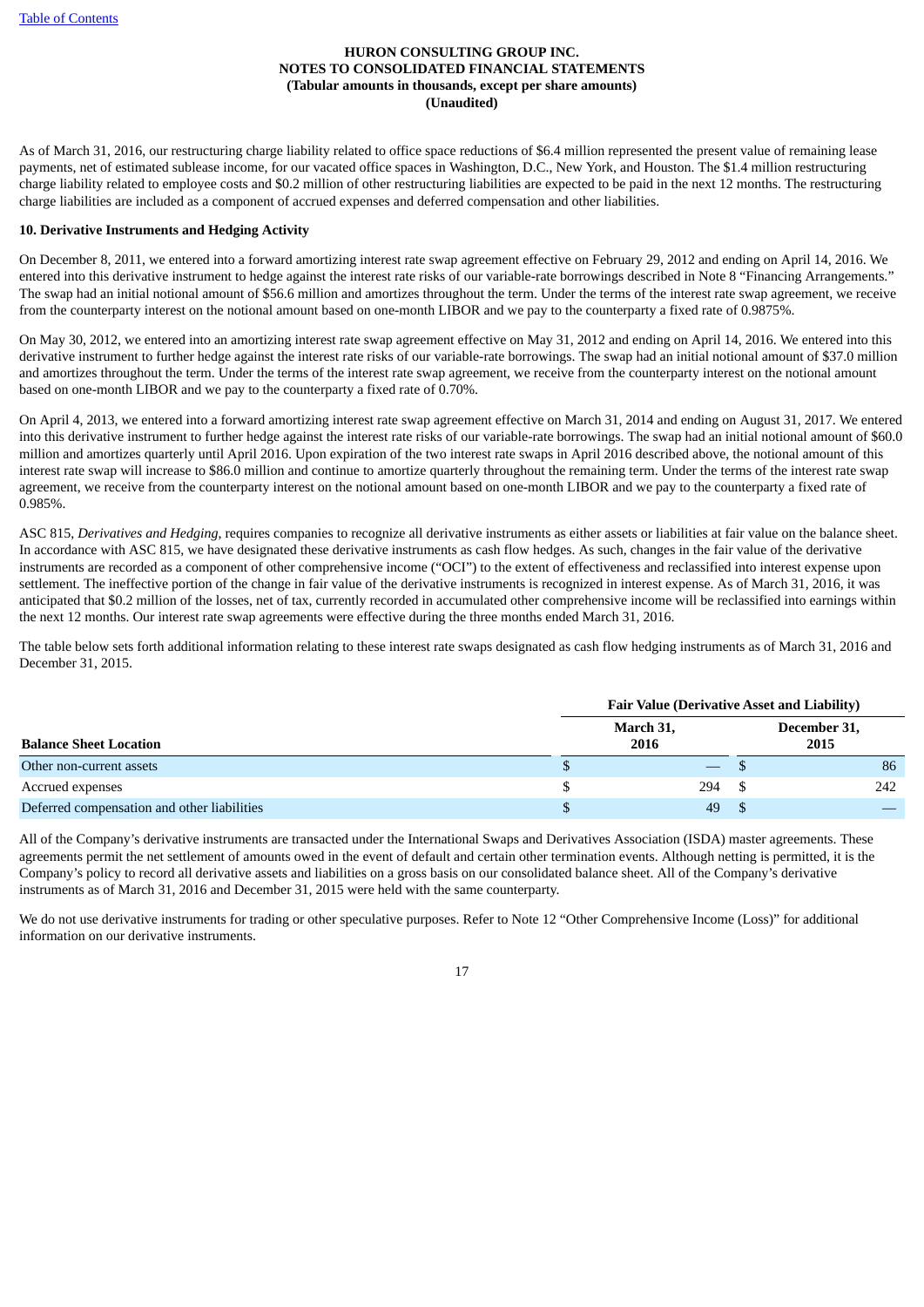As of March 31, 2016, our restructuring charge liability related to office space reductions of $6.4 million represented the present value of remaining lease payments, net of estimated sublease income, for our vacated office spaces in Washington, D.C., New York, and Houston. The $1.4 million restructuring charge liability related to employee costs and $0.2 million of other restructuring liabilities are expected to be paid in the next 12 months. The restructuring charge liabilities are included as a component of accrued expenses and deferred compensation and other liabilities.

**10. Derivative Instruments and Hedging Activity**

On December 8, 2011, we entered into a forward amortizing interest rate swap agreement effective on February 29, 2012 and ending on April 14, 2016. We entered into this derivative instrument to hedge against the interest rate risks of our variable-rate borrowings described in Note 8 "Financing Arrangements." The swap had an initial notional amount of $56.6 million and amortizes throughout the term. Under the terms of the interest rate swap agreement, we receive from the counterparty interest on the notional amount based on one-month LIBOR and we pay to the counterparty a fixed rate of 0.9875%.

On May 30, 2012, we entered into an amortizing interest rate swap agreement effective on May 31, 2012 and ending on April 14, 2016. We entered into this derivative instrument to further hedge against the interest rate risks of our variable-rate borrowings. The swap had an initial notional amount of $37.0 million and amortizes throughout the term. Under the terms of the interest rate swap agreement, we receive from the counterparty interest on the notional amount based on one-month LIBOR and we pay to the counterparty a fixed rate of 0.70%.

On April 4, 2013, we entered into a forward amortizing interest rate swap agreement effective on March 31, 2014 and ending on August 31, 2017. We entered into this derivative instrument to further hedge against the interest rate risks of our variable-rate borrowings. The swap had an initial notional amount of $60.0 million and amortizes quarterly until April 2016. Upon expiration of the two interest rate swaps in April 2016 described above, the notional amount of this interest rate swap will increase to $86.0 million and continue to amortize quarterly throughout the remaining term. Under the terms of the interest rate swap agreement, we receive from the counterparty interest on the notional amount based on one-month LIBOR and we pay to the counterparty a fixed rate of 0.985%.

ASC 815, *Derivatives and Hedging*, requires companies to recognize all derivative instruments as either assets or liabilities at fair value on the balance sheet. In accordance with ASC 815, we have designated these derivative instruments as cash flow hedges. As such, changes in the fair value of the derivative instruments are recorded as a component of other comprehensive income ("OCI") to the extent of effectiveness and reclassified into interest expense upon settlement. The ineffective portion of the change in fair value of the derivative instruments is recognized in interest expense. As of March 31, 2016, it was anticipated that $0.2 million of the losses, net of tax, currently recorded in accumulated other comprehensive income will be reclassified into earnings within the next 12 months. Our interest rate swap agreements were effective during the three months ended March 31, 2016.

The table below sets forth additional information relating to these interest rate swaps designated as cash flow hedging instruments as of March 31, 2016 and December 31, 2015.

| | Fair Value (Derivative Asset and Liability) | |
|---|---|---|
| **Balance Sheet Location** | **March 31, 2016** | **December 31, 2015** |
| Other non-current assets | $ — | $ 86 |
| Accrued expenses | $ 294 | $ 242 |
| Deferred compensation and other liabilities | $ 49 | $ — |

All of the Company's derivative instruments are transacted under the International Swaps and Derivatives Association (ISDA) master agreements. These agreements permit the net settlement of amounts owed in the event of default and certain other termination events. Although netting is permitted, it is the Company's policy to record all derivative assets and liabilities on a gross basis on our consolidated balance sheet. All of the Company's derivative instruments as of March 31, 2016 and December 31, 2015 were held with the same counterparty.

We do not use derivative instruments for trading or other speculative purposes. Refer to Note 12 "Other Comprehensive Income (Loss)" for additional information on our derivative instruments.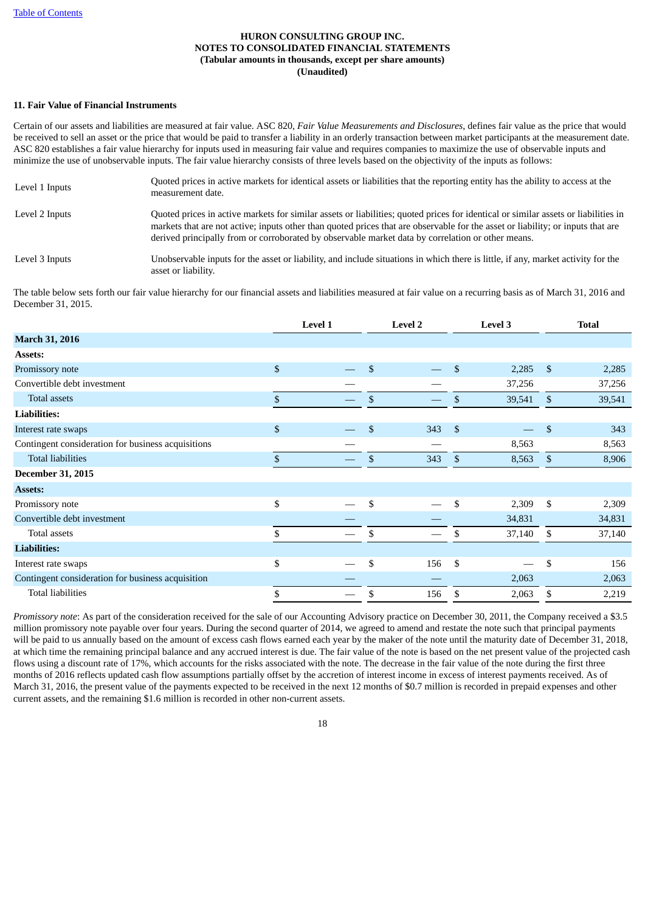**HURON CONSULTING GROUP INC.**
**NOTES TO CONSOLIDATED FINANCIAL STATEMENTS**
**(Tabular amounts in thousands, except per share amounts)**
**(Unaudited)**

**11. Fair Value of Financial Instruments**

Certain of our assets and liabilities are measured at fair value. ASC 820, *Fair Value Measurements and Disclosures*, defines fair value as the price that would be received to sell an asset or the price that would be paid to transfer a liability in an orderly transaction between market participants at the measurement date. ASC 820 establishes a fair value hierarchy for inputs used in measuring fair value and requires companies to maximize the use of observable inputs and minimize the use of unobservable inputs. The fair value hierarchy consists of three levels based on the objectivity of the inputs as follows:

| | |
|---|---|
| Level 1 Inputs | Quoted prices in active markets for identical assets or liabilities that the reporting entity has the ability to access at the measurement date. |
| Level 2 Inputs | Quoted prices in active markets for similar assets or liabilities; quoted prices for identical or similar assets or liabilities in markets that are not active; inputs other than quoted prices that are observable for the asset or liability; or inputs that are derived principally from or corroborated by observable market data by correlation or other means. |
| Level 3 Inputs | Unobservable inputs for the asset or liability, and include situations in which there is little, if any, market activity for the asset or liability. |

The table below sets forth our fair value hierarchy for our financial assets and liabilities measured at fair value on a recurring basis as of March 31, 2016 and December 31, 2015.

| | Level 1 | Level 2 | Level 3 | Total |
|---|---|---|---|---|
| **March 31, 2016** | | | | |
| **Assets:** | | | | |
| Promissory note | $ — | $ — | $ 2,285 | $ 2,285 |
| Convertible debt investment | — | — | 37,256 | 37,256 |
| Total assets | $ — | $ — | $ 39,541 | $ 39,541 |
| **Liabilities:** | | | | |
| Interest rate swaps | $ — | $ 343 | $ — | $ 343 |
| Contingent consideration for business acquisitions | — | — | 8,563 | 8,563 |
| Total liabilities | $ — | $ 343 | $ 8,563 | $ 8,906 |
| **December 31, 2015** | | | | |
| **Assets:** | | | | |
| Promissory note | $ — | $ — | $ 2,309 | $ 2,309 |
| Convertible debt investment | — | — | 34,831 | 34,831 |
| Total assets | $ — | $ — | $ 37,140 | $ 37,140 |
| **Liabilities:** | | | | |
| Interest rate swaps | $ — | $ 156 | $ — | $ 156 |
| Contingent consideration for business acquisition | — | — | 2,063 | 2,063 |
| Total liabilities | $ — | $ 156 | $ 2,063 | $ 2,219 |

*Promissory note*: As part of the consideration received for the sale of our Accounting Advisory practice on December 30, 2011, the Company received a $3.5 million promissory note payable over four years. During the second quarter of 2014, we agreed to amend and restate the note such that principal payments will be paid to us annually based on the amount of excess cash flows earned each year by the maker of the note until the maturity date of December 31, 2018, at which time the remaining principal balance and any accrued interest is due. The fair value of the note is based on the net present value of the projected cash flows using a discount rate of 17%, which accounts for the risks associated with the note. The decrease in the fair value of the note during the first three months of 2016 reflects updated cash flow assumptions partially offset by the accretion of interest income in excess of interest payments received. As of March 31, 2016, the present value of the payments expected to be received in the next 12 months of $0.7 million is recorded in prepaid expenses and other current assets, and the remaining $1.6 million is recorded in other non-current assets.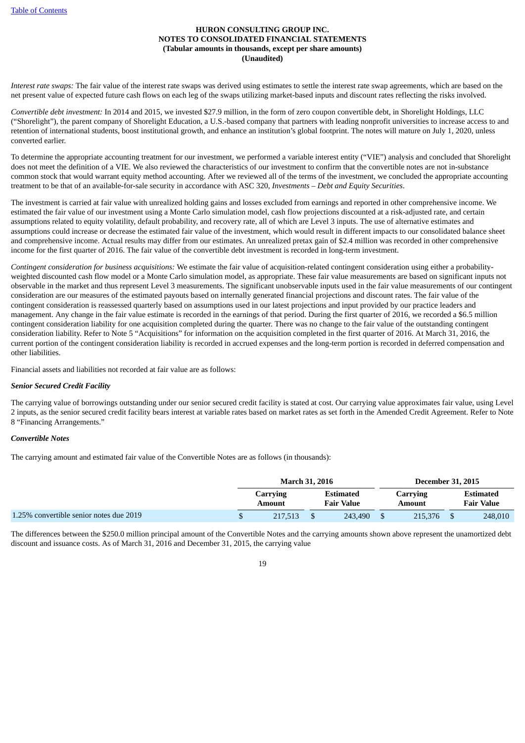*Interest rate swaps:* The fair value of the interest rate swaps was derived using estimates to settle the interest rate swap agreements, which are based on the net present value of expected future cash flows on each leg of the swaps utilizing market-based inputs and discount rates reflecting the risks involved.

*Convertible debt investment:* In 2014 and 2015, we invested $27.9 million, in the form of zero coupon convertible debt, in Shorelight Holdings, LLC ("Shorelight"), the parent company of Shorelight Education, a U.S.-based company that partners with leading nonprofit universities to increase access to and retention of international students, boost institutional growth, and enhance an institution's global footprint. The notes will mature on July 1, 2020, unless converted earlier.

To determine the appropriate accounting treatment for our investment, we performed a variable interest entity ("VIE") analysis and concluded that Shorelight does not meet the definition of a VIE. We also reviewed the characteristics of our investment to confirm that the convertible notes are not in-substance common stock that would warrant equity method accounting. After we reviewed all of the terms of the investment, we concluded the appropriate accounting treatment to be that of an available-for-sale security in accordance with ASC 320, *Investments – Debt and Equity Securities*.

The investment is carried at fair value with unrealized holding gains and losses excluded from earnings and reported in other comprehensive income. We estimated the fair value of our investment using a Monte Carlo simulation model, cash flow projections discounted at a risk-adjusted rate, and certain assumptions related to equity volatility, default probability, and recovery rate, all of which are Level 3 inputs. The use of alternative estimates and assumptions could increase or decrease the estimated fair value of the investment, which would result in different impacts to our consolidated balance sheet and comprehensive income. Actual results may differ from our estimates. An unrealized pretax gain of $2.4 million was recorded in other comprehensive income for the first quarter of 2016. The fair value of the convertible debt investment is recorded in long-term investment.

*Contingent consideration for business acquisitions:* We estimate the fair value of acquisition-related contingent consideration using either a probability-weighted discounted cash flow model or a Monte Carlo simulation model, as appropriate. These fair value measurements are based on significant inputs not observable in the market and thus represent Level 3 measurements. The significant unobservable inputs used in the fair value measurements of our contingent consideration are our measures of the estimated payouts based on internally generated financial projections and discount rates. The fair value of the contingent consideration is reassessed quarterly based on assumptions used in our latest projections and input provided by our practice leaders and management. Any change in the fair value estimate is recorded in the earnings of that period. During the first quarter of 2016, we recorded a $6.5 million contingent consideration liability for one acquisition completed during the quarter. There was no change to the fair value of the outstanding contingent consideration liability. Refer to Note 5 "Acquisitions" for information on the acquisition completed in the first quarter of 2016. At March 31, 2016, the current portion of the contingent consideration liability is recorded in accrued expenses and the long-term portion is recorded in deferred compensation and other liabilities.

Financial assets and liabilities not recorded at fair value are as follows:

***Senior Secured Credit Facility***

The carrying value of borrowings outstanding under our senior secured credit facility is stated at cost. Our carrying value approximates fair value, using Level 2 inputs, as the senior secured credit facility bears interest at variable rates based on market rates as set forth in the Amended Credit Agreement. Refer to Note 8 "Financing Arrangements."

***Convertible Notes***

The carrying amount and estimated fair value of the Convertible Notes are as follows (in thousands):

| | March 31, 2016 | | December 31, 2015 | |
|---|---|---|---|---|
| | Carrying Amount | Estimated Fair Value | Carrying Amount | Estimated Fair Value |
| 1.25% convertible senior notes due 2019 | $ 217,513 | $ 243,490 | $ 215,376 | $ 248,010 |

The differences between the $250.0 million principal amount of the Convertible Notes and the carrying amounts shown above represent the unamortized debt discount and issuance costs. As of March 31, 2016 and December 31, 2015, the carrying value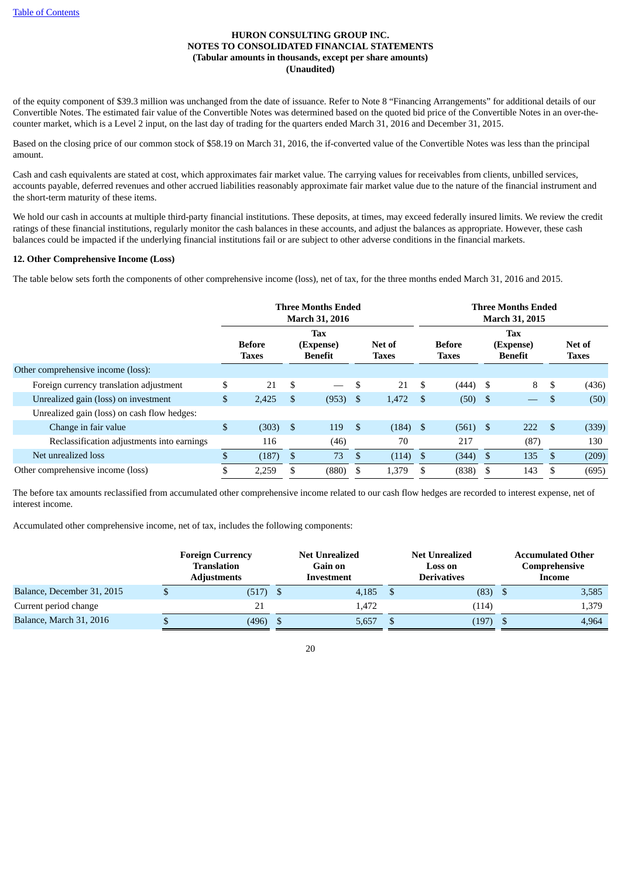of the equity component of $39.3 million was unchanged from the date of issuance. Refer to Note 8 "Financing Arrangements" for additional details of our Convertible Notes. The estimated fair value of the Convertible Notes was determined based on the quoted bid price of the Convertible Notes in an over-the-counter market, which is a Level 2 input, on the last day of trading for the quarters ended March 31, 2016 and December 31, 2015.

Based on the closing price of our common stock of $58.19 on March 31, 2016, the if-converted value of the Convertible Notes was less than the principal amount.

Cash and cash equivalents are stated at cost, which approximates fair market value. The carrying values for receivables from clients, unbilled services, accounts payable, deferred revenues and other accrued liabilities reasonably approximate fair market value due to the nature of the financial instrument and the short-term maturity of these items.

We hold our cash in accounts at multiple third-party financial institutions. These deposits, at times, may exceed federally insured limits. We review the credit ratings of these financial institutions, regularly monitor the cash balances in these accounts, and adjust the balances as appropriate. However, these cash balances could be impacted if the underlying financial institutions fail or are subject to other adverse conditions in the financial markets.

**12. Other Comprehensive Income (Loss)**

The table below sets forth the components of other comprehensive income (loss), net of tax, for the three months ended March 31, 2016 and 2015.

| | Three Months Ended March 31, 2016 | | | Three Months Ended March 31, 2015 | | |
|---|---|---|---|---|---|---|
| | Before Taxes | Tax (Expense) Benefit | Net of Taxes | Before Taxes | Tax (Expense) Benefit | Net of Taxes |
| Other comprehensive income (loss): | | | | | | |
| Foreign currency translation adjustment | $ 21 | $ — | $ 21 | $ (444) | $ 8 | $ (436) |
| Unrealized gain (loss) on investment | $ 2,425 | $ (953) | $ 1,472 | $ (50) | $ — | $ (50) |
| Unrealized gain (loss) on cash flow hedges: | | | | | | |
| Change in fair value | $ (303) | $ 119 | $ (184) | $ (561) | $ 222 | $ (339) |
| Reclassification adjustments into earnings | 116 | (46) | 70 | 217 | (87) | 130 |
| Net unrealized loss | $ (187) | $ 73 | $ (114) | $ (344) | $ 135 | $ (209) |
| Other comprehensive income (loss) | $ 2,259 | $ (880) | $ 1,379 | $ (838) | $ 143 | $ (695) |

The before tax amounts reclassified from accumulated other comprehensive income related to our cash flow hedges are recorded to interest expense, net of interest income.

Accumulated other comprehensive income, net of tax, includes the following components:

| | Foreign Currency Translation Adjustments | Net Unrealized Gain on Investment | Net Unrealized Loss on Derivatives | Accumulated Other Comprehensive Income |
|---|---|---|---|---|
| Balance, December 31, 2015 | $ (517) | $ 4,185 | $ (83) | $ 3,585 |
| Current period change | 21 | 1,472 | (114) | 1,379 |
| Balance, March 31, 2016 | $ (496) | $ 5,657 | $ (197) | $ 4,964 |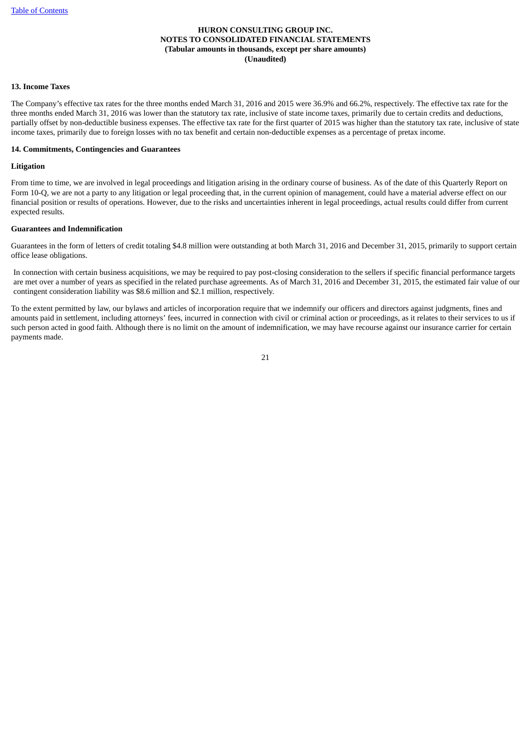**HURON CONSULTING GROUP INC.**
**NOTES TO CONSOLIDATED FINANCIAL STATEMENTS**
**(Tabular amounts in thousands, except per share amounts)**
**(Unaudited)**

## 13. Income Taxes

The Company's effective tax rates for the three months ended March 31, 2016 and 2015 were 36.9% and 66.2%, respectively. The effective tax rate for the three months ended March 31, 2016 was lower than the statutory tax rate, inclusive of state income taxes, primarily due to certain credits and deductions, partially offset by non-deductible business expenses. The effective tax rate for the first quarter of 2015 was higher than the statutory tax rate, inclusive of state income taxes, primarily due to foreign losses with no tax benefit and certain non-deductible expenses as a percentage of pretax income.

## 14. Commitments, Contingencies and Guarantees

### Litigation

From time to time, we are involved in legal proceedings and litigation arising in the ordinary course of business. As of the date of this Quarterly Report on Form 10-Q, we are not a party to any litigation or legal proceeding that, in the current opinion of management, could have a material adverse effect on our financial position or results of operations. However, due to the risks and uncertainties inherent in legal proceedings, actual results could differ from current expected results.

### Guarantees and Indemnification

Guarantees in the form of letters of credit totaling $4.8 million were outstanding at both March 31, 2016 and December 31, 2015, primarily to support certain office lease obligations.

In connection with certain business acquisitions, we may be required to pay post-closing consideration to the sellers if specific financial performance targets are met over a number of years as specified in the related purchase agreements. As of March 31, 2016 and December 31, 2015, the estimated fair value of our contingent consideration liability was $8.6 million and $2.1 million, respectively.

To the extent permitted by law, our bylaws and articles of incorporation require that we indemnify our officers and directors against judgments, fines and amounts paid in settlement, including attorneys' fees, incurred in connection with civil or criminal action or proceedings, as it relates to their services to us if such person acted in good faith. Although there is no limit on the amount of indemnification, we may have recourse against our insurance carrier for certain payments made.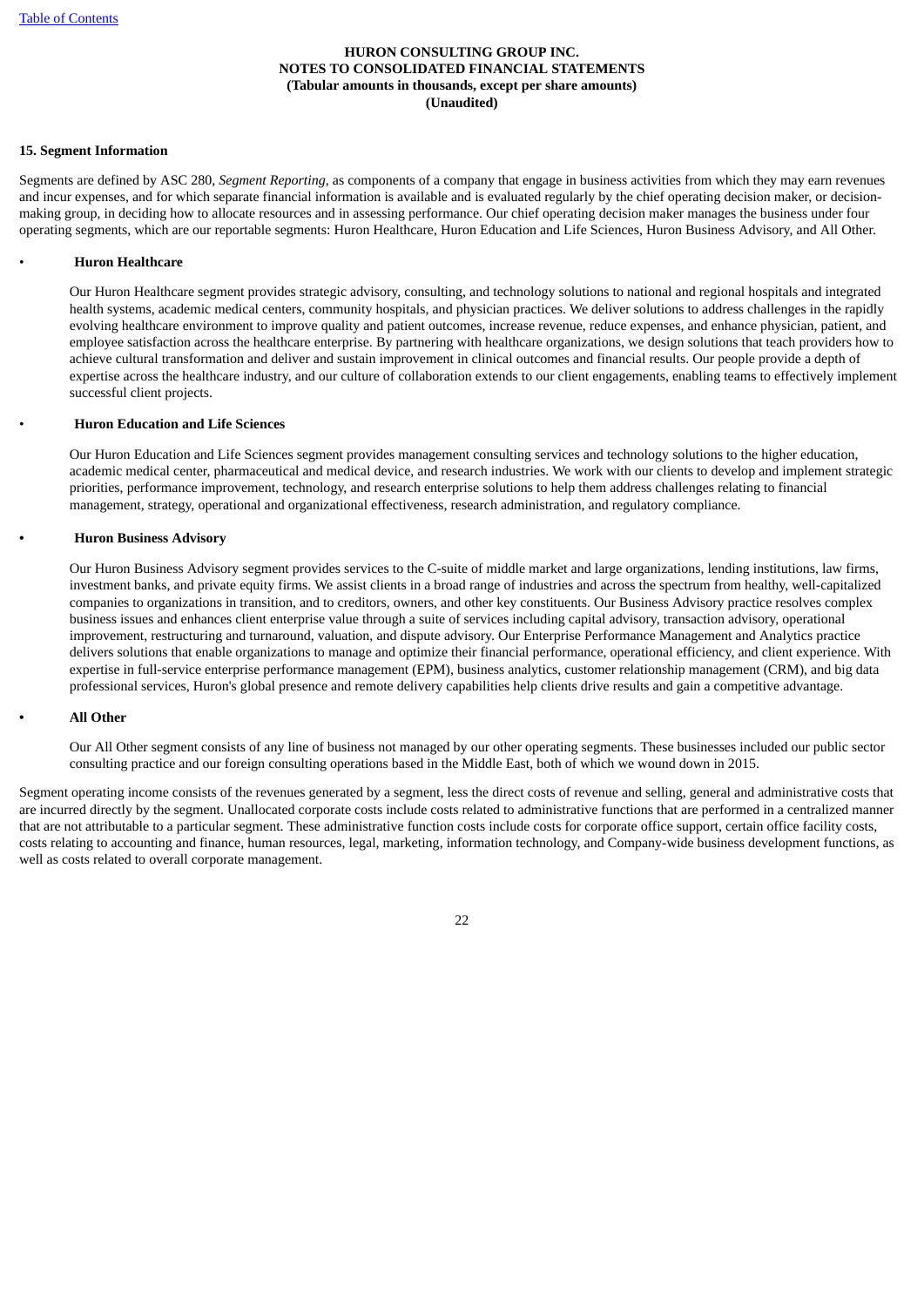**HURON CONSULTING GROUP INC.**
**NOTES TO CONSOLIDATED FINANCIAL STATEMENTS**
**(Tabular amounts in thousands, except per share amounts)**
**(Unaudited)**

**15. Segment Information**

Segments are defined by ASC 280, *Segment Reporting*, as components of a company that engage in business activities from which they may earn revenues and incur expenses, and for which separate financial information is available and is evaluated regularly by the chief operating decision maker, or decision-making group, in deciding how to allocate resources and in assessing performance. Our chief operating decision maker manages the business under four operating segments, which are our reportable segments: Huron Healthcare, Huron Education and Life Sciences, Huron Business Advisory, and All Other.

- **Huron Healthcare**

  Our Huron Healthcare segment provides strategic advisory, consulting, and technology solutions to national and regional hospitals and integrated health systems, academic medical centers, community hospitals, and physician practices. We deliver solutions to address challenges in the rapidly evolving healthcare environment to improve quality and patient outcomes, increase revenue, reduce expenses, and enhance physician, patient, and employee satisfaction across the healthcare enterprise. By partnering with healthcare organizations, we design solutions that teach providers how to achieve cultural transformation and deliver and sustain improvement in clinical outcomes and financial results. Our people provide a depth of expertise across the healthcare industry, and our culture of collaboration extends to our client engagements, enabling teams to effectively implement successful client projects.

- **Huron Education and Life Sciences**

  Our Huron Education and Life Sciences segment provides management consulting services and technology solutions to the higher education, academic medical center, pharmaceutical and medical device, and research industries. We work with our clients to develop and implement strategic priorities, performance improvement, technology, and research enterprise solutions to help them address challenges relating to financial management, strategy, operational and organizational effectiveness, research administration, and regulatory compliance.

- **Huron Business Advisory**

  Our Huron Business Advisory segment provides services to the C-suite of middle market and large organizations, lending institutions, law firms, investment banks, and private equity firms. We assist clients in a broad range of industries and across the spectrum from healthy, well-capitalized companies to organizations in transition, and to creditors, owners, and other key constituents. Our Business Advisory practice resolves complex business issues and enhances client enterprise value through a suite of services including capital advisory, transaction advisory, operational improvement, restructuring and turnaround, valuation, and dispute advisory. Our Enterprise Performance Management and Analytics practice delivers solutions that enable organizations to manage and optimize their financial performance, operational efficiency, and client experience. With expertise in full-service enterprise performance management (EPM), business analytics, customer relationship management (CRM), and big data professional services, Huron's global presence and remote delivery capabilities help clients drive results and gain a competitive advantage.

- **All Other**

  Our All Other segment consists of any line of business not managed by our other operating segments. These businesses included our public sector consulting practice and our foreign consulting operations based in the Middle East, both of which we wound down in 2015.

Segment operating income consists of the revenues generated by a segment, less the direct costs of revenue and selling, general and administrative costs that are incurred directly by the segment. Unallocated corporate costs include costs related to administrative functions that are performed in a centralized manner that are not attributable to a particular segment. These administrative function costs include costs for corporate office support, certain office facility costs, costs relating to accounting and finance, human resources, legal, marketing, information technology, and Company-wide business development functions, as well as costs related to overall corporate management.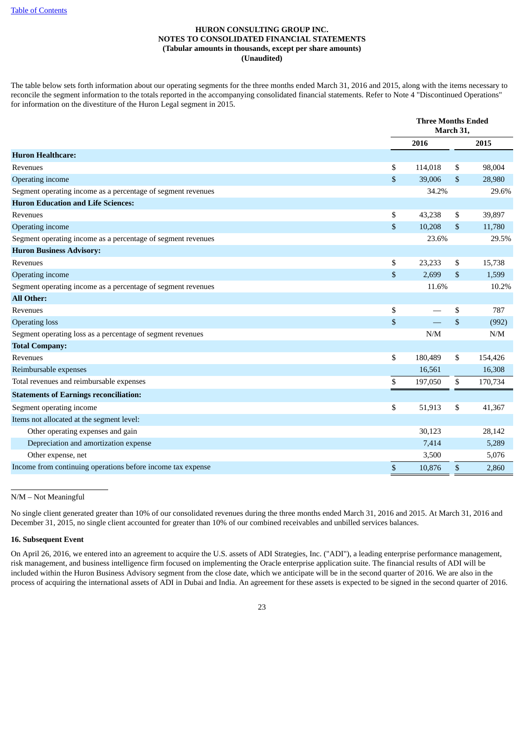HURON CONSULTING GROUP INC.
NOTES TO CONSOLIDATED FINANCIAL STATEMENTS
(Tabular amounts in thousands, except per share amounts)
(Unaudited)

The table below sets forth information about our operating segments for the three months ended March 31, 2016 and 2015, along with the items necessary to reconcile the segment information to the totals reported in the accompanying consolidated financial statements. Refer to Note 4 "Discontinued Operations" for information on the divestiture of the Huron Legal segment in 2015.

| | Three Months Ended March 31, | |
|---|---|---|
| | **2016** | **2015** |
| **Huron Healthcare:** | | |
| Revenues | $ 114,018 | $ 98,004 |
| Operating income | $ 39,006 | $ 28,980 |
| Segment operating income as a percentage of segment revenues | 34.2% | 29.6% |
| **Huron Education and Life Sciences:** | | |
| Revenues | $ 43,238 | $ 39,897 |
| Operating income | $ 10,208 | $ 11,780 |
| Segment operating income as a percentage of segment revenues | 23.6% | 29.5% |
| **Huron Business Advisory:** | | |
| Revenues | $ 23,233 | $ 15,738 |
| Operating income | $ 2,699 | $ 1,599 |
| Segment operating income as a percentage of segment revenues | 11.6% | 10.2% |
| **All Other:** | | |
| Revenues | $ — | $ 787 |
| Operating loss | $ — | $ (992) |
| Segment operating loss as a percentage of segment revenues | N/M | N/M |
| **Total Company:** | | |
| Revenues | $ 180,489 | $ 154,426 |
| Reimbursable expenses | 16,561 | 16,308 |
| Total revenues and reimbursable expenses | $ 197,050 | $ 170,734 |
| **Statements of Earnings reconciliation:** | | |
| Segment operating income | $ 51,913 | $ 41,367 |
| Items not allocated at the segment level: | | |
| Other operating expenses and gain | 30,123 | 28,142 |
| Depreciation and amortization expense | 7,414 | 5,289 |
| Other expense, net | 3,500 | 5,076 |
| Income from continuing operations before income tax expense | $ 10,876 | $ 2,860 |

N/M – Not Meaningful

No single client generated greater than 10% of our consolidated revenues during the three months ended March 31, 2016 and 2015. At March 31, 2016 and December 31, 2015, no single client accounted for greater than 10% of our combined receivables and unbilled services balances.

## 16. Subsequent Event

On April 26, 2016, we entered into an agreement to acquire the U.S. assets of ADI Strategies, Inc. ("ADI"), a leading enterprise performance management, risk management, and business intelligence firm focused on implementing the Oracle enterprise application suite. The financial results of ADI will be included within the Huron Business Advisory segment from the close date, which we anticipate will be in the second quarter of 2016. We are also in the process of acquiring the international assets of ADI in Dubai and India. An agreement for these assets is expected to be signed in the second quarter of 2016.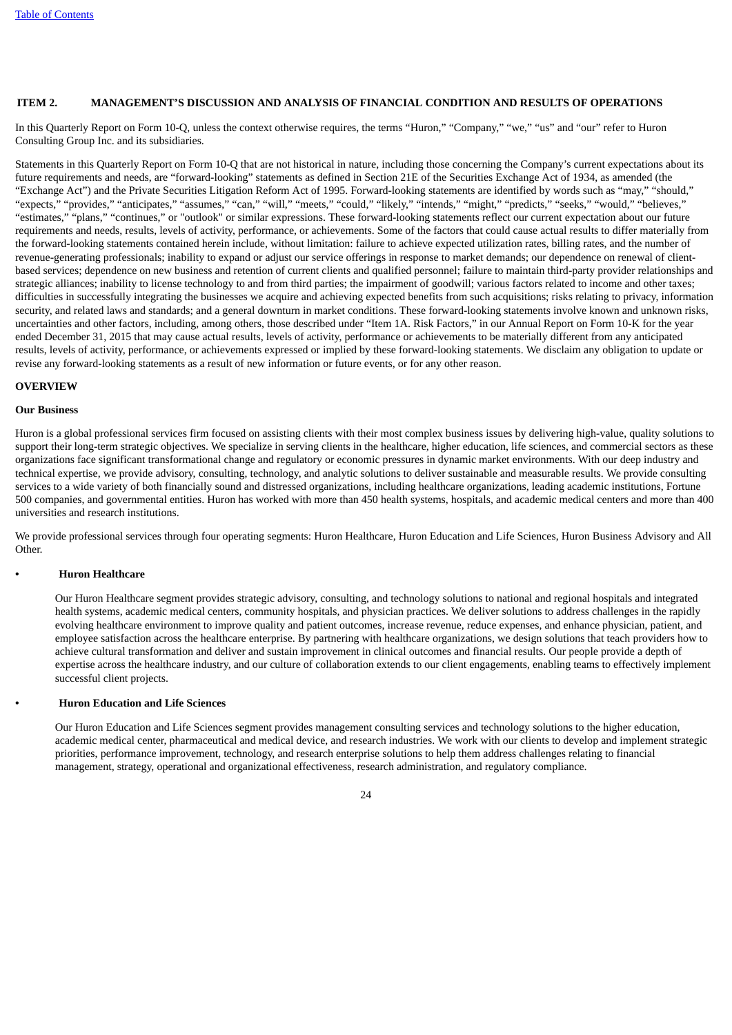## ITEM 2. MANAGEMENT'S DISCUSSION AND ANALYSIS OF FINANCIAL CONDITION AND RESULTS OF OPERATIONS

In this Quarterly Report on Form 10-Q, unless the context otherwise requires, the terms "Huron," "Company," "we," "us" and "our" refer to Huron Consulting Group Inc. and its subsidiaries.

Statements in this Quarterly Report on Form 10-Q that are not historical in nature, including those concerning the Company's current expectations about its future requirements and needs, are "forward-looking" statements as defined in Section 21E of the Securities Exchange Act of 1934, as amended (the "Exchange Act") and the Private Securities Litigation Reform Act of 1995. Forward-looking statements are identified by words such as "may," "should," "expects," "provides," "anticipates," "assumes," "can," "will," "meets," "could," "likely," "intends," "might," "predicts," "seeks," "would," "believes," "estimates," "plans," "continues," or "outlook" or similar expressions. These forward-looking statements reflect our current expectation about our future requirements and needs, results, levels of activity, performance, or achievements. Some of the factors that could cause actual results to differ materially from the forward-looking statements contained herein include, without limitation: failure to achieve expected utilization rates, billing rates, and the number of revenue-generating professionals; inability to expand or adjust our service offerings in response to market demands; our dependence on renewal of client-based services; dependence on new business and retention of current clients and qualified personnel; failure to maintain third-party provider relationships and strategic alliances; inability to license technology to and from third parties; the impairment of goodwill; various factors related to income and other taxes; difficulties in successfully integrating the businesses we acquire and achieving expected benefits from such acquisitions; risks relating to privacy, information security, and related laws and standards; and a general downturn in market conditions. These forward-looking statements involve known and unknown risks, uncertainties and other factors, including, among others, those described under "Item 1A. Risk Factors," in our Annual Report on Form 10-K for the year ended December 31, 2015 that may cause actual results, levels of activity, performance or achievements to be materially different from any anticipated results, levels of activity, performance, or achievements expressed or implied by these forward-looking statements. We disclaim any obligation to update or revise any forward-looking statements as a result of new information or future events, or for any other reason.

### OVERVIEW

#### Our Business

Huron is a global professional services firm focused on assisting clients with their most complex business issues by delivering high-value, quality solutions to support their long-term strategic objectives. We specialize in serving clients in the healthcare, higher education, life sciences, and commercial sectors as these organizations face significant transformational change and regulatory or economic pressures in dynamic market environments. With our deep industry and technical expertise, we provide advisory, consulting, technology, and analytic solutions to deliver sustainable and measurable results. We provide consulting services to a wide variety of both financially sound and distressed organizations, including healthcare organizations, leading academic institutions, Fortune 500 companies, and governmental entities. Huron has worked with more than 450 health systems, hospitals, and academic medical centers and more than 400 universities and research institutions.

We provide professional services through four operating segments: Huron Healthcare, Huron Education and Life Sciences, Huron Business Advisory and All Other.

- **Huron Healthcare**

  Our Huron Healthcare segment provides strategic advisory, consulting, and technology solutions to national and regional hospitals and integrated health systems, academic medical centers, community hospitals, and physician practices. We deliver solutions to address challenges in the rapidly evolving healthcare environment to improve quality and patient outcomes, increase revenue, reduce expenses, and enhance physician, patient, and employee satisfaction across the healthcare enterprise. By partnering with healthcare organizations, we design solutions that teach providers how to achieve cultural transformation and deliver and sustain improvement in clinical outcomes and financial results. Our people provide a depth of expertise across the healthcare industry, and our culture of collaboration extends to our client engagements, enabling teams to effectively implement successful client projects.

- **Huron Education and Life Sciences**

  Our Huron Education and Life Sciences segment provides management consulting services and technology solutions to the higher education, academic medical center, pharmaceutical and medical device, and research industries. We work with our clients to develop and implement strategic priorities, performance improvement, technology, and research enterprise solutions to help them address challenges relating to financial management, strategy, operational and organizational effectiveness, research administration, and regulatory compliance.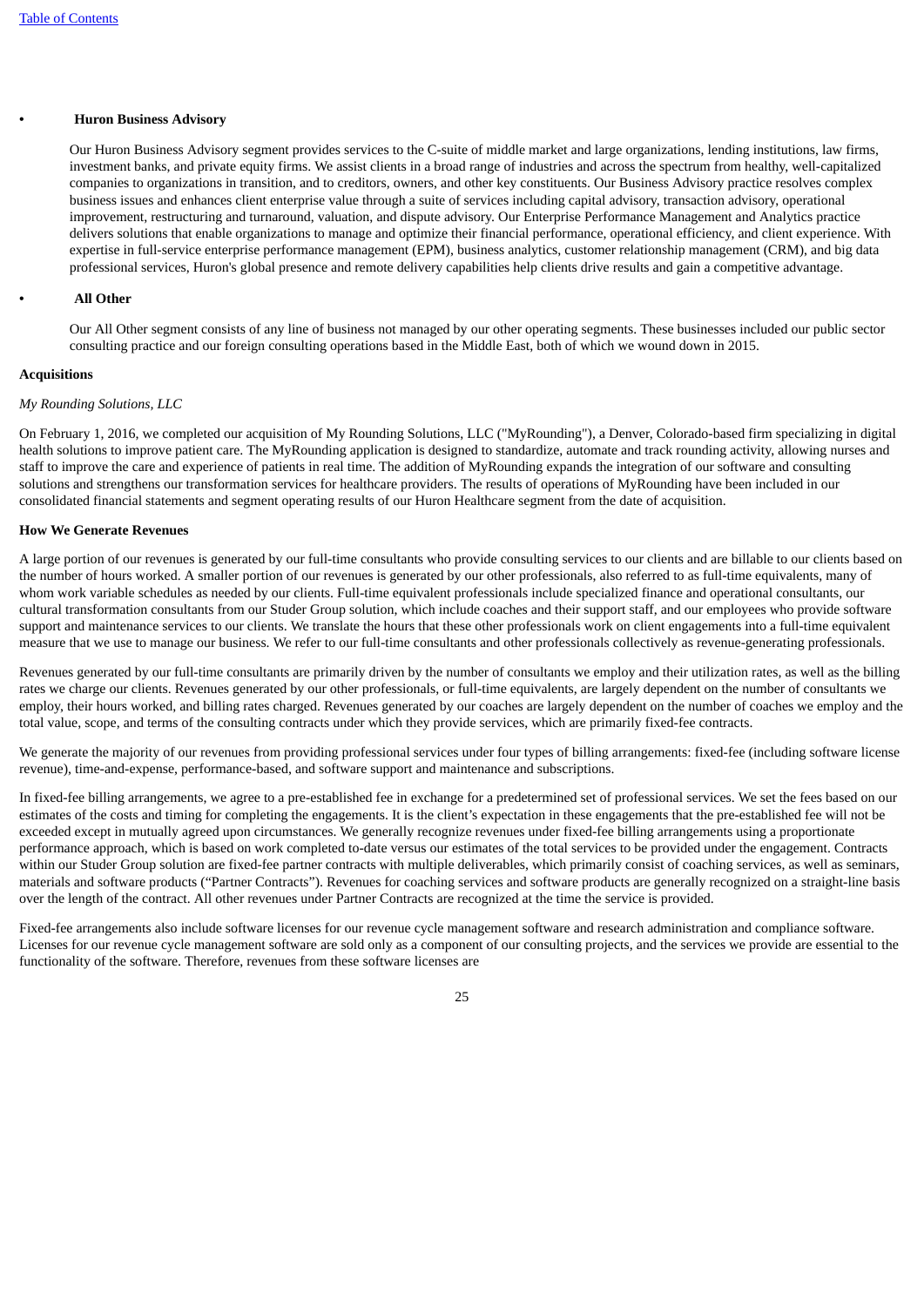- **Huron Business Advisory**

  Our Huron Business Advisory segment provides services to the C-suite of middle market and large organizations, lending institutions, law firms, investment banks, and private equity firms. We assist clients in a broad range of industries and across the spectrum from healthy, well-capitalized companies to organizations in transition, and to creditors, owners, and other key constituents. Our Business Advisory practice resolves complex business issues and enhances client enterprise value through a suite of services including capital advisory, transaction advisory, operational improvement, restructuring and turnaround, valuation, and dispute advisory. Our Enterprise Performance Management and Analytics practice delivers solutions that enable organizations to manage and optimize their financial performance, operational efficiency, and client experience. With expertise in full-service enterprise performance management (EPM), business analytics, customer relationship management (CRM), and big data professional services, Huron's global presence and remote delivery capabilities help clients drive results and gain a competitive advantage.

- **All Other**

  Our All Other segment consists of any line of business not managed by our other operating segments. These businesses included our public sector consulting practice and our foreign consulting operations based in the Middle East, both of which we wound down in 2015.

**Acquisitions**

*My Rounding Solutions, LLC*

On February 1, 2016, we completed our acquisition of My Rounding Solutions, LLC ("MyRounding"), a Denver, Colorado-based firm specializing in digital health solutions to improve patient care. The MyRounding application is designed to standardize, automate and track rounding activity, allowing nurses and staff to improve the care and experience of patients in real time. The addition of MyRounding expands the integration of our software and consulting solutions and strengthens our transformation services for healthcare providers. The results of operations of MyRounding have been included in our consolidated financial statements and segment operating results of our Huron Healthcare segment from the date of acquisition.

**How We Generate Revenues**

A large portion of our revenues is generated by our full-time consultants who provide consulting services to our clients and are billable to our clients based on the number of hours worked. A smaller portion of our revenues is generated by our other professionals, also referred to as full-time equivalents, many of whom work variable schedules as needed by our clients. Full-time equivalent professionals include specialized finance and operational consultants, our cultural transformation consultants from our Studer Group solution, which include coaches and their support staff, and our employees who provide software support and maintenance services to our clients. We translate the hours that these other professionals work on client engagements into a full-time equivalent measure that we use to manage our business. We refer to our full-time consultants and other professionals collectively as revenue-generating professionals.

Revenues generated by our full-time consultants are primarily driven by the number of consultants we employ and their utilization rates, as well as the billing rates we charge our clients. Revenues generated by our other professionals, or full-time equivalents, are largely dependent on the number of consultants we employ, their hours worked, and billing rates charged. Revenues generated by our coaches are largely dependent on the number of coaches we employ and the total value, scope, and terms of the consulting contracts under which they provide services, which are primarily fixed-fee contracts.

We generate the majority of our revenues from providing professional services under four types of billing arrangements: fixed-fee (including software license revenue), time-and-expense, performance-based, and software support and maintenance and subscriptions.

In fixed-fee billing arrangements, we agree to a pre-established fee in exchange for a predetermined set of professional services. We set the fees based on our estimates of the costs and timing for completing the engagements. It is the client's expectation in these engagements that the pre-established fee will not be exceeded except in mutually agreed upon circumstances. We generally recognize revenues under fixed-fee billing arrangements using a proportionate performance approach, which is based on work completed to-date versus our estimates of the total services to be provided under the engagement. Contracts within our Studer Group solution are fixed-fee partner contracts with multiple deliverables, which primarily consist of coaching services, as well as seminars, materials and software products ("Partner Contracts"). Revenues for coaching services and software products are generally recognized on a straight-line basis over the length of the contract. All other revenues under Partner Contracts are recognized at the time the service is provided.

Fixed-fee arrangements also include software licenses for our revenue cycle management software and research administration and compliance software. Licenses for our revenue cycle management software are sold only as a component of our consulting projects, and the services we provide are essential to the functionality of the software. Therefore, revenues from these software licenses are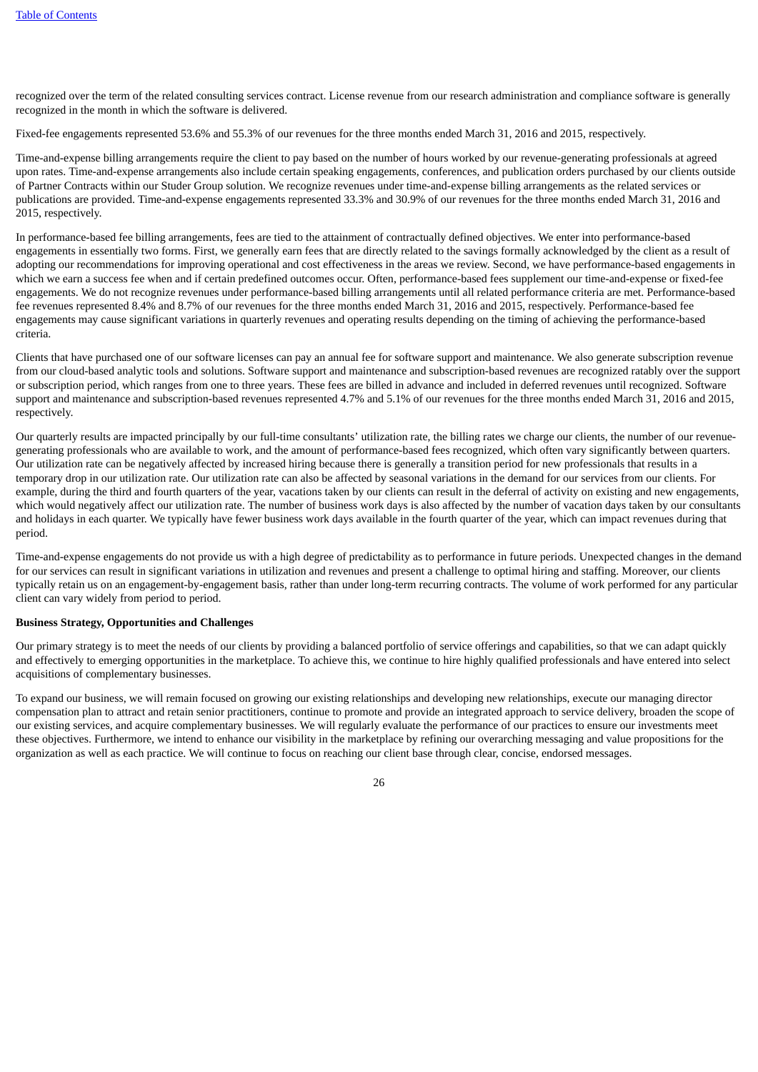recognized over the term of the related consulting services contract. License revenue from our research administration and compliance software is generally recognized in the month in which the software is delivered.

Fixed-fee engagements represented 53.6% and 55.3% of our revenues for the three months ended March 31, 2016 and 2015, respectively.

Time-and-expense billing arrangements require the client to pay based on the number of hours worked by our revenue-generating professionals at agreed upon rates. Time-and-expense arrangements also include certain speaking engagements, conferences, and publication orders purchased by our clients outside of Partner Contracts within our Studer Group solution. We recognize revenues under time-and-expense billing arrangements as the related services or publications are provided. Time-and-expense engagements represented 33.3% and 30.9% of our revenues for the three months ended March 31, 2016 and 2015, respectively.

In performance-based fee billing arrangements, fees are tied to the attainment of contractually defined objectives. We enter into performance-based engagements in essentially two forms. First, we generally earn fees that are directly related to the savings formally acknowledged by the client as a result of adopting our recommendations for improving operational and cost effectiveness in the areas we review. Second, we have performance-based engagements in which we earn a success fee when and if certain predefined outcomes occur. Often, performance-based fees supplement our time-and-expense or fixed-fee engagements. We do not recognize revenues under performance-based billing arrangements until all related performance criteria are met. Performance-based fee revenues represented 8.4% and 8.7% of our revenues for the three months ended March 31, 2016 and 2015, respectively. Performance-based fee engagements may cause significant variations in quarterly revenues and operating results depending on the timing of achieving the performance-based criteria.

Clients that have purchased one of our software licenses can pay an annual fee for software support and maintenance. We also generate subscription revenue from our cloud-based analytic tools and solutions. Software support and maintenance and subscription-based revenues are recognized ratably over the support or subscription period, which ranges from one to three years. These fees are billed in advance and included in deferred revenues until recognized. Software support and maintenance and subscription-based revenues represented 4.7% and 5.1% of our revenues for the three months ended March 31, 2016 and 2015, respectively.

Our quarterly results are impacted principally by our full-time consultants' utilization rate, the billing rates we charge our clients, the number of our revenue-generating professionals who are available to work, and the amount of performance-based fees recognized, which often vary significantly between quarters. Our utilization rate can be negatively affected by increased hiring because there is generally a transition period for new professionals that results in a temporary drop in our utilization rate. Our utilization rate can also be affected by seasonal variations in the demand for our services from our clients. For example, during the third and fourth quarters of the year, vacations taken by our clients can result in the deferral of activity on existing and new engagements, which would negatively affect our utilization rate. The number of business work days is also affected by the number of vacation days taken by our consultants and holidays in each quarter. We typically have fewer business work days available in the fourth quarter of the year, which can impact revenues during that period.

Time-and-expense engagements do not provide us with a high degree of predictability as to performance in future periods. Unexpected changes in the demand for our services can result in significant variations in utilization and revenues and present a challenge to optimal hiring and staffing. Moreover, our clients typically retain us on an engagement-by-engagement basis, rather than under long-term recurring contracts. The volume of work performed for any particular client can vary widely from period to period.

**Business Strategy, Opportunities and Challenges**

Our primary strategy is to meet the needs of our clients by providing a balanced portfolio of service offerings and capabilities, so that we can adapt quickly and effectively to emerging opportunities in the marketplace. To achieve this, we continue to hire highly qualified professionals and have entered into select acquisitions of complementary businesses.

To expand our business, we will remain focused on growing our existing relationships and developing new relationships, execute our managing director compensation plan to attract and retain senior practitioners, continue to promote and provide an integrated approach to service delivery, broaden the scope of our existing services, and acquire complementary businesses. We will regularly evaluate the performance of our practices to ensure our investments meet these objectives. Furthermore, we intend to enhance our visibility in the marketplace by refining our overarching messaging and value propositions for the organization as well as each practice. We will continue to focus on reaching our client base through clear, concise, endorsed messages.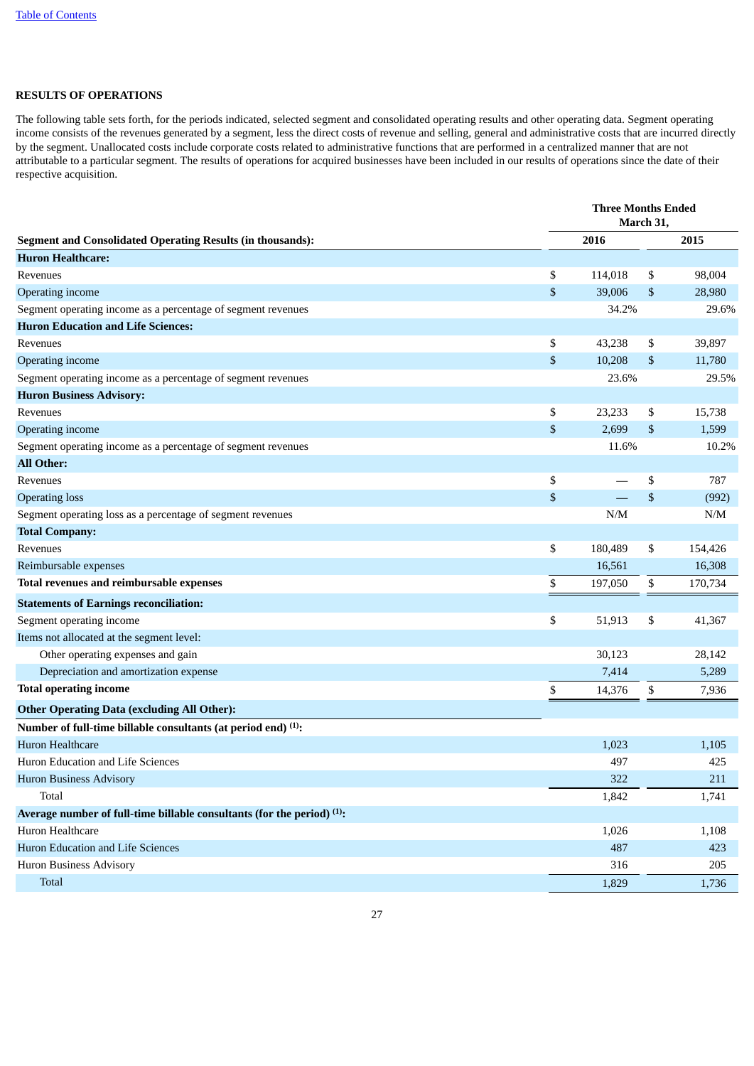## RESULTS OF OPERATIONS

The following table sets forth, for the periods indicated, selected segment and consolidated operating results and other operating data. Segment operating income consists of the revenues generated by a segment, less the direct costs of revenue and selling, general and administrative costs that are incurred directly by the segment. Unallocated costs include corporate costs related to administrative functions that are performed in a centralized manner that are not attributable to a particular segment. The results of operations for acquired businesses have been included in our results of operations since the date of their respective acquisition.

| | Three Months Ended March 31, | |
|---|---|---|
| **Segment and Consolidated Operating Results (in thousands):** | **2016** | **2015** |
| **Huron Healthcare:** | | |
| Revenues | $ 114,018 | $ 98,004 |
| Operating income | $ 39,006 | $ 28,980 |
| Segment operating income as a percentage of segment revenues | 34.2% | 29.6% |
| **Huron Education and Life Sciences:** | | |
| Revenues | $ 43,238 | $ 39,897 |
| Operating income | $ 10,208 | $ 11,780 |
| Segment operating income as a percentage of segment revenues | 23.6% | 29.5% |
| **Huron Business Advisory:** | | |
| Revenues | $ 23,233 | $ 15,738 |
| Operating income | $ 2,699 | $ 1,599 |
| Segment operating income as a percentage of segment revenues | 11.6% | 10.2% |
| **All Other:** | | |
| Revenues | $ — | $ 787 |
| Operating loss | $ — | $ (992) |
| Segment operating loss as a percentage of segment revenues | N/M | N/M |
| **Total Company:** | | |
| Revenues | $ 180,489 | $ 154,426 |
| Reimbursable expenses | 16,561 | 16,308 |
| **Total revenues and reimbursable expenses** | $ 197,050 | $ 170,734 |
| **Statements of Earnings reconciliation:** | | |
| Segment operating income | $ 51,913 | $ 41,367 |
| Items not allocated at the segment level: | | |
| Other operating expenses and gain | 30,123 | 28,142 |
| Depreciation and amortization expense | 7,414 | 5,289 |
| **Total operating income** | $ 14,376 | $ 7,936 |
| **Other Operating Data (excluding All Other):** | | |
| **Number of full-time billable consultants (at period end) [(1)]:** | | |
| Huron Healthcare | 1,023 | 1,105 |
| Huron Education and Life Sciences | 497 | 425 |
| Huron Business Advisory | 322 | 211 |
| Total | 1,842 | 1,741 |
| **Average number of full-time billable consultants (for the period) [(1)]:** | | |
| Huron Healthcare | 1,026 | 1,108 |
| Huron Education and Life Sciences | 487 | 423 |
| Huron Business Advisory | 316 | 205 |
| Total | 1,829 | 1,736 |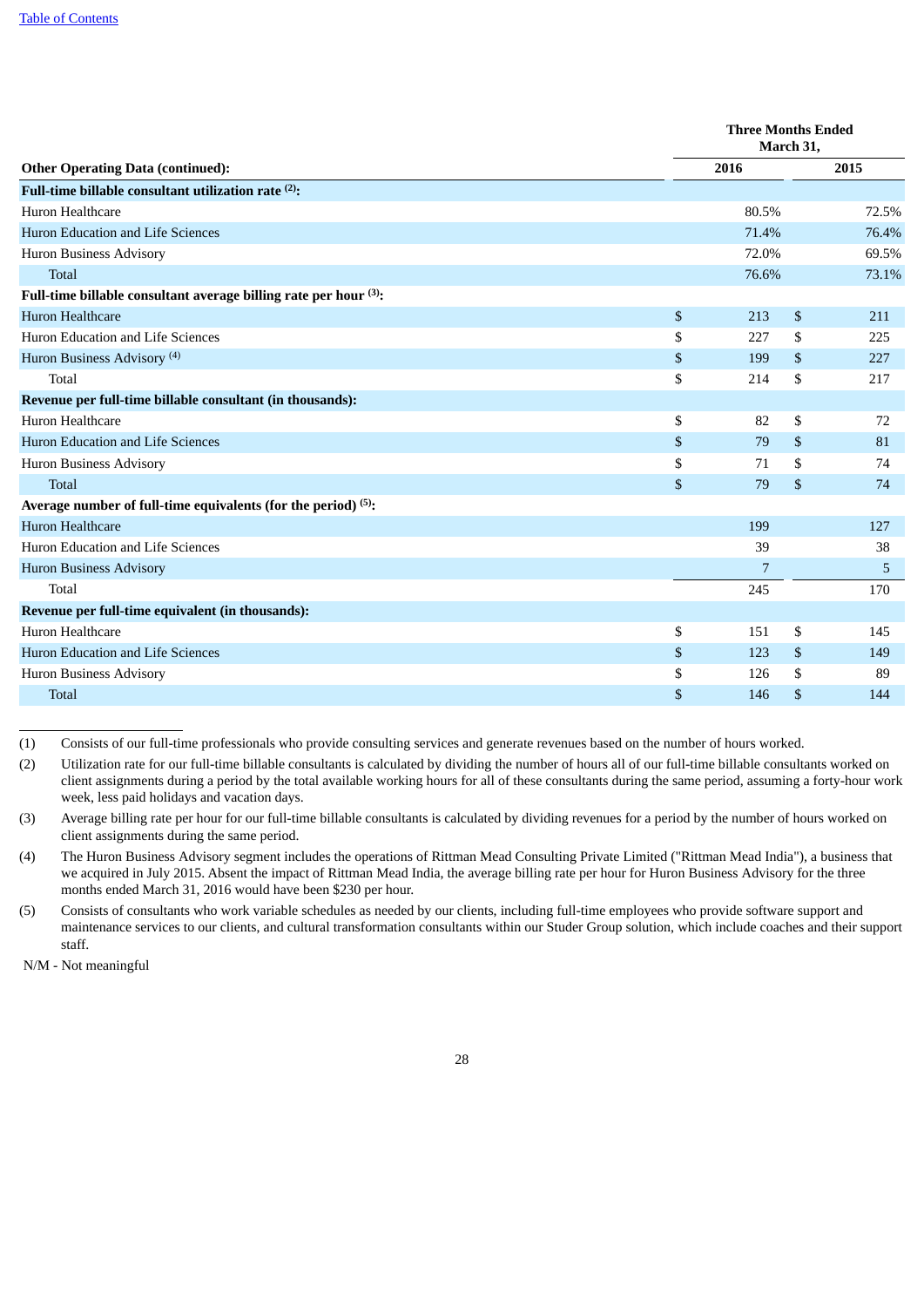| Other Operating Data (continued): | Three Months Ended March 31, 2016 | Three Months Ended March 31, 2015 |
|---|---|---|
| **Full-time billable consultant utilization rate [(2)]:** | | |
| Huron Healthcare | 80.5% | 72.5% |
| Huron Education and Life Sciences | 71.4% | 76.4% |
| Huron Business Advisory | 72.0% | 69.5% |
| Total | 76.6% | 73.1% |
| **Full-time billable consultant average billing rate per hour [(3)]:** | | |
| Huron Healthcare | $ 213 | $ 211 |
| Huron Education and Life Sciences | $ 227 | $ 225 |
| Huron Business Advisory [(4)] | $ 199 | $ 227 |
| Total | $ 214 | $ 217 |
| **Revenue per full-time billable consultant (in thousands):** | | |
| Huron Healthcare | $ 82 | $ 72 |
| Huron Education and Life Sciences | $ 79 | $ 81 |
| Huron Business Advisory | $ 71 | $ 74 |
| Total | $ 79 | $ 74 |
| **Average number of full-time equivalents (for the period) [(5)]:** | | |
| Huron Healthcare | 199 | 127 |
| Huron Education and Life Sciences | 39 | 38 |
| Huron Business Advisory | 7 | 5 |
| Total | 245 | 170 |
| **Revenue per full-time equivalent (in thousands):** | | |
| Huron Healthcare | $ 151 | $ 145 |
| Huron Education and Life Sciences | $ 123 | $ 149 |
| Huron Business Advisory | $ 126 | $ 89 |
| Total | $ 146 | $ 144 |

(1) Consists of our full-time professionals who provide consulting services and generate revenues based on the number of hours worked.

(2) Utilization rate for our full-time billable consultants is calculated by dividing the number of hours all of our full-time billable consultants worked on client assignments during a period by the total available working hours for all of these consultants during the same period, assuming a forty-hour work week, less paid holidays and vacation days.

(3) Average billing rate per hour for our full-time billable consultants is calculated by dividing revenues for a period by the number of hours worked on client assignments during the same period.

(4) The Huron Business Advisory segment includes the operations of Rittman Mead Consulting Private Limited ("Rittman Mead India"), a business that we acquired in July 2015. Absent the impact of Rittman Mead India, the average billing rate per hour for Huron Business Advisory for the three months ended March 31, 2016 would have been $230 per hour.

(5) Consists of consultants who work variable schedules as needed by our clients, including full-time employees who provide software support and maintenance services to our clients, and cultural transformation consultants within our Studer Group solution, which include coaches and their support staff.

N/M - Not meaningful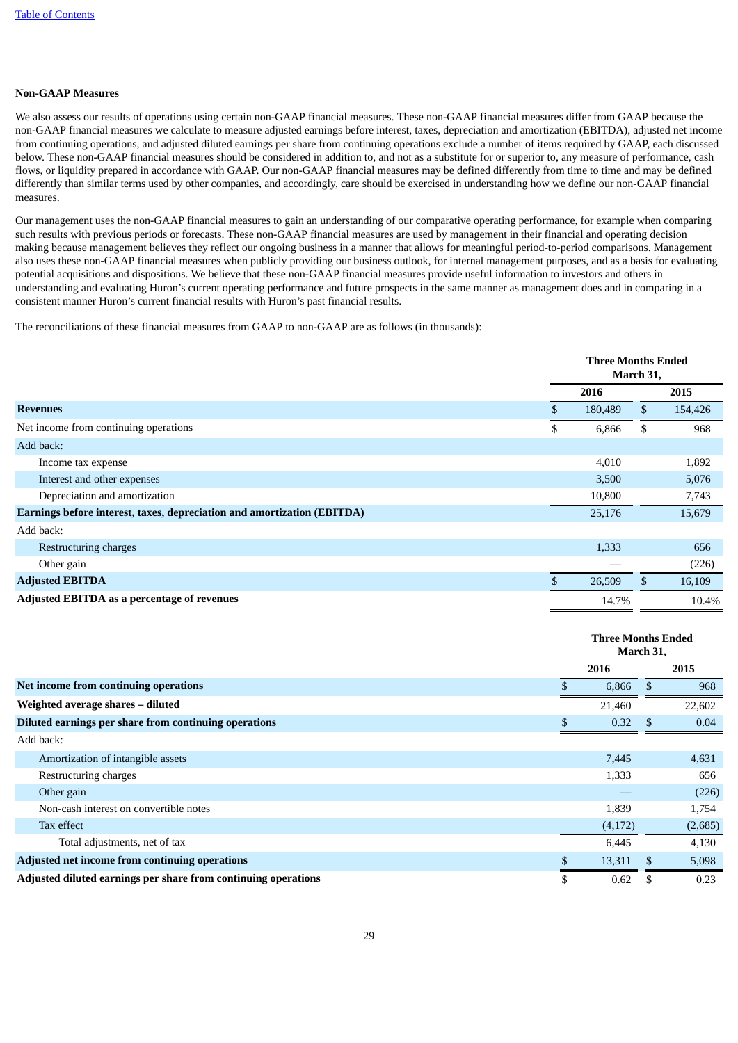### Non-GAAP Measures

We also assess our results of operations using certain non-GAAP financial measures. These non-GAAP financial measures differ from GAAP because the non-GAAP financial measures we calculate to measure adjusted earnings before interest, taxes, depreciation and amortization (EBITDA), adjusted net income from continuing operations, and adjusted diluted earnings per share from continuing operations exclude a number of items required by GAAP, each discussed below. These non-GAAP financial measures should be considered in addition to, and not as a substitute for or superior to, any measure of performance, cash flows, or liquidity prepared in accordance with GAAP. Our non-GAAP financial measures may be defined differently from time to time and may be defined differently than similar terms used by other companies, and accordingly, care should be exercised in understanding how we define our non-GAAP financial measures.

Our management uses the non-GAAP financial measures to gain an understanding of our comparative operating performance, for example when comparing such results with previous periods or forecasts. These non-GAAP financial measures are used by management in their financial and operating decision making because management believes they reflect our ongoing business in a manner that allows for meaningful period-to-period comparisons. Management also uses these non-GAAP financial measures when publicly providing our business outlook, for internal management purposes, and as a basis for evaluating potential acquisitions and dispositions. We believe that these non-GAAP financial measures provide useful information to investors and others in understanding and evaluating Huron's current operating performance and future prospects in the same manner as management does and in comparing in a consistent manner Huron's current financial results with Huron's past financial results.

The reconciliations of these financial measures from GAAP to non-GAAP are as follows (in thousands):

| | Three Months Ended March 31, | |
|---|---|---|
| | 2016 | 2015 |
| **Revenues** | $ 180,489 | $ 154,426 |
| Net income from continuing operations | $ 6,866 | $ 968 |
| Add back: | | |
| Income tax expense | 4,010 | 1,892 |
| Interest and other expenses | 3,500 | 5,076 |
| Depreciation and amortization | 10,800 | 7,743 |
| **Earnings before interest, taxes, depreciation and amortization (EBITDA)** | 25,176 | 15,679 |
| Add back: | | |
| Restructuring charges | 1,333 | 656 |
| Other gain | — | (226) |
| **Adjusted EBITDA** | $ 26,509 | $ 16,109 |
| **Adjusted EBITDA as a percentage of revenues** | 14.7% | 10.4% |

| | Three Months Ended March 31, | |
|---|---|---|
| | 2016 | 2015 |
| **Net income from continuing operations** | $ 6,866 | $ 968 |
| **Weighted average shares – diluted** | 21,460 | 22,602 |
| **Diluted earnings per share from continuing operations** | $ 0.32 | $ 0.04 |
| Add back: | | |
| Amortization of intangible assets | 7,445 | 4,631 |
| Restructuring charges | 1,333 | 656 |
| Other gain | — | (226) |
| Non-cash interest on convertible notes | 1,839 | 1,754 |
| Tax effect | (4,172) | (2,685) |
| Total adjustments, net of tax | 6,445 | 4,130 |
| **Adjusted net income from continuing operations** | $ 13,311 | $ 5,098 |
| **Adjusted diluted earnings per share from continuing operations** | $ 0.62 | $ 0.23 |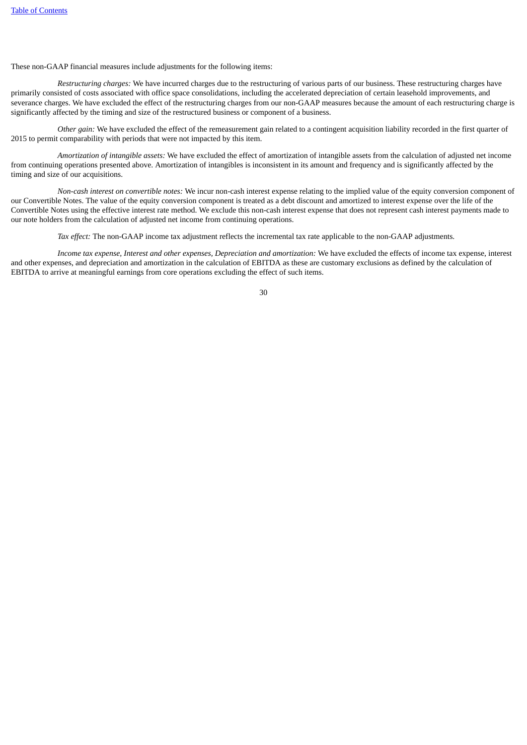These non-GAAP financial measures include adjustments for the following items:

*Restructuring charges:* We have incurred charges due to the restructuring of various parts of our business. These restructuring charges have primarily consisted of costs associated with office space consolidations, including the accelerated depreciation of certain leasehold improvements, and severance charges. We have excluded the effect of the restructuring charges from our non-GAAP measures because the amount of each restructuring charge is significantly affected by the timing and size of the restructured business or component of a business.

*Other gain:* We have excluded the effect of the remeasurement gain related to a contingent acquisition liability recorded in the first quarter of 2015 to permit comparability with periods that were not impacted by this item.

*Amortization of intangible assets:* We have excluded the effect of amortization of intangible assets from the calculation of adjusted net income from continuing operations presented above. Amortization of intangibles is inconsistent in its amount and frequency and is significantly affected by the timing and size of our acquisitions.

*Non-cash interest on convertible notes:* We incur non-cash interest expense relating to the implied value of the equity conversion component of our Convertible Notes. The value of the equity conversion component is treated as a debt discount and amortized to interest expense over the life of the Convertible Notes using the effective interest rate method. We exclude this non-cash interest expense that does not represent cash interest payments made to our note holders from the calculation of adjusted net income from continuing operations.

*Tax effect:* The non-GAAP income tax adjustment reflects the incremental tax rate applicable to the non-GAAP adjustments.

*Income tax expense, Interest and other expenses, Depreciation and amortization:* We have excluded the effects of income tax expense, interest and other expenses, and depreciation and amortization in the calculation of EBITDA as these are customary exclusions as defined by the calculation of EBITDA to arrive at meaningful earnings from core operations excluding the effect of such items.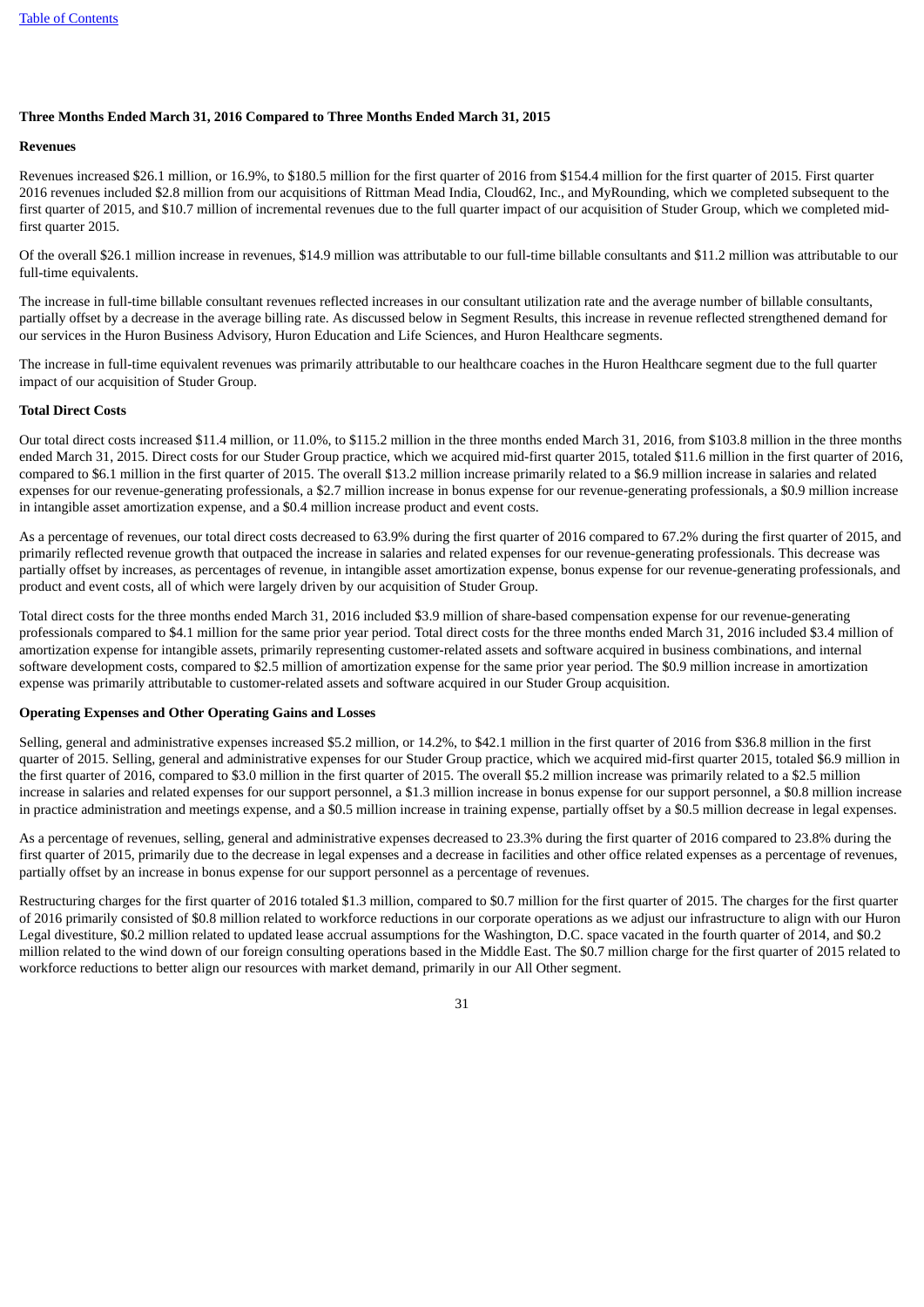**Three Months Ended March 31, 2016 Compared to Three Months Ended March 31, 2015**

**Revenues**

Revenues increased $26.1 million, or 16.9%, to $180.5 million for the first quarter of 2016 from $154.4 million for the first quarter of 2015. First quarter 2016 revenues included $2.8 million from our acquisitions of Rittman Mead India, Cloud62, Inc., and MyRounding, which we completed subsequent to the first quarter of 2015, and $10.7 million of incremental revenues due to the full quarter impact of our acquisition of Studer Group, which we completed mid-first quarter 2015.

Of the overall $26.1 million increase in revenues, $14.9 million was attributable to our full-time billable consultants and $11.2 million was attributable to our full-time equivalents.

The increase in full-time billable consultant revenues reflected increases in our consultant utilization rate and the average number of billable consultants, partially offset by a decrease in the average billing rate. As discussed below in Segment Results, this increase in revenue reflected strengthened demand for our services in the Huron Business Advisory, Huron Education and Life Sciences, and Huron Healthcare segments.

The increase in full-time equivalent revenues was primarily attributable to our healthcare coaches in the Huron Healthcare segment due to the full quarter impact of our acquisition of Studer Group.

**Total Direct Costs**

Our total direct costs increased $11.4 million, or 11.0%, to $115.2 million in the three months ended March 31, 2016, from $103.8 million in the three months ended March 31, 2015. Direct costs for our Studer Group practice, which we acquired mid-first quarter 2015, totaled $11.6 million in the first quarter of 2016, compared to $6.1 million in the first quarter of 2015. The overall $13.2 million increase primarily related to a $6.9 million increase in salaries and related expenses for our revenue-generating professionals, a $2.7 million increase in bonus expense for our revenue-generating professionals, a $0.9 million increase in intangible asset amortization expense, and a $0.4 million increase product and event costs.

As a percentage of revenues, our total direct costs decreased to 63.9% during the first quarter of 2016 compared to 67.2% during the first quarter of 2015, and primarily reflected revenue growth that outpaced the increase in salaries and related expenses for our revenue-generating professionals. This decrease was partially offset by increases, as percentages of revenue, in intangible asset amortization expense, bonus expense for our revenue-generating professionals, and product and event costs, all of which were largely driven by our acquisition of Studer Group.

Total direct costs for the three months ended March 31, 2016 included $3.9 million of share-based compensation expense for our revenue-generating professionals compared to $4.1 million for the same prior year period. Total direct costs for the three months ended March 31, 2016 included $3.4 million of amortization expense for intangible assets, primarily representing customer-related assets and software acquired in business combinations, and internal software development costs, compared to $2.5 million of amortization expense for the same prior year period. The $0.9 million increase in amortization expense was primarily attributable to customer-related assets and software acquired in our Studer Group acquisition.

**Operating Expenses and Other Operating Gains and Losses**

Selling, general and administrative expenses increased $5.2 million, or 14.2%, to $42.1 million in the first quarter of 2016 from $36.8 million in the first quarter of 2015. Selling, general and administrative expenses for our Studer Group practice, which we acquired mid-first quarter 2015, totaled $6.9 million in the first quarter of 2016, compared to $3.0 million in the first quarter of 2015. The overall $5.2 million increase was primarily related to a $2.5 million increase in salaries and related expenses for our support personnel, a $1.3 million increase in bonus expense for our support personnel, a $0.8 million increase in practice administration and meetings expense, and a $0.5 million increase in training expense, partially offset by a $0.5 million decrease in legal expenses.

As a percentage of revenues, selling, general and administrative expenses decreased to 23.3% during the first quarter of 2016 compared to 23.8% during the first quarter of 2015, primarily due to the decrease in legal expenses and a decrease in facilities and other office related expenses as a percentage of revenues, partially offset by an increase in bonus expense for our support personnel as a percentage of revenues.

Restructuring charges for the first quarter of 2016 totaled $1.3 million, compared to $0.7 million for the first quarter of 2015. The charges for the first quarter of 2016 primarily consisted of $0.8 million related to workforce reductions in our corporate operations as we adjust our infrastructure to align with our Huron Legal divestiture, $0.2 million related to updated lease accrual assumptions for the Washington, D.C. space vacated in the fourth quarter of 2014, and $0.2 million related to the wind down of our foreign consulting operations based in the Middle East. The $0.7 million charge for the first quarter of 2015 related to workforce reductions to better align our resources with market demand, primarily in our All Other segment.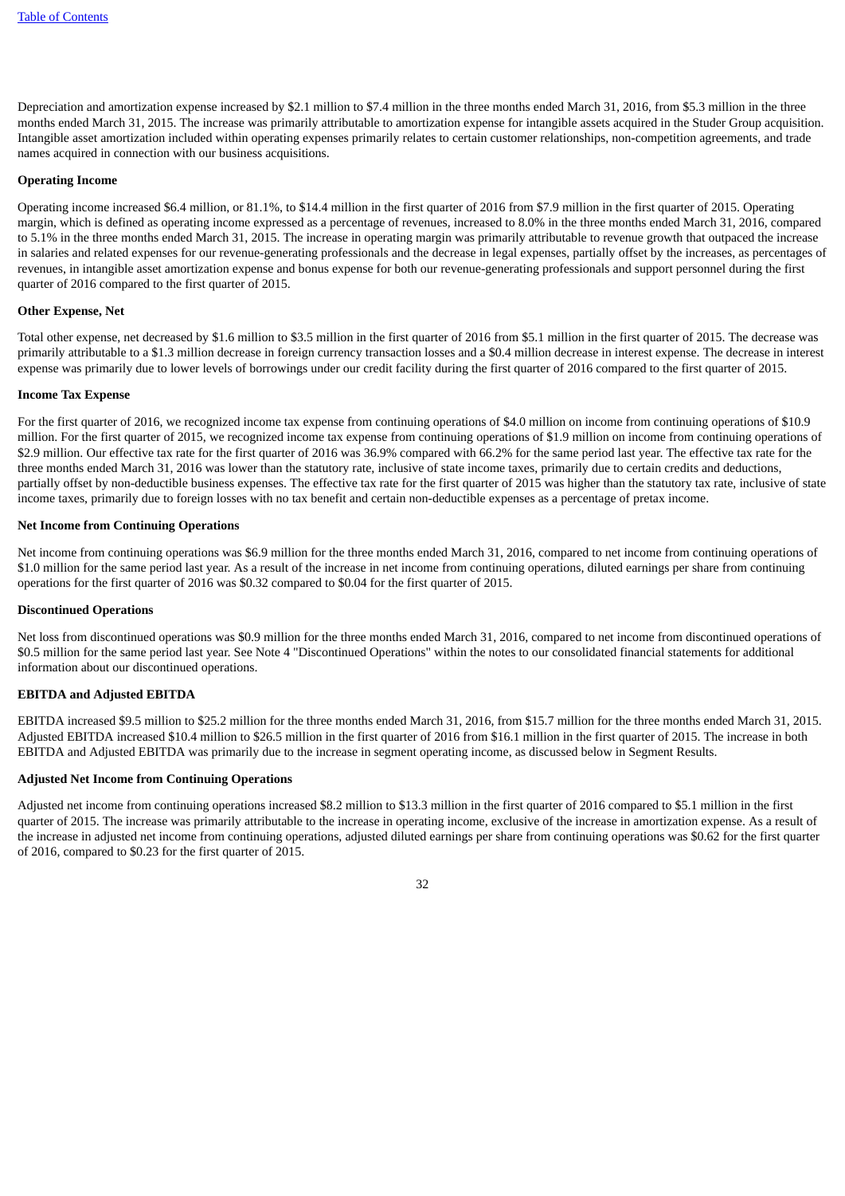Depreciation and amortization expense increased by $2.1 million to $7.4 million in the three months ended March 31, 2016, from $5.3 million in the three months ended March 31, 2015. The increase was primarily attributable to amortization expense for intangible assets acquired in the Studer Group acquisition. Intangible asset amortization included within operating expenses primarily relates to certain customer relationships, non-competition agreements, and trade names acquired in connection with our business acquisitions.

**Operating Income**

Operating income increased $6.4 million, or 81.1%, to $14.4 million in the first quarter of 2016 from $7.9 million in the first quarter of 2015. Operating margin, which is defined as operating income expressed as a percentage of revenues, increased to 8.0% in the three months ended March 31, 2016, compared to 5.1% in the three months ended March 31, 2015. The increase in operating margin was primarily attributable to revenue growth that outpaced the increase in salaries and related expenses for our revenue-generating professionals and the decrease in legal expenses, partially offset by the increases, as percentages of revenues, in intangible asset amortization expense and bonus expense for both our revenue-generating professionals and support personnel during the first quarter of 2016 compared to the first quarter of 2015.

**Other Expense, Net**

Total other expense, net decreased by $1.6 million to $3.5 million in the first quarter of 2016 from $5.1 million in the first quarter of 2015. The decrease was primarily attributable to a $1.3 million decrease in foreign currency transaction losses and a $0.4 million decrease in interest expense. The decrease in interest expense was primarily due to lower levels of borrowings under our credit facility during the first quarter of 2016 compared to the first quarter of 2015.

**Income Tax Expense**

For the first quarter of 2016, we recognized income tax expense from continuing operations of $4.0 million on income from continuing operations of $10.9 million. For the first quarter of 2015, we recognized income tax expense from continuing operations of $1.9 million on income from continuing operations of $2.9 million. Our effective tax rate for the first quarter of 2016 was 36.9% compared with 66.2% for the same period last year. The effective tax rate for the three months ended March 31, 2016 was lower than the statutory rate, inclusive of state income taxes, primarily due to certain credits and deductions, partially offset by non-deductible business expenses. The effective tax rate for the first quarter of 2015 was higher than the statutory tax rate, inclusive of state income taxes, primarily due to foreign losses with no tax benefit and certain non-deductible expenses as a percentage of pretax income.

**Net Income from Continuing Operations**

Net income from continuing operations was $6.9 million for the three months ended March 31, 2016, compared to net income from continuing operations of $1.0 million for the same period last year. As a result of the increase in net income from continuing operations, diluted earnings per share from continuing operations for the first quarter of 2016 was $0.32 compared to $0.04 for the first quarter of 2015.

**Discontinued Operations**

Net loss from discontinued operations was $0.9 million for the three months ended March 31, 2016, compared to net income from discontinued operations of $0.5 million for the same period last year. See Note 4 "Discontinued Operations" within the notes to our consolidated financial statements for additional information about our discontinued operations.

**EBITDA and Adjusted EBITDA**

EBITDA increased $9.5 million to $25.2 million for the three months ended March 31, 2016, from $15.7 million for the three months ended March 31, 2015. Adjusted EBITDA increased $10.4 million to $26.5 million in the first quarter of 2016 from $16.1 million in the first quarter of 2015. The increase in both EBITDA and Adjusted EBITDA was primarily due to the increase in segment operating income, as discussed below in Segment Results.

**Adjusted Net Income from Continuing Operations**

Adjusted net income from continuing operations increased $8.2 million to $13.3 million in the first quarter of 2016 compared to $5.1 million in the first quarter of 2015. The increase was primarily attributable to the increase in operating income, exclusive of the increase in amortization expense. As a result of the increase in adjusted net income from continuing operations, adjusted diluted earnings per share from continuing operations was $0.62 for the first quarter of 2016, compared to $0.23 for the first quarter of 2015.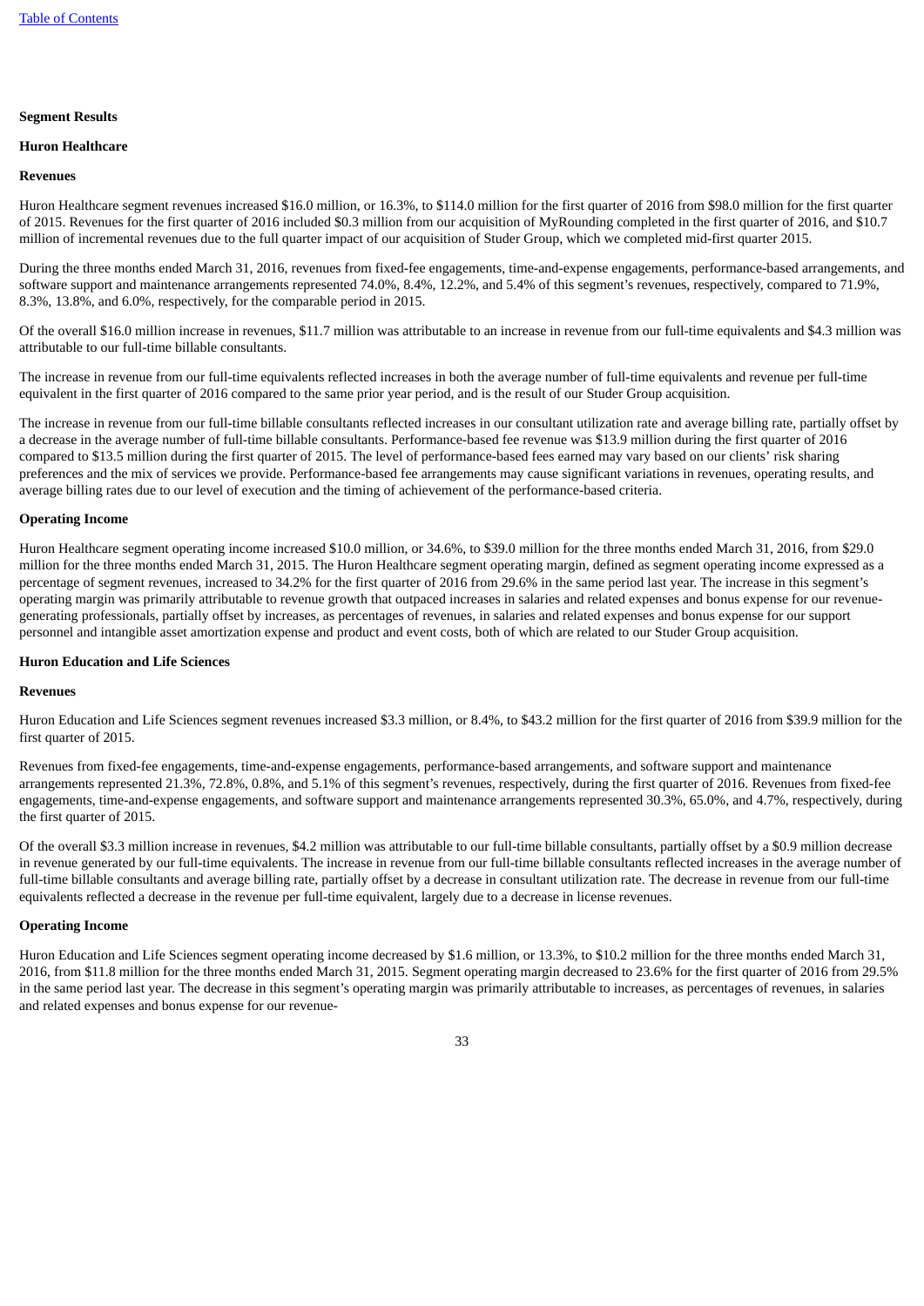### Segment Results

### Huron Healthcare

#### Revenues

Huron Healthcare segment revenues increased $16.0 million, or 16.3%, to $114.0 million for the first quarter of 2016 from $98.0 million for the first quarter of 2015. Revenues for the first quarter of 2016 included $0.3 million from our acquisition of MyRounding completed in the first quarter of 2016, and $10.7 million of incremental revenues due to the full quarter impact of our acquisition of Studer Group, which we completed mid-first quarter 2015.

During the three months ended March 31, 2016, revenues from fixed-fee engagements, time-and-expense engagements, performance-based arrangements, and software support and maintenance arrangements represented 74.0%, 8.4%, 12.2%, and 5.4% of this segment's revenues, respectively, compared to 71.9%, 8.3%, 13.8%, and 6.0%, respectively, for the comparable period in 2015.

Of the overall $16.0 million increase in revenues, $11.7 million was attributable to an increase in revenue from our full-time equivalents and $4.3 million was attributable to our full-time billable consultants.

The increase in revenue from our full-time equivalents reflected increases in both the average number of full-time equivalents and revenue per full-time equivalent in the first quarter of 2016 compared to the same prior year period, and is the result of our Studer Group acquisition.

The increase in revenue from our full-time billable consultants reflected increases in our consultant utilization rate and average billing rate, partially offset by a decrease in the average number of full-time billable consultants. Performance-based fee revenue was $13.9 million during the first quarter of 2016 compared to $13.5 million during the first quarter of 2015. The level of performance-based fees earned may vary based on our clients' risk sharing preferences and the mix of services we provide. Performance-based fee arrangements may cause significant variations in revenues, operating results, and average billing rates due to our level of execution and the timing of achievement of the performance-based criteria.

#### Operating Income

Huron Healthcare segment operating income increased $10.0 million, or 34.6%, to $39.0 million for the three months ended March 31, 2016, from $29.0 million for the three months ended March 31, 2015. The Huron Healthcare segment operating margin, defined as segment operating income expressed as a percentage of segment revenues, increased to 34.2% for the first quarter of 2016 from 29.6% in the same period last year. The increase in this segment's operating margin was primarily attributable to revenue growth that outpaced increases in salaries and related expenses and bonus expense for our revenue-generating professionals, partially offset by increases, as percentages of revenues, in salaries and related expenses and bonus expense for our support personnel and intangible asset amortization expense and product and event costs, both of which are related to our Studer Group acquisition.

### Huron Education and Life Sciences

#### Revenues

Huron Education and Life Sciences segment revenues increased $3.3 million, or 8.4%, to $43.2 million for the first quarter of 2016 from $39.9 million for the first quarter of 2015.

Revenues from fixed-fee engagements, time-and-expense engagements, performance-based arrangements, and software support and maintenance arrangements represented 21.3%, 72.8%, 0.8%, and 5.1% of this segment's revenues, respectively, during the first quarter of 2016. Revenues from fixed-fee engagements, time-and-expense engagements, and software support and maintenance arrangements represented 30.3%, 65.0%, and 4.7%, respectively, during the first quarter of 2015.

Of the overall $3.3 million increase in revenues, $4.2 million was attributable to our full-time billable consultants, partially offset by a $0.9 million decrease in revenue generated by our full-time equivalents. The increase in revenue from our full-time billable consultants reflected increases in the average number of full-time billable consultants and average billing rate, partially offset by a decrease in consultant utilization rate. The decrease in revenue from our full-time equivalents reflected a decrease in the revenue per full-time equivalent, largely due to a decrease in license revenues.

#### Operating Income

Huron Education and Life Sciences segment operating income decreased by $1.6 million, or 13.3%, to $10.2 million for the three months ended March 31, 2016, from $11.8 million for the three months ended March 31, 2015. Segment operating margin decreased to 23.6% for the first quarter of 2016 from 29.5% in the same period last year. The decrease in this segment's operating margin was primarily attributable to increases, as percentages of revenues, in salaries and related expenses and bonus expense for our revenue-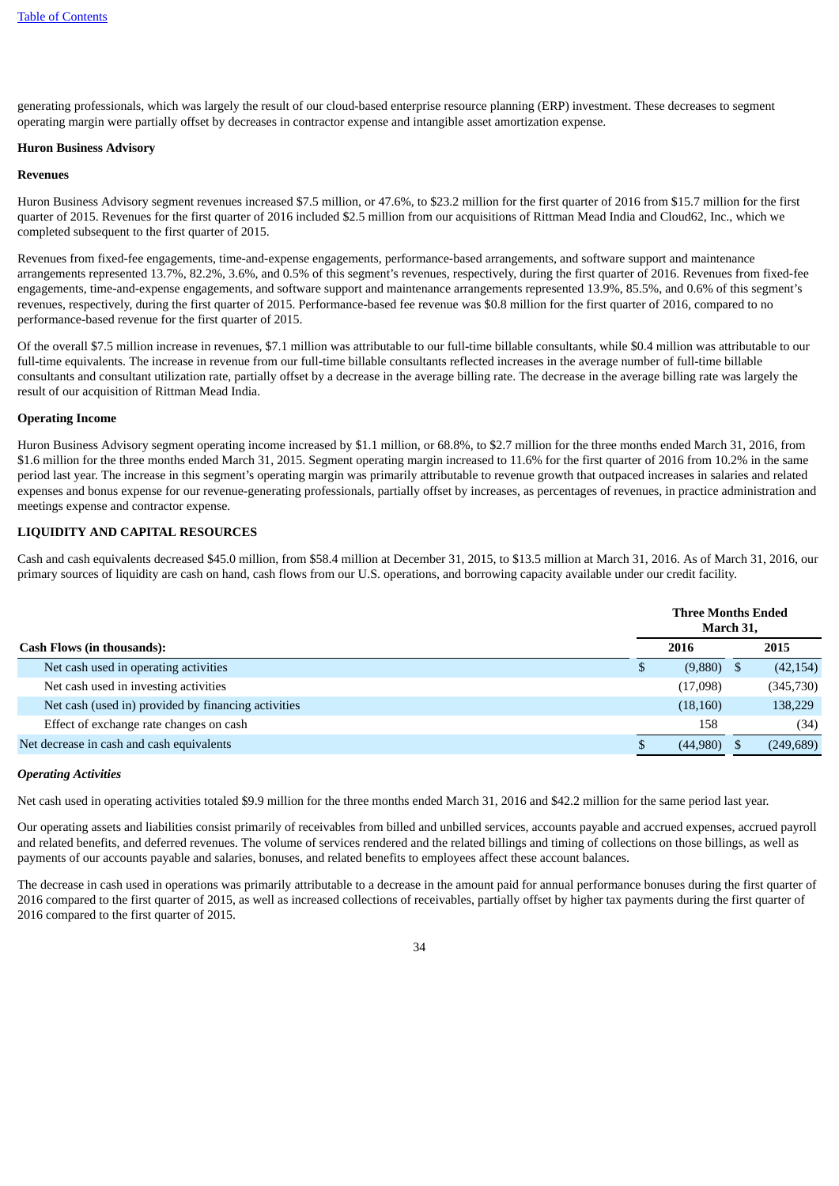generating professionals, which was largely the result of our cloud-based enterprise resource planning (ERP) investment. These decreases to segment operating margin were partially offset by decreases in contractor expense and intangible asset amortization expense.

**Huron Business Advisory**

**Revenues**

Huron Business Advisory segment revenues increased $7.5 million, or 47.6%, to $23.2 million for the first quarter of 2016 from $15.7 million for the first quarter of 2015. Revenues for the first quarter of 2016 included $2.5 million from our acquisitions of Rittman Mead India and Cloud62, Inc., which we completed subsequent to the first quarter of 2015.

Revenues from fixed-fee engagements, time-and-expense engagements, performance-based arrangements, and software support and maintenance arrangements represented 13.7%, 82.2%, 3.6%, and 0.5% of this segment's revenues, respectively, during the first quarter of 2016. Revenues from fixed-fee engagements, time-and-expense engagements, and software support and maintenance arrangements represented 13.9%, 85.5%, and 0.6% of this segment's revenues, respectively, during the first quarter of 2015. Performance-based fee revenue was $0.8 million for the first quarter of 2016, compared to no performance-based revenue for the first quarter of 2015.

Of the overall $7.5 million increase in revenues, $7.1 million was attributable to our full-time billable consultants, while $0.4 million was attributable to our full-time equivalents. The increase in revenue from our full-time billable consultants reflected increases in the average number of full-time billable consultants and consultant utilization rate, partially offset by a decrease in the average billing rate. The decrease in the average billing rate was largely the result of our acquisition of Rittman Mead India.

**Operating Income**

Huron Business Advisory segment operating income increased by $1.1 million, or 68.8%, to $2.7 million for the three months ended March 31, 2016, from $1.6 million for the three months ended March 31, 2015. Segment operating margin increased to 11.6% for the first quarter of 2016 from 10.2% in the same period last year. The increase in this segment's operating margin was primarily attributable to revenue growth that outpaced increases in salaries and related expenses and bonus expense for our revenue-generating professionals, partially offset by increases, as percentages of revenues, in practice administration and meetings expense and contractor expense.

## LIQUIDITY AND CAPITAL RESOURCES

Cash and cash equivalents decreased $45.0 million, from $58.4 million at December 31, 2015, to $13.5 million at March 31, 2016. As of March 31, 2016, our primary sources of liquidity are cash on hand, cash flows from our U.S. operations, and borrowing capacity available under our credit facility.

| | Three Months Ended March 31, | |
|---|---|---|
| **Cash Flows (in thousands):** | **2016** | **2015** |
| Net cash used in operating activities | $ (9,880) | $ (42,154) |
| Net cash used in investing activities | (17,098) | (345,730) |
| Net cash (used in) provided by financing activities | (18,160) | 138,229 |
| Effect of exchange rate changes on cash | 158 | (34) |
| Net decrease in cash and cash equivalents | $ (44,980) | $ (249,689) |

***Operating Activities***

Net cash used in operating activities totaled $9.9 million for the three months ended March 31, 2016 and $42.2 million for the same period last year.

Our operating assets and liabilities consist primarily of receivables from billed and unbilled services, accounts payable and accrued expenses, accrued payroll and related benefits, and deferred revenues. The volume of services rendered and the related billings and timing of collections on those billings, as well as payments of our accounts payable and salaries, bonuses, and related benefits to employees affect these account balances.

The decrease in cash used in operations was primarily attributable to a decrease in the amount paid for annual performance bonuses during the first quarter of 2016 compared to the first quarter of 2015, as well as increased collections of receivables, partially offset by higher tax payments during the first quarter of 2016 compared to the first quarter of 2015.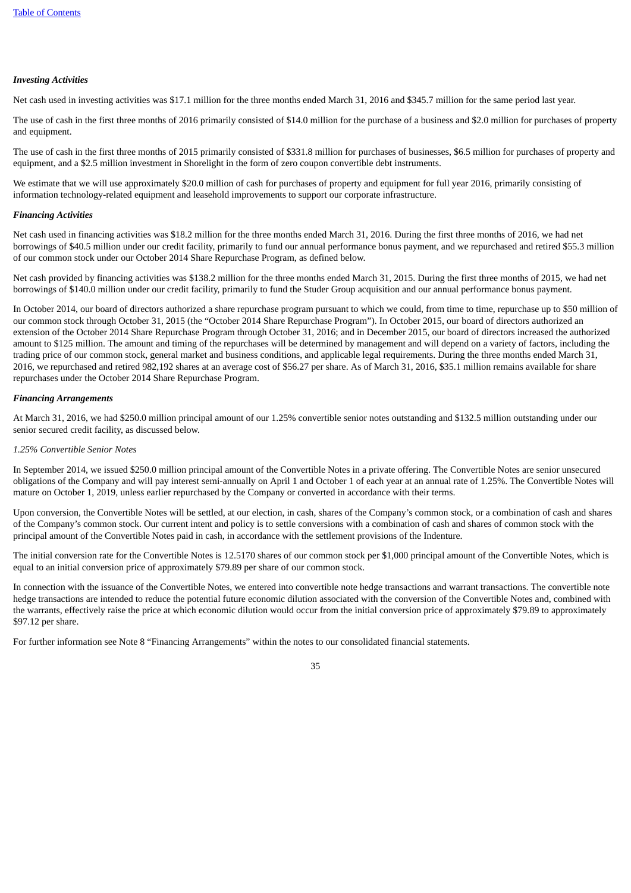***Investing Activities***

Net cash used in investing activities was $17.1 million for the three months ended March 31, 2016 and $345.7 million for the same period last year.

The use of cash in the first three months of 2016 primarily consisted of $14.0 million for the purchase of a business and $2.0 million for purchases of property and equipment.

The use of cash in the first three months of 2015 primarily consisted of $331.8 million for purchases of businesses, $6.5 million for purchases of property and equipment, and a $2.5 million investment in Shorelight in the form of zero coupon convertible debt instruments.

We estimate that we will use approximately $20.0 million of cash for purchases of property and equipment for full year 2016, primarily consisting of information technology-related equipment and leasehold improvements to support our corporate infrastructure.

***Financing Activities***

Net cash used in financing activities was $18.2 million for the three months ended March 31, 2016. During the first three months of 2016, we had net borrowings of $40.5 million under our credit facility, primarily to fund our annual performance bonus payment, and we repurchased and retired $55.3 million of our common stock under our October 2014 Share Repurchase Program, as defined below.

Net cash provided by financing activities was $138.2 million for the three months ended March 31, 2015. During the first three months of 2015, we had net borrowings of $140.0 million under our credit facility, primarily to fund the Studer Group acquisition and our annual performance bonus payment.

In October 2014, our board of directors authorized a share repurchase program pursuant to which we could, from time to time, repurchase up to $50 million of our common stock through October 31, 2015 (the "October 2014 Share Repurchase Program"). In October 2015, our board of directors authorized an extension of the October 2014 Share Repurchase Program through October 31, 2016; and in December 2015, our board of directors increased the authorized amount to $125 million. The amount and timing of the repurchases will be determined by management and will depend on a variety of factors, including the trading price of our common stock, general market and business conditions, and applicable legal requirements. During the three months ended March 31, 2016, we repurchased and retired 982,192 shares at an average cost of $56.27 per share. As of March 31, 2016, $35.1 million remains available for share repurchases under the October 2014 Share Repurchase Program.

***Financing Arrangements***

At March 31, 2016, we had $250.0 million principal amount of our 1.25% convertible senior notes outstanding and $132.5 million outstanding under our senior secured credit facility, as discussed below.

*1.25% Convertible Senior Notes*

In September 2014, we issued $250.0 million principal amount of the Convertible Notes in a private offering. The Convertible Notes are senior unsecured obligations of the Company and will pay interest semi-annually on April 1 and October 1 of each year at an annual rate of 1.25%. The Convertible Notes will mature on October 1, 2019, unless earlier repurchased by the Company or converted in accordance with their terms.

Upon conversion, the Convertible Notes will be settled, at our election, in cash, shares of the Company's common stock, or a combination of cash and shares of the Company's common stock. Our current intent and policy is to settle conversions with a combination of cash and shares of common stock with the principal amount of the Convertible Notes paid in cash, in accordance with the settlement provisions of the Indenture.

The initial conversion rate for the Convertible Notes is 12.5170 shares of our common stock per $1,000 principal amount of the Convertible Notes, which is equal to an initial conversion price of approximately $79.89 per share of our common stock.

In connection with the issuance of the Convertible Notes, we entered into convertible note hedge transactions and warrant transactions. The convertible note hedge transactions are intended to reduce the potential future economic dilution associated with the conversion of the Convertible Notes and, combined with the warrants, effectively raise the price at which economic dilution would occur from the initial conversion price of approximately $79.89 to approximately $97.12 per share.

For further information see Note 8 "Financing Arrangements" within the notes to our consolidated financial statements.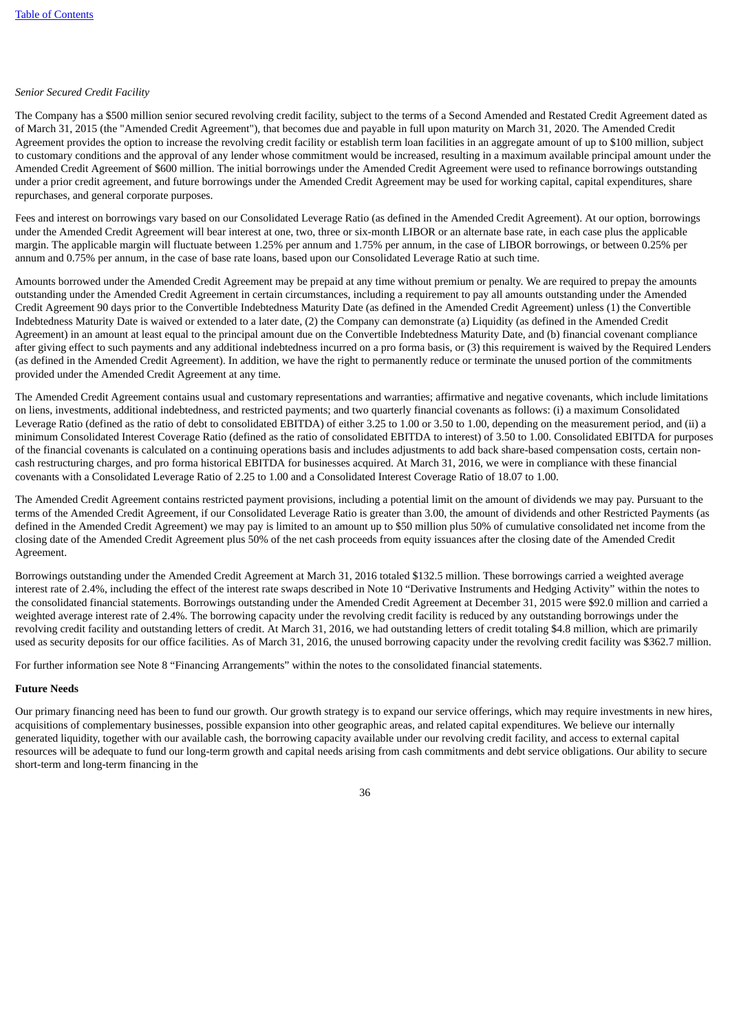*Senior Secured Credit Facility*

The Company has a $500 million senior secured revolving credit facility, subject to the terms of a Second Amended and Restated Credit Agreement dated as of March 31, 2015 (the "Amended Credit Agreement"), that becomes due and payable in full upon maturity on March 31, 2020. The Amended Credit Agreement provides the option to increase the revolving credit facility or establish term loan facilities in an aggregate amount of up to $100 million, subject to customary conditions and the approval of any lender whose commitment would be increased, resulting in a maximum available principal amount under the Amended Credit Agreement of $600 million. The initial borrowings under the Amended Credit Agreement were used to refinance borrowings outstanding under a prior credit agreement, and future borrowings under the Amended Credit Agreement may be used for working capital, capital expenditures, share repurchases, and general corporate purposes.

Fees and interest on borrowings vary based on our Consolidated Leverage Ratio (as defined in the Amended Credit Agreement). At our option, borrowings under the Amended Credit Agreement will bear interest at one, two, three or six-month LIBOR or an alternate base rate, in each case plus the applicable margin. The applicable margin will fluctuate between 1.25% per annum and 1.75% per annum, in the case of LIBOR borrowings, or between 0.25% per annum and 0.75% per annum, in the case of base rate loans, based upon our Consolidated Leverage Ratio at such time.

Amounts borrowed under the Amended Credit Agreement may be prepaid at any time without premium or penalty. We are required to prepay the amounts outstanding under the Amended Credit Agreement in certain circumstances, including a requirement to pay all amounts outstanding under the Amended Credit Agreement 90 days prior to the Convertible Indebtedness Maturity Date (as defined in the Amended Credit Agreement) unless (1) the Convertible Indebtedness Maturity Date is waived or extended to a later date, (2) the Company can demonstrate (a) Liquidity (as defined in the Amended Credit Agreement) in an amount at least equal to the principal amount due on the Convertible Indebtedness Maturity Date, and (b) financial covenant compliance after giving effect to such payments and any additional indebtedness incurred on a pro forma basis, or (3) this requirement is waived by the Required Lenders (as defined in the Amended Credit Agreement). In addition, we have the right to permanently reduce or terminate the unused portion of the commitments provided under the Amended Credit Agreement at any time.

The Amended Credit Agreement contains usual and customary representations and warranties; affirmative and negative covenants, which include limitations on liens, investments, additional indebtedness, and restricted payments; and two quarterly financial covenants as follows: (i) a maximum Consolidated Leverage Ratio (defined as the ratio of debt to consolidated EBITDA) of either 3.25 to 1.00 or 3.50 to 1.00, depending on the measurement period, and (ii) a minimum Consolidated Interest Coverage Ratio (defined as the ratio of consolidated EBITDA to interest) of 3.50 to 1.00. Consolidated EBITDA for purposes of the financial covenants is calculated on a continuing operations basis and includes adjustments to add back share-based compensation costs, certain non-cash restructuring charges, and pro forma historical EBITDA for businesses acquired. At March 31, 2016, we were in compliance with these financial covenants with a Consolidated Leverage Ratio of 2.25 to 1.00 and a Consolidated Interest Coverage Ratio of 18.07 to 1.00.

The Amended Credit Agreement contains restricted payment provisions, including a potential limit on the amount of dividends we may pay. Pursuant to the terms of the Amended Credit Agreement, if our Consolidated Leverage Ratio is greater than 3.00, the amount of dividends and other Restricted Payments (as defined in the Amended Credit Agreement) we may pay is limited to an amount up to $50 million plus 50% of cumulative consolidated net income from the closing date of the Amended Credit Agreement plus 50% of the net cash proceeds from equity issuances after the closing date of the Amended Credit Agreement.

Borrowings outstanding under the Amended Credit Agreement at March 31, 2016 totaled $132.5 million. These borrowings carried a weighted average interest rate of 2.4%, including the effect of the interest rate swaps described in Note 10 "Derivative Instruments and Hedging Activity" within the notes to the consolidated financial statements. Borrowings outstanding under the Amended Credit Agreement at December 31, 2015 were $92.0 million and carried a weighted average interest rate of 2.4%. The borrowing capacity under the revolving credit facility is reduced by any outstanding borrowings under the revolving credit facility and outstanding letters of credit. At March 31, 2016, we had outstanding letters of credit totaling $4.8 million, which are primarily used as security deposits for our office facilities. As of March 31, 2016, the unused borrowing capacity under the revolving credit facility was $362.7 million.

For further information see Note 8 "Financing Arrangements" within the notes to the consolidated financial statements.

**Future Needs**

Our primary financing need has been to fund our growth. Our growth strategy is to expand our service offerings, which may require investments in new hires, acquisitions of complementary businesses, possible expansion into other geographic areas, and related capital expenditures. We believe our internally generated liquidity, together with our available cash, the borrowing capacity available under our revolving credit facility, and access to external capital resources will be adequate to fund our long-term growth and capital needs arising from cash commitments and debt service obligations. Our ability to secure short-term and long-term financing in the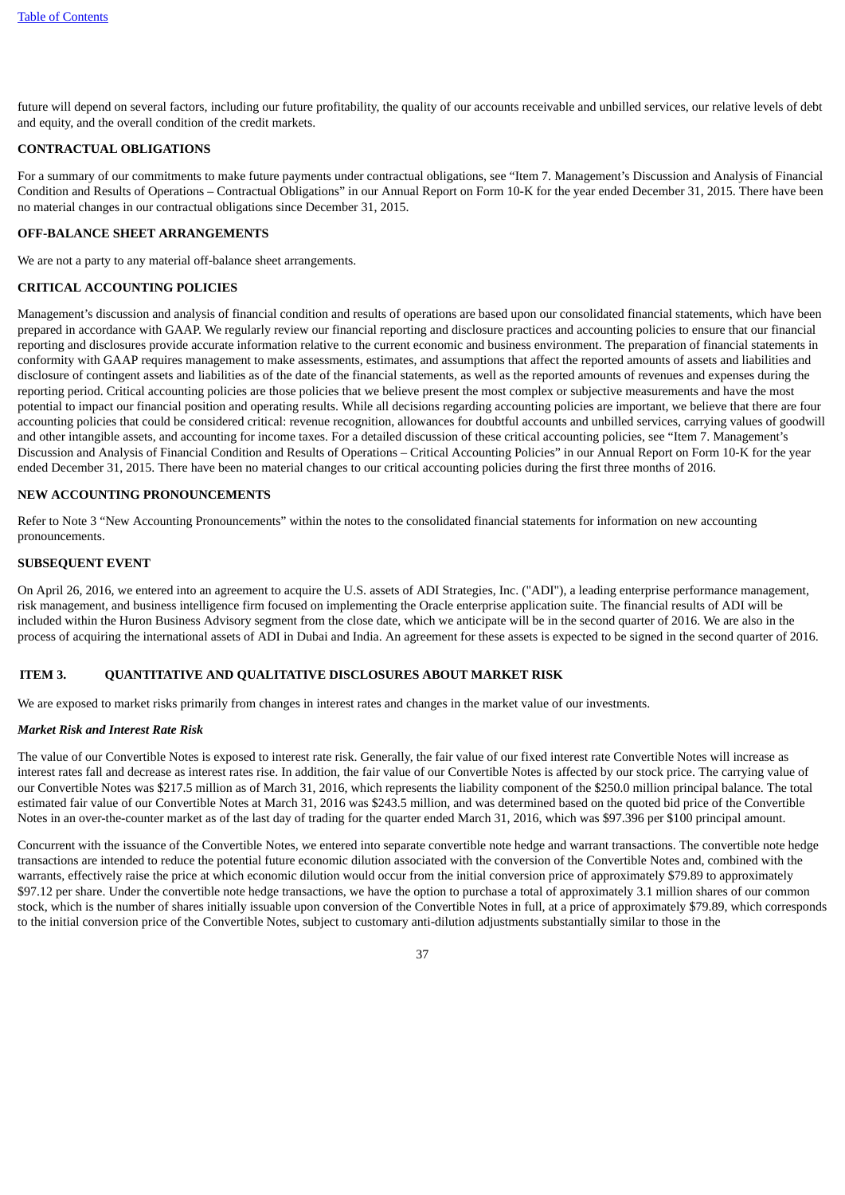future will depend on several factors, including our future profitability, the quality of our accounts receivable and unbilled services, our relative levels of debt and equity, and the overall condition of the credit markets.

### CONTRACTUAL OBLIGATIONS

For a summary of our commitments to make future payments under contractual obligations, see "Item 7. Management's Discussion and Analysis of Financial Condition and Results of Operations – Contractual Obligations" in our Annual Report on Form 10-K for the year ended December 31, 2015. There have been no material changes in our contractual obligations since December 31, 2015.

### OFF-BALANCE SHEET ARRANGEMENTS

We are not a party to any material off-balance sheet arrangements.

### CRITICAL ACCOUNTING POLICIES

Management's discussion and analysis of financial condition and results of operations are based upon our consolidated financial statements, which have been prepared in accordance with GAAP. We regularly review our financial reporting and disclosure practices and accounting policies to ensure that our financial reporting and disclosures provide accurate information relative to the current economic and business environment. The preparation of financial statements in conformity with GAAP requires management to make assessments, estimates, and assumptions that affect the reported amounts of assets and liabilities and disclosure of contingent assets and liabilities as of the date of the financial statements, as well as the reported amounts of revenues and expenses during the reporting period. Critical accounting policies are those policies that we believe present the most complex or subjective measurements and have the most potential to impact our financial position and operating results. While all decisions regarding accounting policies are important, we believe that there are four accounting policies that could be considered critical: revenue recognition, allowances for doubtful accounts and unbilled services, carrying values of goodwill and other intangible assets, and accounting for income taxes. For a detailed discussion of these critical accounting policies, see "Item 7. Management's Discussion and Analysis of Financial Condition and Results of Operations – Critical Accounting Policies" in our Annual Report on Form 10-K for the year ended December 31, 2015. There have been no material changes to our critical accounting policies during the first three months of 2016.

### NEW ACCOUNTING PRONOUNCEMENTS

Refer to Note 3 "New Accounting Pronouncements" within the notes to the consolidated financial statements for information on new accounting pronouncements.

### SUBSEQUENT EVENT

On April 26, 2016, we entered into an agreement to acquire the U.S. assets of ADI Strategies, Inc. ("ADI"), a leading enterprise performance management, risk management, and business intelligence firm focused on implementing the Oracle enterprise application suite. The financial results of ADI will be included within the Huron Business Advisory segment from the close date, which we anticipate will be in the second quarter of 2016. We are also in the process of acquiring the international assets of ADI in Dubai and India. An agreement for these assets is expected to be signed in the second quarter of 2016.

## ITEM 3. QUANTITATIVE AND QUALITATIVE DISCLOSURES ABOUT MARKET RISK

We are exposed to market risks primarily from changes in interest rates and changes in the market value of our investments.

***Market Risk and Interest Rate Risk***

The value of our Convertible Notes is exposed to interest rate risk. Generally, the fair value of our fixed interest rate Convertible Notes will increase as interest rates fall and decrease as interest rates rise. In addition, the fair value of our Convertible Notes is affected by our stock price. The carrying value of our Convertible Notes was $217.5 million as of March 31, 2016, which represents the liability component of the $250.0 million principal balance. The total estimated fair value of our Convertible Notes at March 31, 2016 was $243.5 million, and was determined based on the quoted bid price of the Convertible Notes in an over-the-counter market as of the last day of trading for the quarter ended March 31, 2016, which was $97.396 per $100 principal amount.

Concurrent with the issuance of the Convertible Notes, we entered into separate convertible note hedge and warrant transactions. The convertible note hedge transactions are intended to reduce the potential future economic dilution associated with the conversion of the Convertible Notes and, combined with the warrants, effectively raise the price at which economic dilution would occur from the initial conversion price of approximately $79.89 to approximately $97.12 per share. Under the convertible note hedge transactions, we have the option to purchase a total of approximately 3.1 million shares of our common stock, which is the number of shares initially issuable upon conversion of the Convertible Notes in full, at a price of approximately $79.89, which corresponds to the initial conversion price of the Convertible Notes, subject to customary anti-dilution adjustments substantially similar to those in the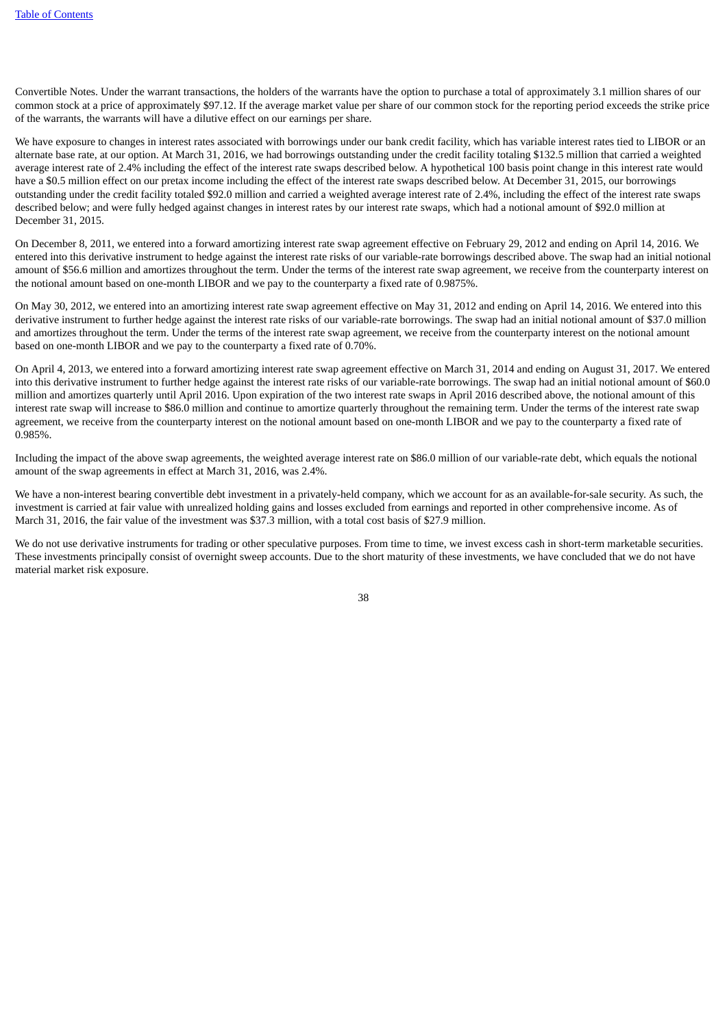Convertible Notes. Under the warrant transactions, the holders of the warrants have the option to purchase a total of approximately 3.1 million shares of our common stock at a price of approximately $97.12. If the average market value per share of our common stock for the reporting period exceeds the strike price of the warrants, the warrants will have a dilutive effect on our earnings per share.

We have exposure to changes in interest rates associated with borrowings under our bank credit facility, which has variable interest rates tied to LIBOR or an alternate base rate, at our option. At March 31, 2016, we had borrowings outstanding under the credit facility totaling $132.5 million that carried a weighted average interest rate of 2.4% including the effect of the interest rate swaps described below. A hypothetical 100 basis point change in this interest rate would have a $0.5 million effect on our pretax income including the effect of the interest rate swaps described below. At December 31, 2015, our borrowings outstanding under the credit facility totaled $92.0 million and carried a weighted average interest rate of 2.4%, including the effect of the interest rate swaps described below; and were fully hedged against changes in interest rates by our interest rate swaps, which had a notional amount of $92.0 million at December 31, 2015.

On December 8, 2011, we entered into a forward amortizing interest rate swap agreement effective on February 29, 2012 and ending on April 14, 2016. We entered into this derivative instrument to hedge against the interest rate risks of our variable-rate borrowings described above. The swap had an initial notional amount of $56.6 million and amortizes throughout the term. Under the terms of the interest rate swap agreement, we receive from the counterparty interest on the notional amount based on one-month LIBOR and we pay to the counterparty a fixed rate of 0.9875%.

On May 30, 2012, we entered into an amortizing interest rate swap agreement effective on May 31, 2012 and ending on April 14, 2016. We entered into this derivative instrument to further hedge against the interest rate risks of our variable-rate borrowings. The swap had an initial notional amount of $37.0 million and amortizes throughout the term. Under the terms of the interest rate swap agreement, we receive from the counterparty interest on the notional amount based on one-month LIBOR and we pay to the counterparty a fixed rate of 0.70%.

On April 4, 2013, we entered into a forward amortizing interest rate swap agreement effective on March 31, 2014 and ending on August 31, 2017. We entered into this derivative instrument to further hedge against the interest rate risks of our variable-rate borrowings. The swap had an initial notional amount of $60.0 million and amortizes quarterly until April 2016. Upon expiration of the two interest rate swaps in April 2016 described above, the notional amount of this interest rate swap will increase to $86.0 million and continue to amortize quarterly throughout the remaining term. Under the terms of the interest rate swap agreement, we receive from the counterparty interest on the notional amount based on one-month LIBOR and we pay to the counterparty a fixed rate of 0.985%.

Including the impact of the above swap agreements, the weighted average interest rate on $86.0 million of our variable-rate debt, which equals the notional amount of the swap agreements in effect at March 31, 2016, was 2.4%.

We have a non-interest bearing convertible debt investment in a privately-held company, which we account for as an available-for-sale security. As such, the investment is carried at fair value with unrealized holding gains and losses excluded from earnings and reported in other comprehensive income. As of March 31, 2016, the fair value of the investment was $37.3 million, with a total cost basis of $27.9 million.

We do not use derivative instruments for trading or other speculative purposes. From time to time, we invest excess cash in short-term marketable securities. These investments principally consist of overnight sweep accounts. Due to the short maturity of these investments, we have concluded that we do not have material market risk exposure.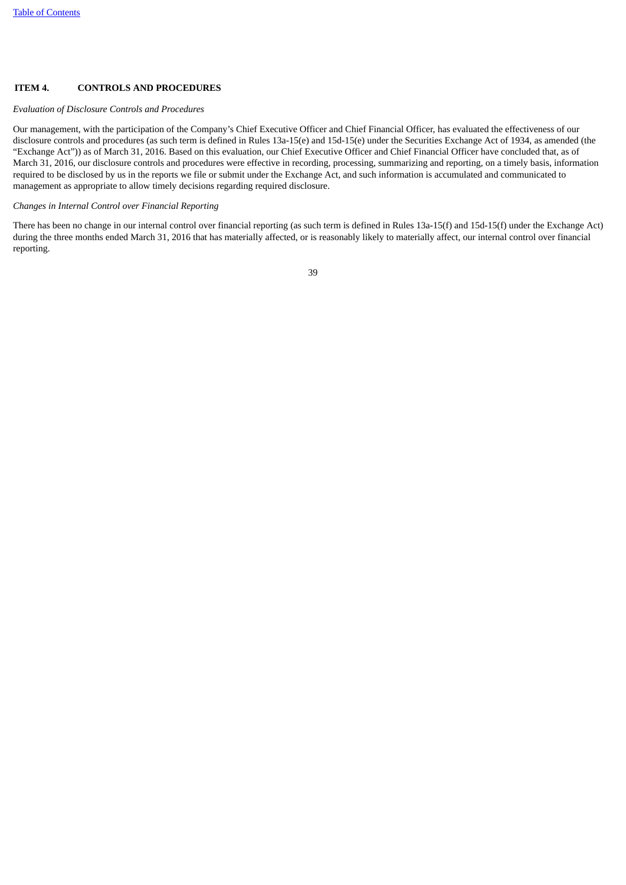## ITEM 4. CONTROLS AND PROCEDURES

*Evaluation of Disclosure Controls and Procedures*

Our management, with the participation of the Company's Chief Executive Officer and Chief Financial Officer, has evaluated the effectiveness of our disclosure controls and procedures (as such term is defined in Rules 13a-15(e) and 15d-15(e) under the Securities Exchange Act of 1934, as amended (the "Exchange Act")) as of March 31, 2016. Based on this evaluation, our Chief Executive Officer and Chief Financial Officer have concluded that, as of March 31, 2016, our disclosure controls and procedures were effective in recording, processing, summarizing and reporting, on a timely basis, information required to be disclosed by us in the reports we file or submit under the Exchange Act, and such information is accumulated and communicated to management as appropriate to allow timely decisions regarding required disclosure.

*Changes in Internal Control over Financial Reporting*

There has been no change in our internal control over financial reporting (as such term is defined in Rules 13a-15(f) and 15d-15(f) under the Exchange Act) during the three months ended March 31, 2016 that has materially affected, or is reasonably likely to materially affect, our internal control over financial reporting.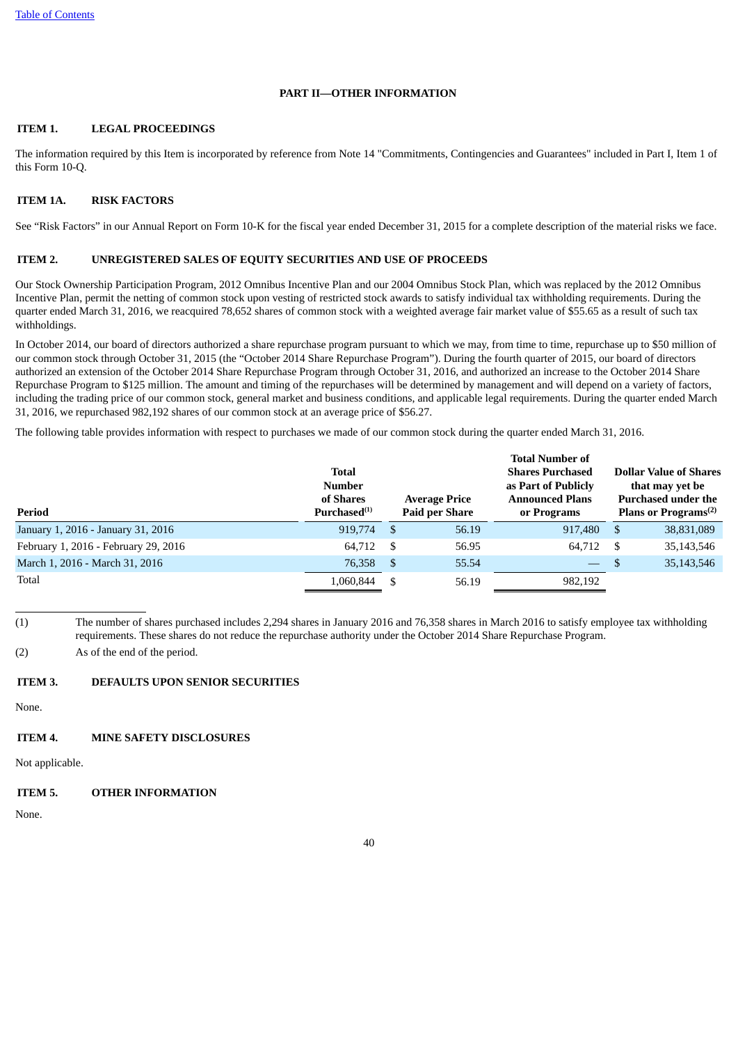## PART II—OTHER INFORMATION

### ITEM 1. LEGAL PROCEEDINGS

The information required by this Item is incorporated by reference from Note 14 "Commitments, Contingencies and Guarantees" included in Part I, Item 1 of this Form 10-Q.

### ITEM 1A. RISK FACTORS

See "Risk Factors" in our Annual Report on Form 10-K for the fiscal year ended December 31, 2015 for a complete description of the material risks we face.

### ITEM 2. UNREGISTERED SALES OF EQUITY SECURITIES AND USE OF PROCEEDS

Our Stock Ownership Participation Program, 2012 Omnibus Incentive Plan and our 2004 Omnibus Stock Plan, which was replaced by the 2012 Omnibus Incentive Plan, permit the netting of common stock upon vesting of restricted stock awards to satisfy individual tax withholding requirements. During the quarter ended March 31, 2016, we reacquired 78,652 shares of common stock with a weighted average fair market value of $55.65 as a result of such tax withholdings.

In October 2014, our board of directors authorized a share repurchase program pursuant to which we may, from time to time, repurchase up to $50 million of our common stock through October 31, 2015 (the "October 2014 Share Repurchase Program"). During the fourth quarter of 2015, our board of directors authorized an extension of the October 2014 Share Repurchase Program through October 31, 2016, and authorized an increase to the October 2014 Share Repurchase Program to $125 million. The amount and timing of the repurchases will be determined by management and will depend on a variety of factors, including the trading price of our common stock, general market and business conditions, and applicable legal requirements. During the quarter ended March 31, 2016, we repurchased 982,192 shares of our common stock at an average price of $56.27.

The following table provides information with respect to purchases we made of our common stock during the quarter ended March 31, 2016.

| Period | Total Number of Shares Purchased[1] | Average Price Paid per Share | Total Number of Shares Purchased as Part of Publicly Announced Plans or Programs | Dollar Value of Shares that may yet be Purchased under the Plans or Programs[2] |
|---|---|---|---|---|
| January 1, 2016 - January 31, 2016 | 919,774 | $ 56.19 | 917,480 | $ 38,831,089 |
| February 1, 2016 - February 29, 2016 | 64,712 | $ 56.95 | 64,712 | $ 35,143,546 |
| March 1, 2016 - March 31, 2016 | 76,358 | $ 55.54 | — | $ 35,143,546 |
| Total | 1,060,844 | $ 56.19 | 982,192 | |

(1) The number of shares purchased includes 2,294 shares in January 2016 and 76,358 shares in March 2016 to satisfy employee tax withholding requirements. These shares do not reduce the repurchase authority under the October 2014 Share Repurchase Program.

(2) As of the end of the period.

### ITEM 3. DEFAULTS UPON SENIOR SECURITIES

None.

### ITEM 4. MINE SAFETY DISCLOSURES

Not applicable.

### ITEM 5. OTHER INFORMATION

None.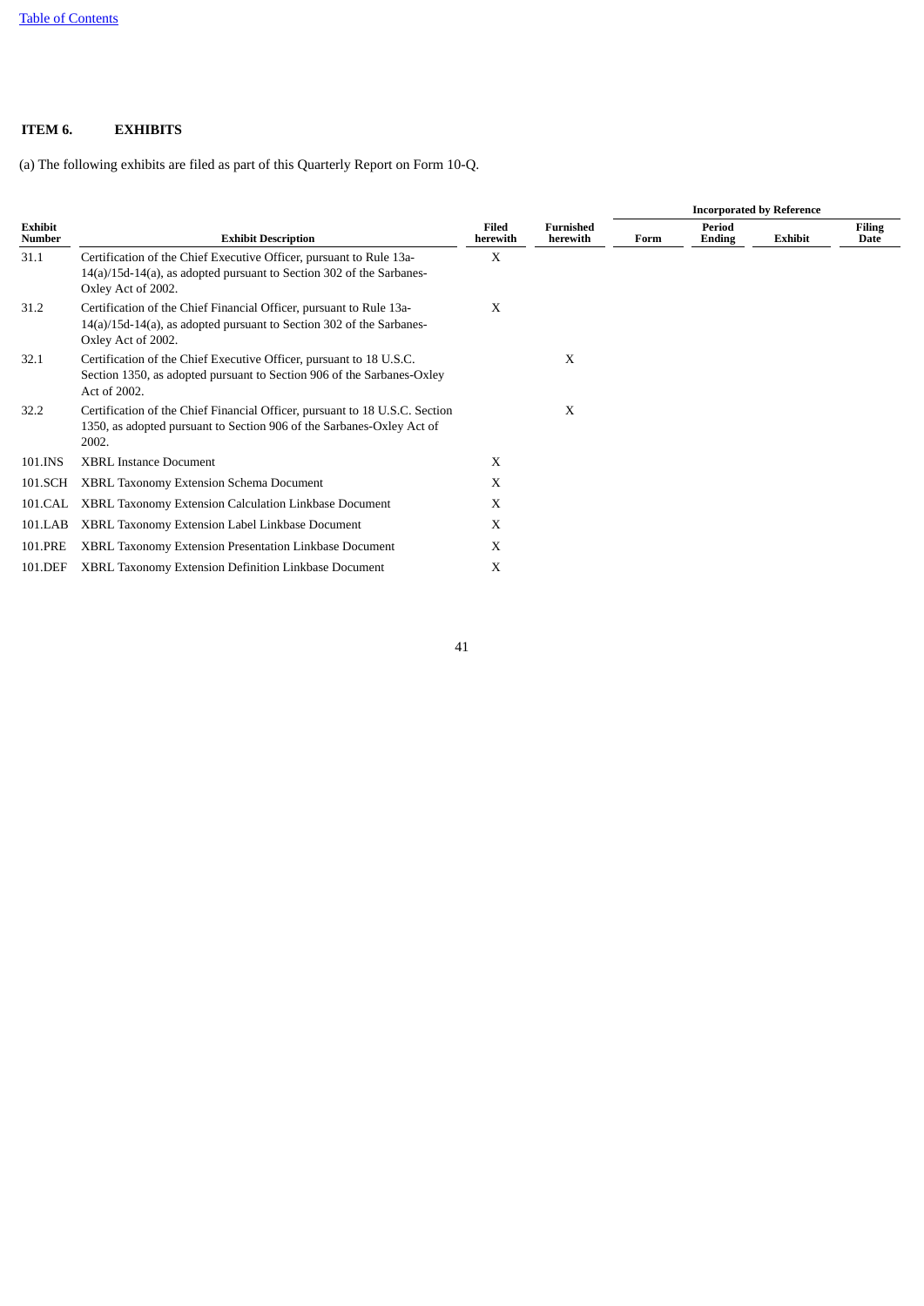## ITEM 6. EXHIBITS

(a) The following exhibits are filed as part of this Quarterly Report on Form 10-Q.

| | | | | Incorporated by Reference | | | |
|---|---|---|---|---|---|---|---|
| Exhibit Number | Exhibit Description | Filed herewith | Furnished herewith | Form | Period Ending | Exhibit | Filing Date |
| 31.1 | Certification of the Chief Executive Officer, pursuant to Rule 13a-14(a)/15d-14(a), as adopted pursuant to Section 302 of the Sarbanes-Oxley Act of 2002. | X | | | | | |
| 31.2 | Certification of the Chief Financial Officer, pursuant to Rule 13a-14(a)/15d-14(a), as adopted pursuant to Section 302 of the Sarbanes-Oxley Act of 2002. | X | | | | | |
| 32.1 | Certification of the Chief Executive Officer, pursuant to 18 U.S.C. Section 1350, as adopted pursuant to Section 906 of the Sarbanes-Oxley Act of 2002. | | X | | | | |
| 32.2 | Certification of the Chief Financial Officer, pursuant to 18 U.S.C. Section 1350, as adopted pursuant to Section 906 of the Sarbanes-Oxley Act of 2002. | | X | | | | |
| 101.INS | XBRL Instance Document | X | | | | | |
| 101.SCH | XBRL Taxonomy Extension Schema Document | X | | | | | |
| 101.CAL | XBRL Taxonomy Extension Calculation Linkbase Document | X | | | | | |
| 101.LAB | XBRL Taxonomy Extension Label Linkbase Document | X | | | | | |
| 101.PRE | XBRL Taxonomy Extension Presentation Linkbase Document | X | | | | | |
| 101.DEF | XBRL Taxonomy Extension Definition Linkbase Document | X | | | | | |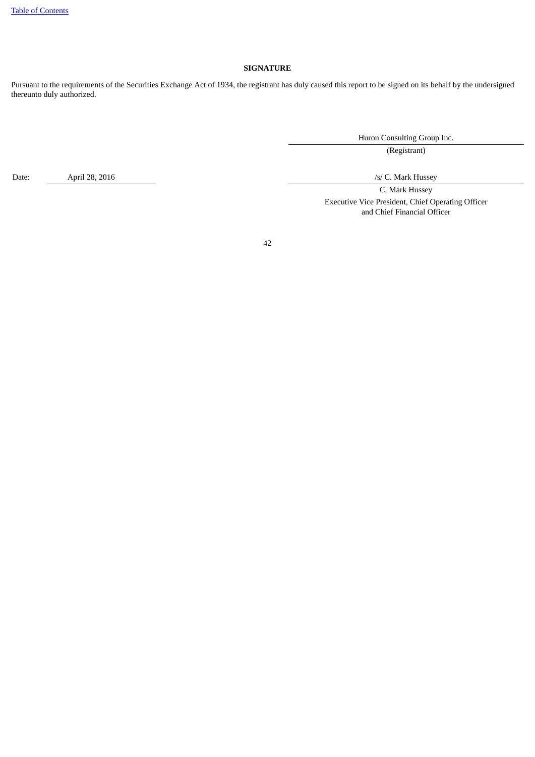[Table of Contents](#)

## SIGNATURE

Pursuant to the requirements of the Securities Exchange Act of 1934, the registrant has duly caused this report to be signed on its behalf by the undersigned thereunto duly authorized.

Huron Consulting Group Inc.
(Registrant)

Date: April 28, 2016

/s/ C. Mark Hussey

C. Mark Hussey
Executive Vice President, Chief Operating Officer
and Chief Financial Officer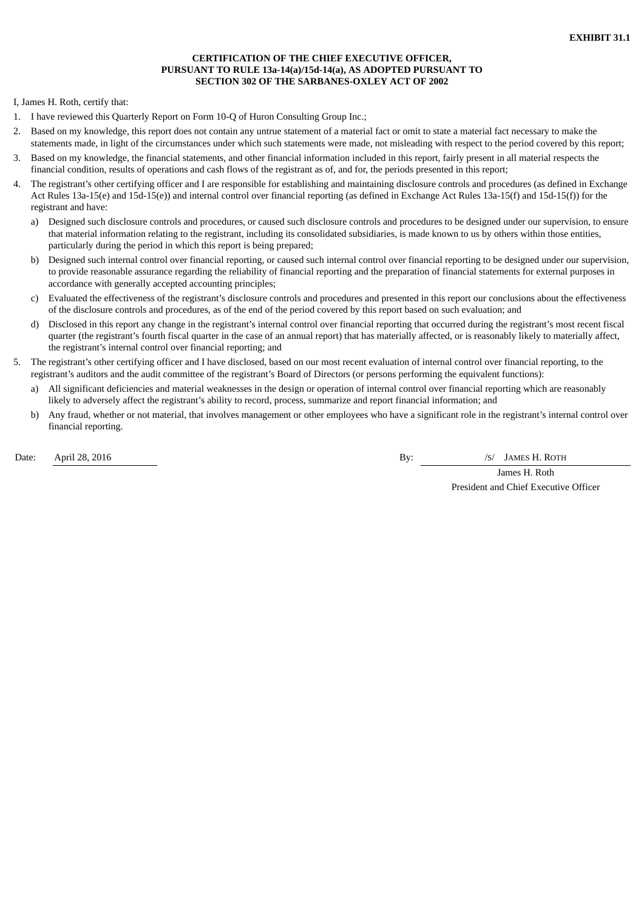**EXHIBIT 31.1**

**CERTIFICATION OF THE CHIEF EXECUTIVE OFFICER, PURSUANT TO RULE 13a-14(a)/15d-14(a), AS ADOPTED PURSUANT TO SECTION 302 OF THE SARBANES-OXLEY ACT OF 2002**

I, James H. Roth, certify that:

1. I have reviewed this Quarterly Report on Form 10-Q of Huron Consulting Group Inc.;
2. Based on my knowledge, this report does not contain any untrue statement of a material fact or omit to state a material fact necessary to make the statements made, in light of the circumstances under which such statements were made, not misleading with respect to the period covered by this report;
3. Based on my knowledge, the financial statements, and other financial information included in this report, fairly present in all material respects the financial condition, results of operations and cash flows of the registrant as of, and for, the periods presented in this report;
4. The registrant's other certifying officer and I are responsible for establishing and maintaining disclosure controls and procedures (as defined in Exchange Act Rules 13a-15(e) and 15d-15(e)) and internal control over financial reporting (as defined in Exchange Act Rules 13a-15(f) and 15d-15(f)) for the registrant and have:
   a) Designed such disclosure controls and procedures, or caused such disclosure controls and procedures to be designed under our supervision, to ensure that material information relating to the registrant, including its consolidated subsidiaries, is made known to us by others within those entities, particularly during the period in which this report is being prepared;
   b) Designed such internal control over financial reporting, or caused such internal control over financial reporting to be designed under our supervision, to provide reasonable assurance regarding the reliability of financial reporting and the preparation of financial statements for external purposes in accordance with generally accepted accounting principles;
   c) Evaluated the effectiveness of the registrant's disclosure controls and procedures and presented in this report our conclusions about the effectiveness of the disclosure controls and procedures, as of the end of the period covered by this report based on such evaluation; and
   d) Disclosed in this report any change in the registrant's internal control over financial reporting that occurred during the registrant's most recent fiscal quarter (the registrant's fourth fiscal quarter in the case of an annual report) that has materially affected, or is reasonably likely to materially affect, the registrant's internal control over financial reporting; and
5. The registrant's other certifying officer and I have disclosed, based on our most recent evaluation of internal control over financial reporting, to the registrant's auditors and the audit committee of the registrant's Board of Directors (or persons performing the equivalent functions):
   a) All significant deficiencies and material weaknesses in the design or operation of internal control over financial reporting which are reasonably likely to adversely affect the registrant's ability to record, process, summarize and report financial information; and
   b) Any fraud, whether or not material, that involves management or other employees who have a significant role in the registrant's internal control over financial reporting.

Date: April 28, 2016

By: /s/ James H. Roth

James H. Roth

President and Chief Executive Officer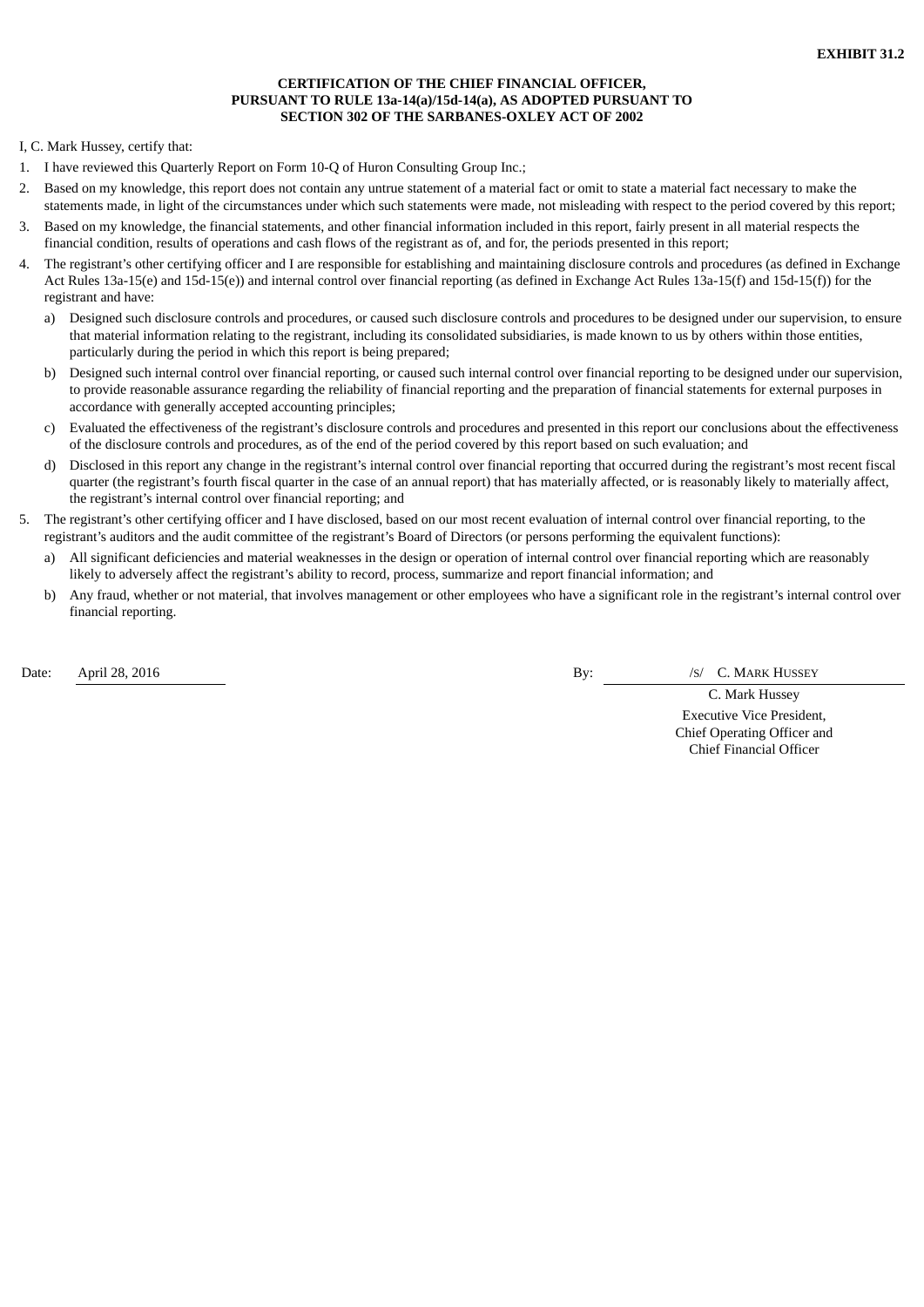**EXHIBIT 31.2**

**CERTIFICATION OF THE CHIEF FINANCIAL OFFICER,
PURSUANT TO RULE 13a-14(a)/15d-14(a), AS ADOPTED PURSUANT TO
SECTION 302 OF THE SARBANES-OXLEY ACT OF 2002**

I, C. Mark Hussey, certify that:

1. I have reviewed this Quarterly Report on Form 10-Q of Huron Consulting Group Inc.;
2. Based on my knowledge, this report does not contain any untrue statement of a material fact or omit to state a material fact necessary to make the statements made, in light of the circumstances under which such statements were made, not misleading with respect to the period covered by this report;
3. Based on my knowledge, the financial statements, and other financial information included in this report, fairly present in all material respects the financial condition, results of operations and cash flows of the registrant as of, and for, the periods presented in this report;
4. The registrant's other certifying officer and I are responsible for establishing and maintaining disclosure controls and procedures (as defined in Exchange Act Rules 13a-15(e) and 15d-15(e)) and internal control over financial reporting (as defined in Exchange Act Rules 13a-15(f) and 15d-15(f)) for the registrant and have:
   a) Designed such disclosure controls and procedures, or caused such disclosure controls and procedures to be designed under our supervision, to ensure that material information relating to the registrant, including its consolidated subsidiaries, is made known to us by others within those entities, particularly during the period in which this report is being prepared;
   b) Designed such internal control over financial reporting, or caused such internal control over financial reporting to be designed under our supervision, to provide reasonable assurance regarding the reliability of financial reporting and the preparation of financial statements for external purposes in accordance with generally accepted accounting principles;
   c) Evaluated the effectiveness of the registrant's disclosure controls and procedures and presented in this report our conclusions about the effectiveness of the disclosure controls and procedures, as of the end of the period covered by this report based on such evaluation; and
   d) Disclosed in this report any change in the registrant's internal control over financial reporting that occurred during the registrant's most recent fiscal quarter (the registrant's fourth fiscal quarter in the case of an annual report) that has materially affected, or is reasonably likely to materially affect, the registrant's internal control over financial reporting; and
5. The registrant's other certifying officer and I have disclosed, based on our most recent evaluation of internal control over financial reporting, to the registrant's auditors and the audit committee of the registrant's Board of Directors (or persons performing the equivalent functions):
   a) All significant deficiencies and material weaknesses in the design or operation of internal control over financial reporting which are reasonably likely to adversely affect the registrant's ability to record, process, summarize and report financial information; and
   b) Any fraud, whether or not material, that involves management or other employees who have a significant role in the registrant's internal control over financial reporting.

Date: April 28, 2016

By: /S/ C. MARK HUSSEY
C. Mark Hussey
Executive Vice President,
Chief Operating Officer and
Chief Financial Officer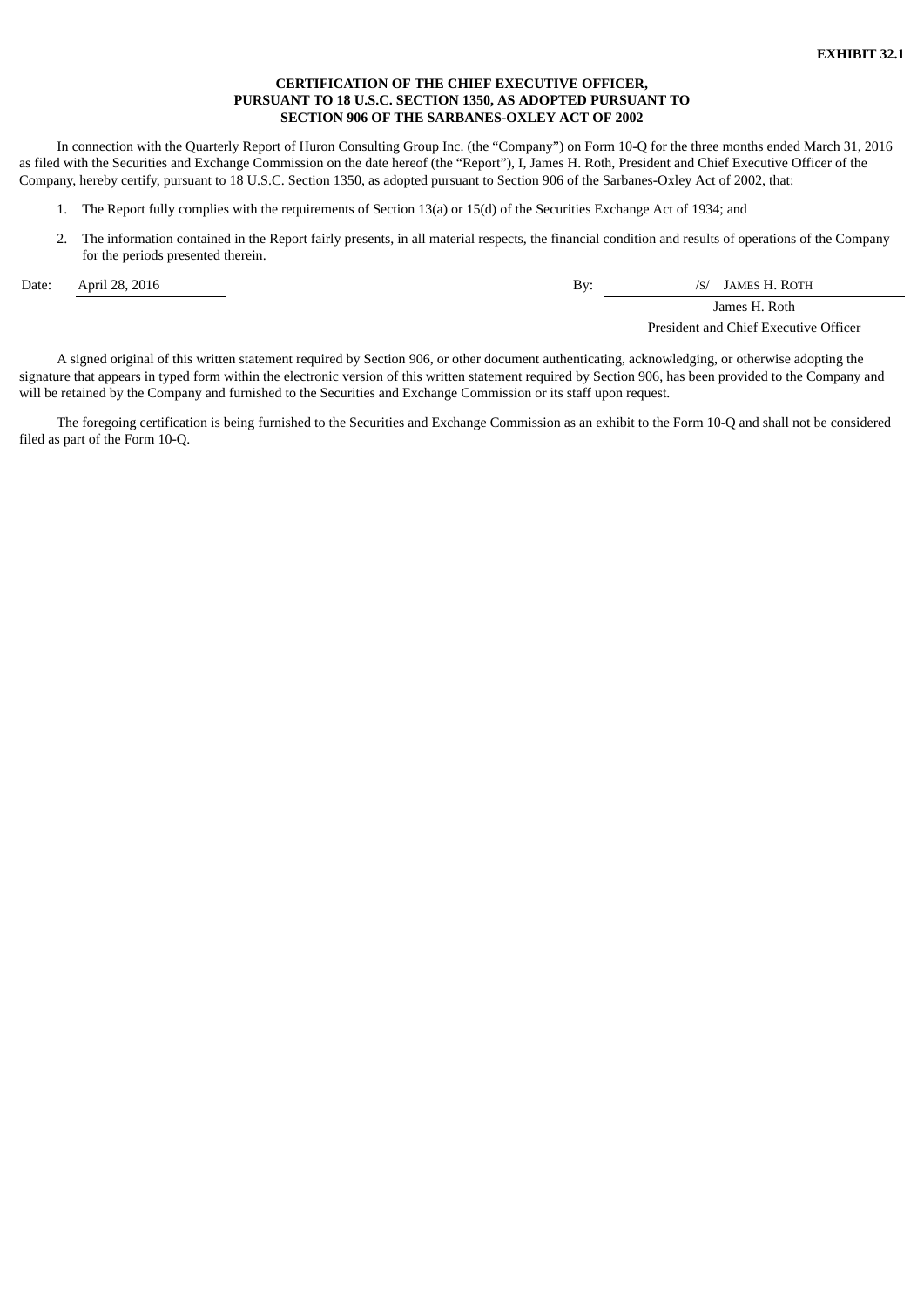**EXHIBIT 32.1**

**CERTIFICATION OF THE CHIEF EXECUTIVE OFFICER,
PURSUANT TO 18 U.S.C. SECTION 1350, AS ADOPTED PURSUANT TO
SECTION 906 OF THE SARBANES-OXLEY ACT OF 2002**

In connection with the Quarterly Report of Huron Consulting Group Inc. (the “Company”) on Form 10-Q for the three months ended March 31, 2016 as filed with the Securities and Exchange Commission on the date hereof (the “Report”), I, James H. Roth, President and Chief Executive Officer of the Company, hereby certify, pursuant to 18 U.S.C. Section 1350, as adopted pursuant to Section 906 of the Sarbanes-Oxley Act of 2002, that:

1. The Report fully complies with the requirements of Section 13(a) or 15(d) of the Securities Exchange Act of 1934; and
2. The information contained in the Report fairly presents, in all material respects, the financial condition and results of operations of the Company for the periods presented therein.

Date: April 28, 2016

By: /S/ JAMES H. ROTH
James H. Roth
President and Chief Executive Officer

A signed original of this written statement required by Section 906, or other document authenticating, acknowledging, or otherwise adopting the signature that appears in typed form within the electronic version of this written statement required by Section 906, has been provided to the Company and will be retained by the Company and furnished to the Securities and Exchange Commission or its staff upon request.

The foregoing certification is being furnished to the Securities and Exchange Commission as an exhibit to the Form 10-Q and shall not be considered filed as part of the Form 10-Q.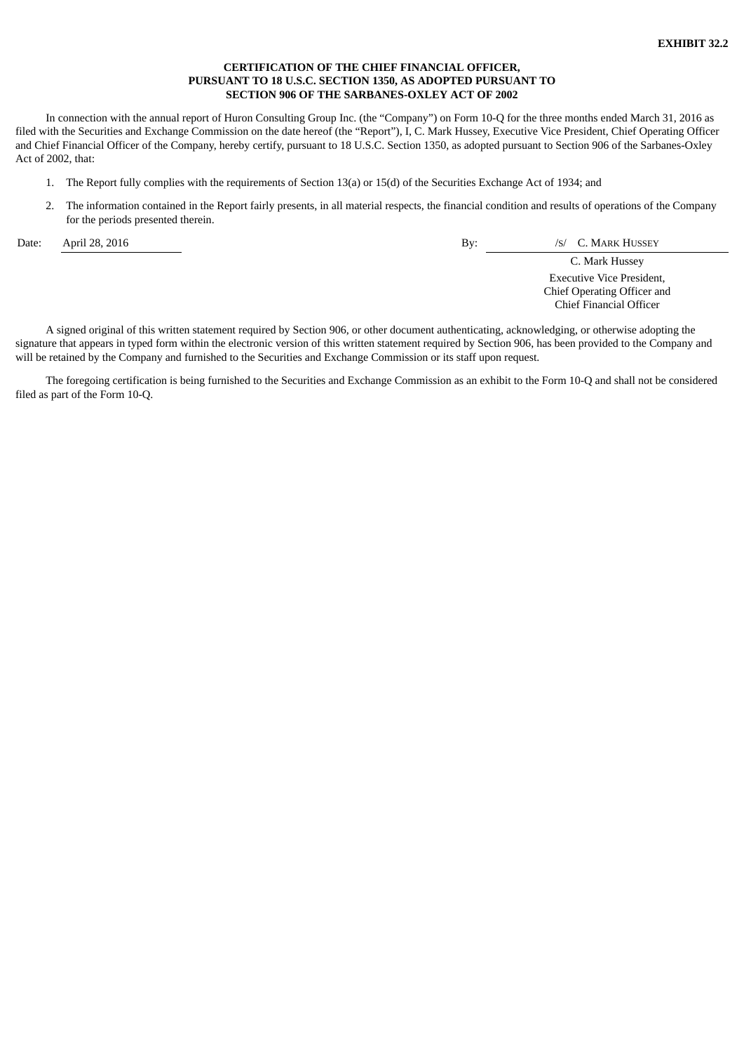**EXHIBIT 32.2**

**CERTIFICATION OF THE CHIEF FINANCIAL OFFICER,
PURSUANT TO 18 U.S.C. SECTION 1350, AS ADOPTED PURSUANT TO
SECTION 906 OF THE SARBANES-OXLEY ACT OF 2002**

In connection with the annual report of Huron Consulting Group Inc. (the "Company") on Form 10-Q for the three months ended March 31, 2016 as filed with the Securities and Exchange Commission on the date hereof (the "Report"), I, C. Mark Hussey, Executive Vice President, Chief Operating Officer and Chief Financial Officer of the Company, hereby certify, pursuant to 18 U.S.C. Section 1350, as adopted pursuant to Section 906 of the Sarbanes-Oxley Act of 2002, that:

1. The Report fully complies with the requirements of Section 13(a) or 15(d) of the Securities Exchange Act of 1934; and
2. The information contained in the Report fairly presents, in all material respects, the financial condition and results of operations of the Company for the periods presented therein.

Date: April 28, 2016

By: /s/ C. MARK HUSSEY

C. Mark Hussey
Executive Vice President,
Chief Operating Officer and
Chief Financial Officer

A signed original of this written statement required by Section 906, or other document authenticating, acknowledging, or otherwise adopting the signature that appears in typed form within the electronic version of this written statement required by Section 906, has been provided to the Company and will be retained by the Company and furnished to the Securities and Exchange Commission or its staff upon request.

The foregoing certification is being furnished to the Securities and Exchange Commission as an exhibit to the Form 10-Q and shall not be considered filed as part of the Form 10-Q.